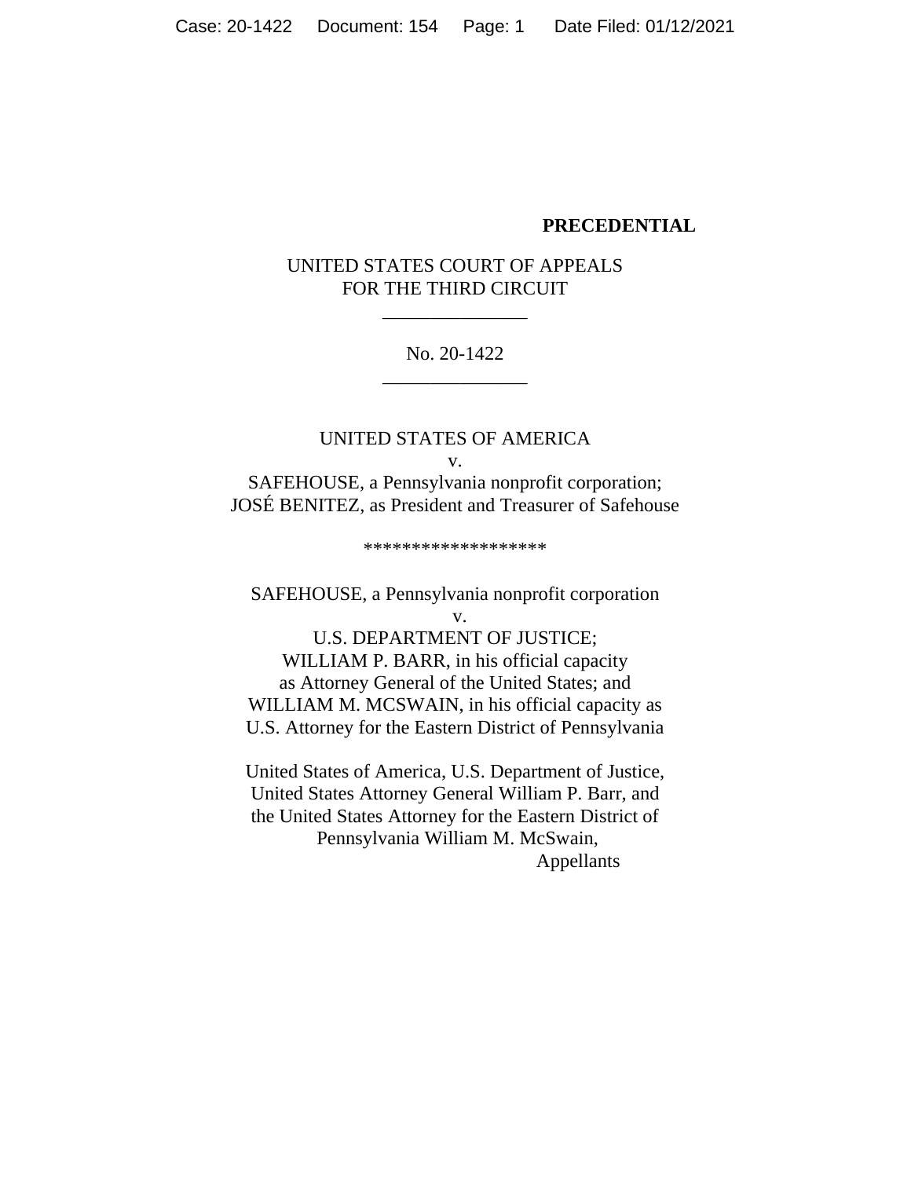**PRECEDENTIAL**

UNITED STATES COURT OF APPEALS
FOR THE THIRD CIRCUIT

\_\_\_\_\_\_\_\_\_\_\_\_\_\_\_

No. 20-1422

\_\_\_\_\_\_\_\_\_\_\_\_\_\_\_

UNITED STATES OF AMERICA
v.
SAFEHOUSE, a Pennsylvania nonprofit corporation;
JOSÉ BENITEZ, as President and Treasurer of Safehouse

*******************

SAFEHOUSE, a Pennsylvania nonprofit corporation
v.
U.S. DEPARTMENT OF JUSTICE;
WILLIAM P. BARR, in his official capacity
as Attorney General of the United States; and
WILLIAM M. MCSWAIN, in his official capacity as
U.S. Attorney for the Eastern District of Pennsylvania

United States of America, U.S. Department of Justice,
United States Attorney General William P. Barr, and
the United States Attorney for the Eastern District of
Pennsylvania William M. McSwain,
Appellants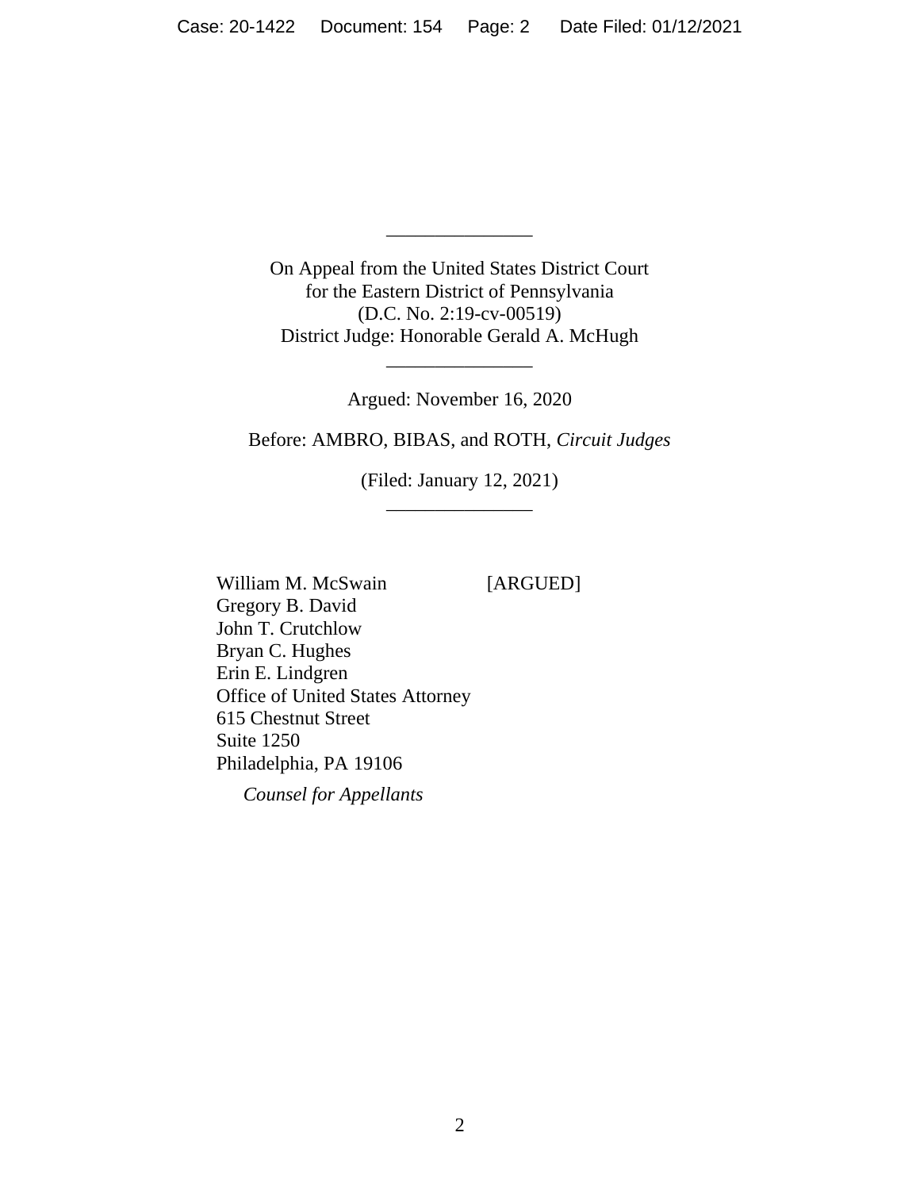______________

On Appeal from the United States District Court
for the Eastern District of Pennsylvania
(D.C. No. 2:19-cv-00519)
District Judge: Honorable Gerald A. McHugh

______________

Argued: November 16, 2020

Before: AMBRO, BIBAS, and ROTH, *Circuit Judges*

(Filed: January 12, 2021)

______________

William M. McSwain [ARGUED]
Gregory B. David
John T. Crutchlow
Bryan C. Hughes
Erin E. Lindgren
Office of United States Attorney
615 Chestnut Street
Suite 1250
Philadelphia, PA 19106

*Counsel for Appellants*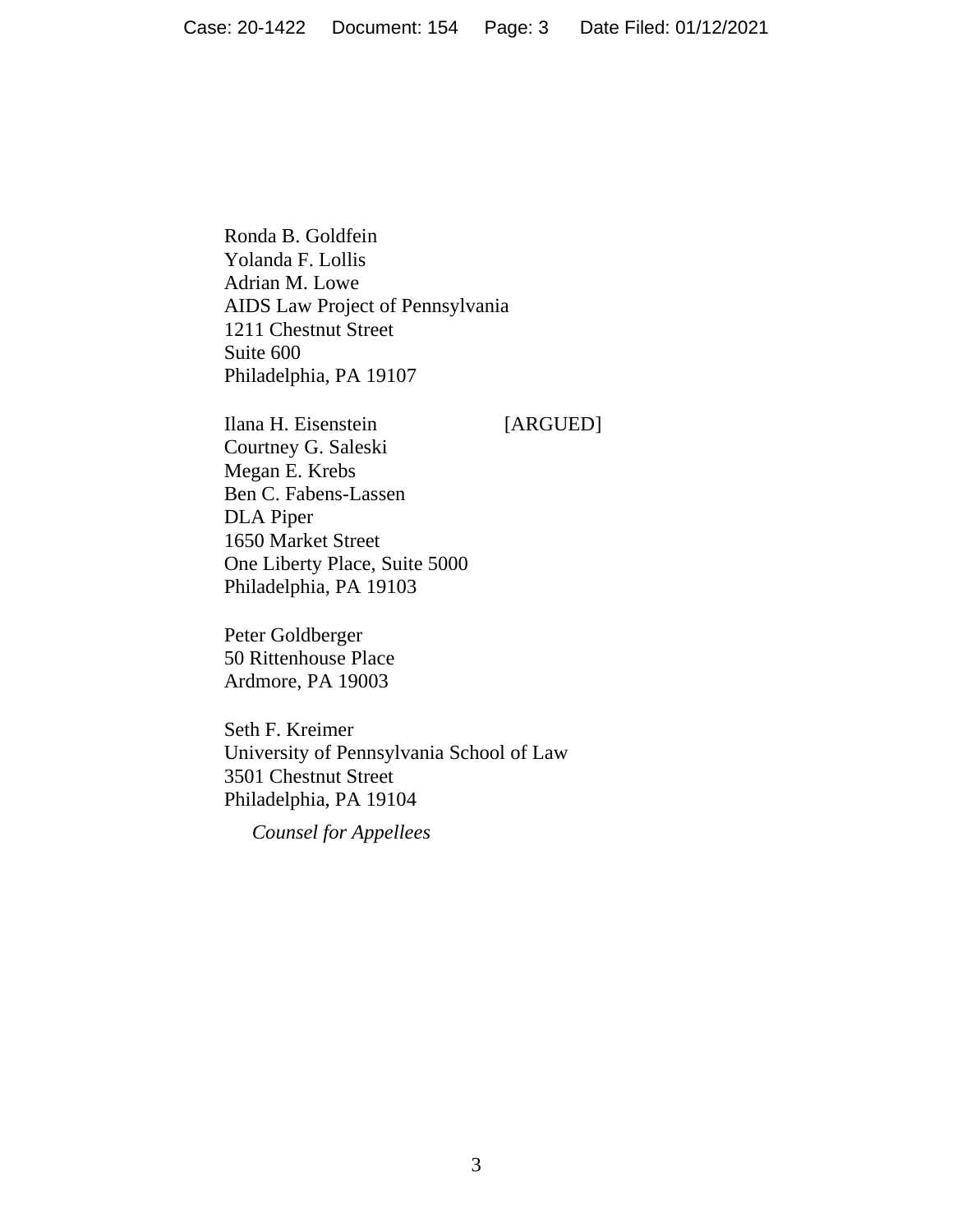Ronda B. Goldfein
Yolanda F. Lollis
Adrian M. Lowe
AIDS Law Project of Pennsylvania
1211 Chestnut Street
Suite 600
Philadelphia, PA 19107

Ilana H. Eisenstein [ARGUED]
Courtney G. Saleski
Megan E. Krebs
Ben C. Fabens-Lassen
DLA Piper
1650 Market Street
One Liberty Place, Suite 5000
Philadelphia, PA 19103

Peter Goldberger
50 Rittenhouse Place
Ardmore, PA 19003

Seth F. Kreimer
University of Pennsylvania School of Law
3501 Chestnut Street
Philadelphia, PA 19104

*Counsel for Appellees*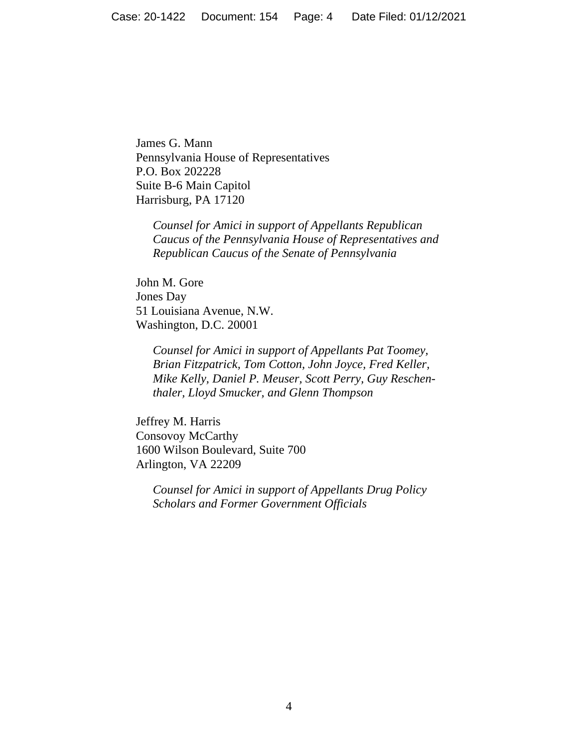James G. Mann
Pennsylvania House of Representatives
P.O. Box 202228
Suite B-6 Main Capitol
Harrisburg, PA 17120

*Counsel for Amici in support of Appellants Republican Caucus of the Pennsylvania House of Representatives and Republican Caucus of the Senate of Pennsylvania*

John M. Gore
Jones Day
51 Louisiana Avenue, N.W.
Washington, D.C. 20001

*Counsel for Amici in support of Appellants Pat Toomey, Brian Fitzpatrick, Tom Cotton, John Joyce, Fred Keller, Mike Kelly, Daniel P. Meuser, Scott Perry, Guy Reschenthaler, Lloyd Smucker, and Glenn Thompson*

Jeffrey M. Harris
Consovoy McCarthy
1600 Wilson Boulevard, Suite 700
Arlington, VA 22209

*Counsel for Amici in support of Appellants Drug Policy Scholars and Former Government Officials*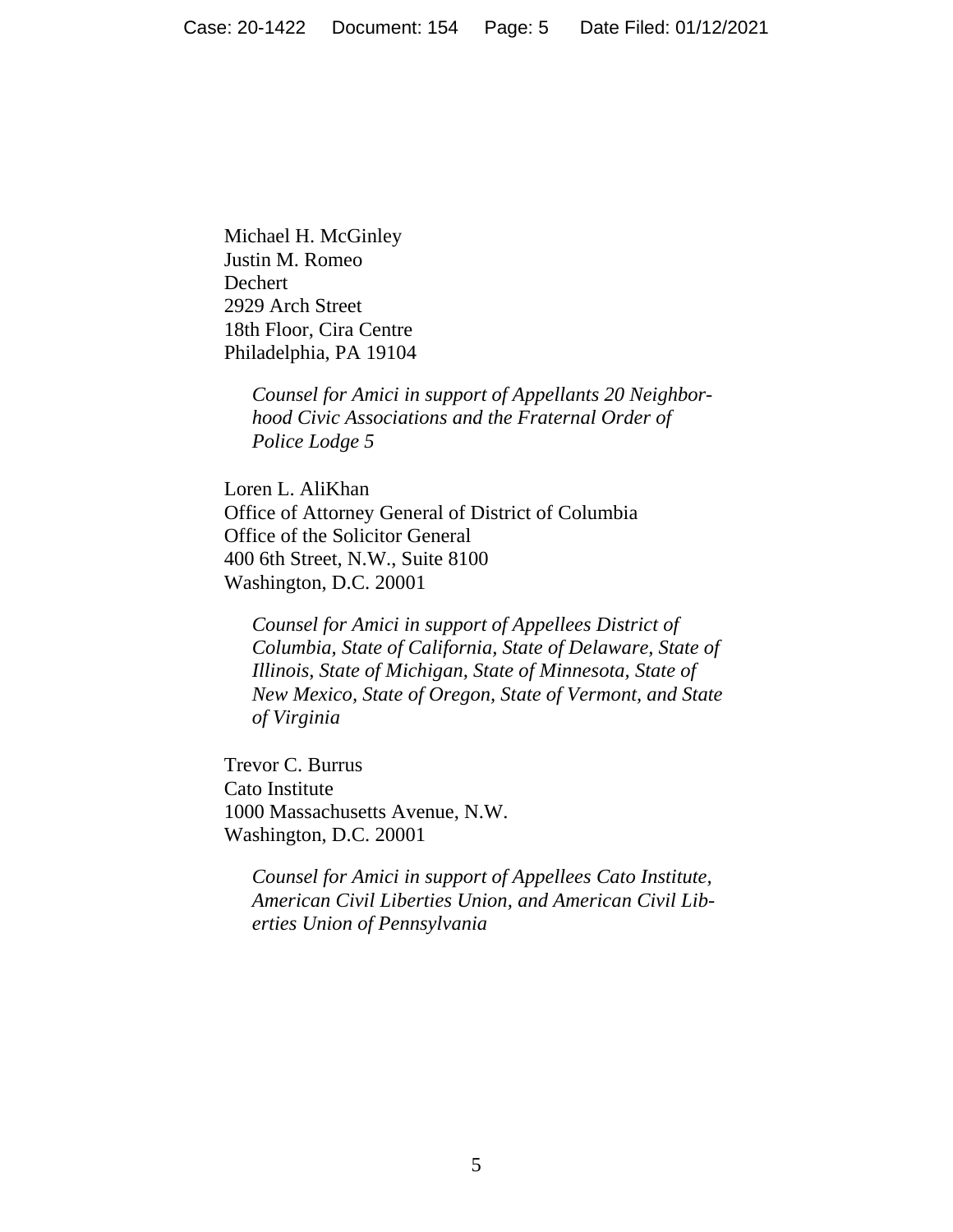Michael H. McGinley
Justin M. Romeo
Dechert
2929 Arch Street
18th Floor, Cira Centre
Philadelphia, PA 19104

*Counsel for Amici in support of Appellants 20 Neighborhood Civic Associations and the Fraternal Order of Police Lodge 5*

Loren L. AliKhan
Office of Attorney General of District of Columbia
Office of the Solicitor General
400 6th Street, N.W., Suite 8100
Washington, D.C. 20001

*Counsel for Amici in support of Appellees District of Columbia, State of California, State of Delaware, State of Illinois, State of Michigan, State of Minnesota, State of New Mexico, State of Oregon, State of Vermont, and State of Virginia*

Trevor C. Burrus
Cato Institute
1000 Massachusetts Avenue, N.W.
Washington, D.C. 20001

*Counsel for Amici in support of Appellees Cato Institute, American Civil Liberties Union, and American Civil Liberties Union of Pennsylvania*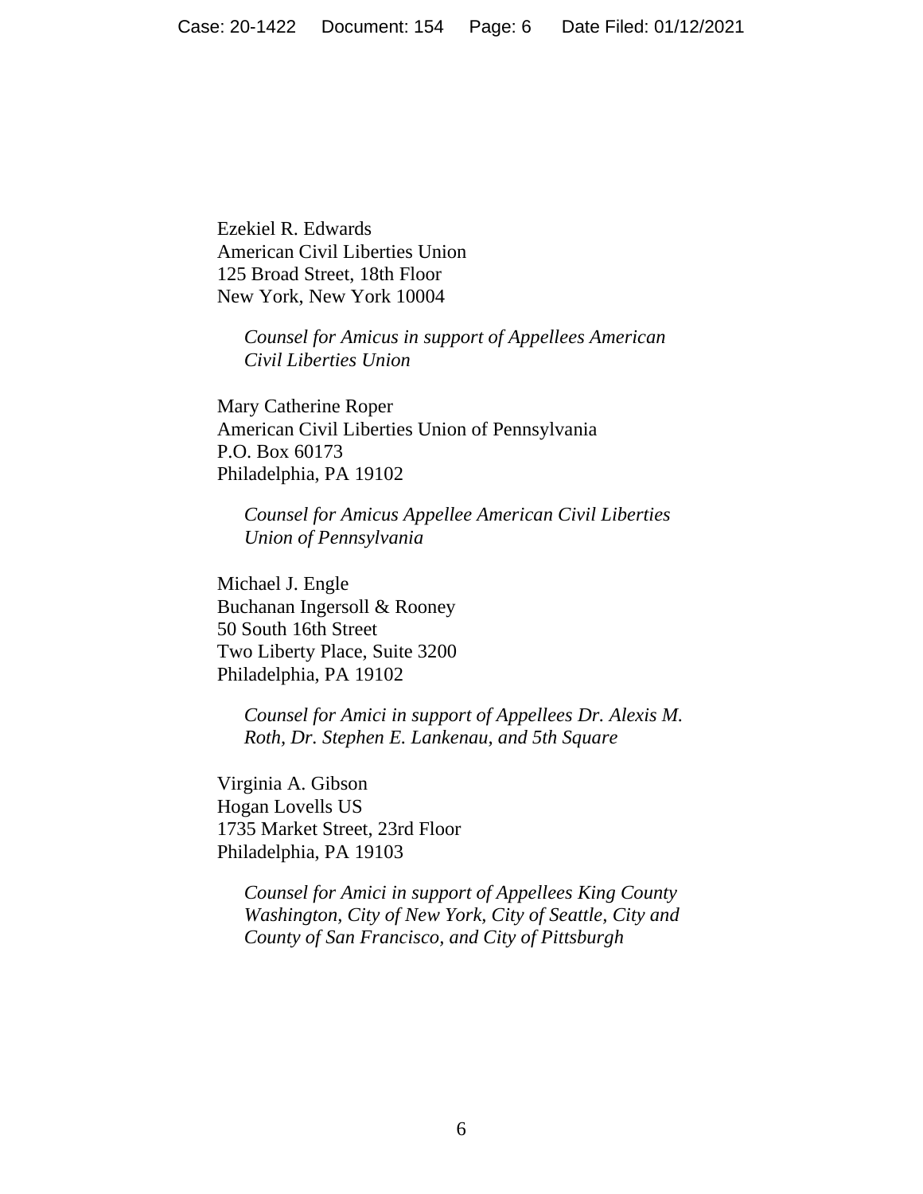Ezekiel R. Edwards
American Civil Liberties Union
125 Broad Street, 18th Floor
New York, New York 10004

*Counsel for Amicus in support of Appellees American Civil Liberties Union*

Mary Catherine Roper
American Civil Liberties Union of Pennsylvania
P.O. Box 60173
Philadelphia, PA 19102

*Counsel for Amicus Appellee American Civil Liberties Union of Pennsylvania*

Michael J. Engle
Buchanan Ingersoll & Rooney
50 South 16th Street
Two Liberty Place, Suite 3200
Philadelphia, PA 19102

*Counsel for Amici in support of Appellees Dr. Alexis M. Roth, Dr. Stephen E. Lankenau, and 5th Square*

Virginia A. Gibson
Hogan Lovells US
1735 Market Street, 23rd Floor
Philadelphia, PA 19103

*Counsel for Amici in support of Appellees King County Washington, City of New York, City of Seattle, City and County of San Francisco, and City of Pittsburgh*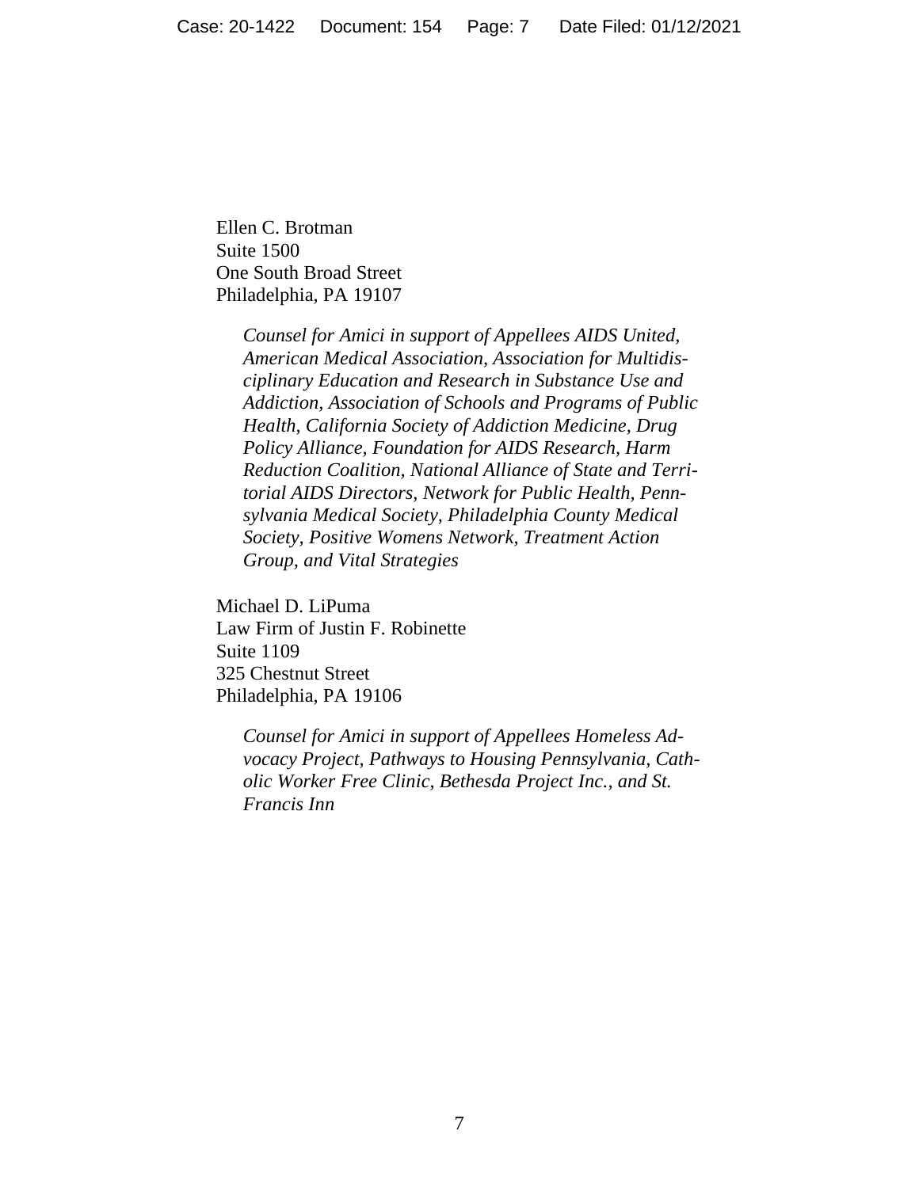Ellen C. Brotman
Suite 1500
One South Broad Street
Philadelphia, PA 19107

> *Counsel for Amici in support of Appellees AIDS United, American Medical Association, Association for Multidisciplinary Education and Research in Substance Use and Addiction, Association of Schools and Programs of Public Health, California Society of Addiction Medicine, Drug Policy Alliance, Foundation for AIDS Research, Harm Reduction Coalition, National Alliance of State and Territorial AIDS Directors, Network for Public Health, Pennsylvania Medical Society, Philadelphia County Medical Society, Positive Womens Network, Treatment Action Group, and Vital Strategies*

Michael D. LiPuma
Law Firm of Justin F. Robinette
Suite 1109
325 Chestnut Street
Philadelphia, PA 19106

> *Counsel for Amici in support of Appellees Homeless Advocacy Project, Pathways to Housing Pennsylvania, Catholic Worker Free Clinic, Bethesda Project Inc., and St. Francis Inn*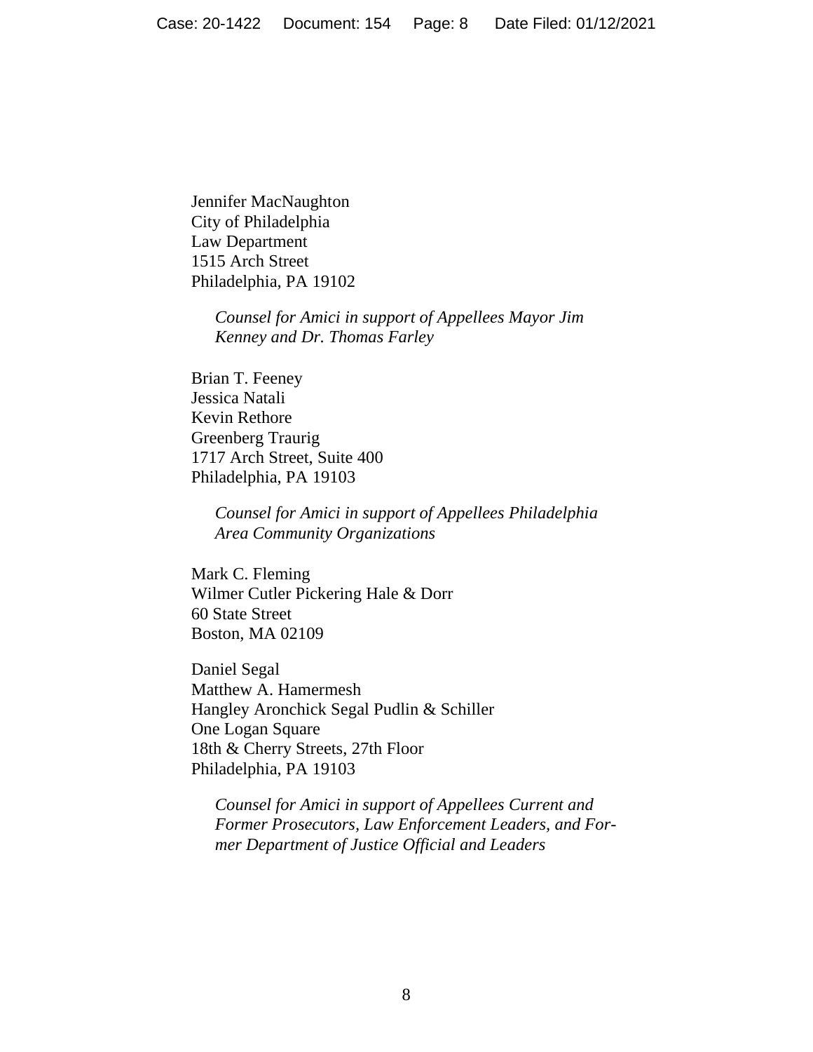Jennifer MacNaughton
City of Philadelphia
Law Department
1515 Arch Street
Philadelphia, PA 19102

*Counsel for Amici in support of Appellees Mayor Jim Kenney and Dr. Thomas Farley*

Brian T. Feeney
Jessica Natali
Kevin Rethore
Greenberg Traurig
1717 Arch Street, Suite 400
Philadelphia, PA 19103

*Counsel for Amici in support of Appellees Philadelphia Area Community Organizations*

Mark C. Fleming
Wilmer Cutler Pickering Hale & Dorr
60 State Street
Boston, MA 02109

Daniel Segal
Matthew A. Hamermesh
Hangley Aronchick Segal Pudlin & Schiller
One Logan Square
18th & Cherry Streets, 27th Floor
Philadelphia, PA 19103

*Counsel for Amici in support of Appellees Current and Former Prosecutors, Law Enforcement Leaders, and Former Department of Justice Official and Leaders*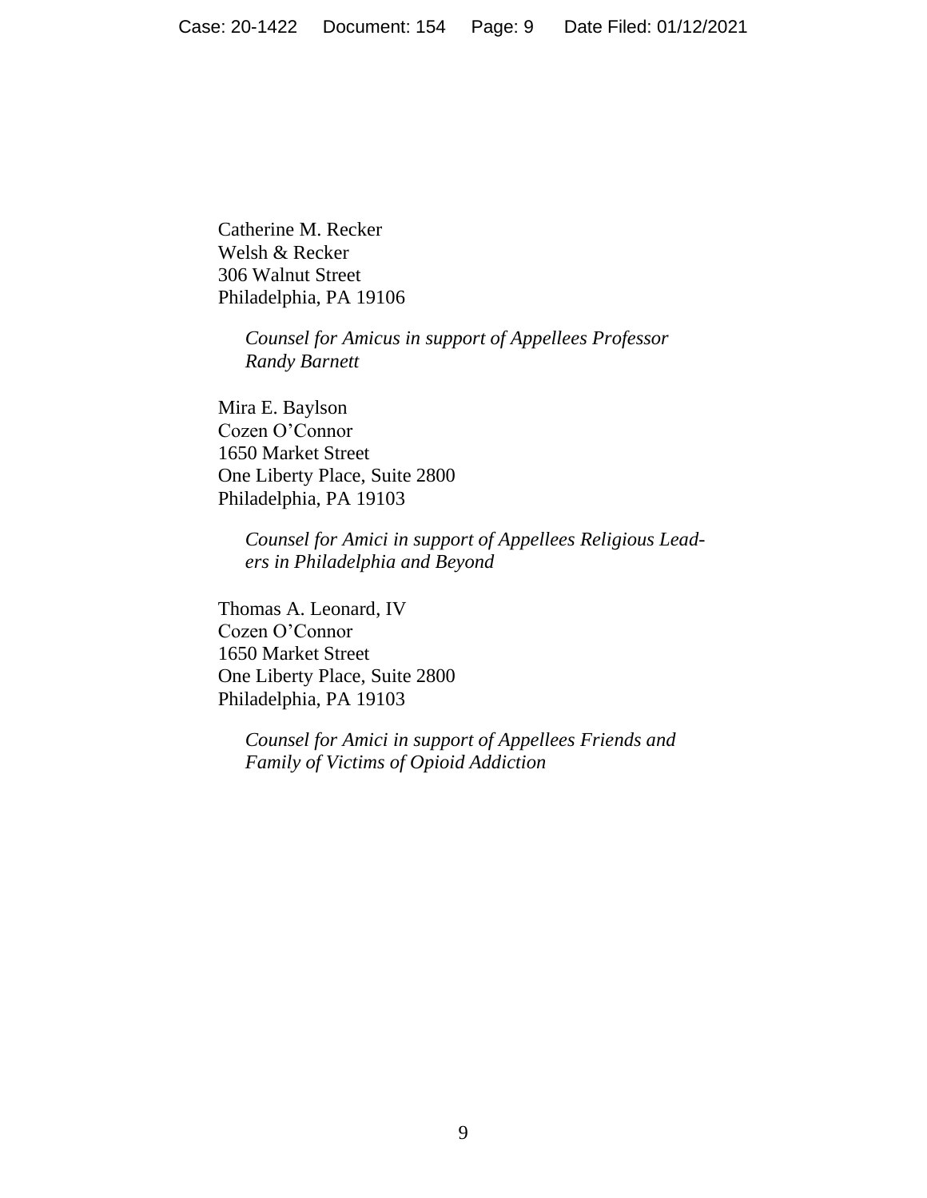Catherine M. Recker
Welsh & Recker
306 Walnut Street
Philadelphia, PA 19106

*Counsel for Amicus in support of Appellees Professor Randy Barnett*

Mira E. Baylson
Cozen O'Connor
1650 Market Street
One Liberty Place, Suite 2800
Philadelphia, PA 19103

*Counsel for Amici in support of Appellees Religious Leaders in Philadelphia and Beyond*

Thomas A. Leonard, IV
Cozen O'Connor
1650 Market Street
One Liberty Place, Suite 2800
Philadelphia, PA 19103

*Counsel for Amici in support of Appellees Friends and Family of Victims of Opioid Addiction*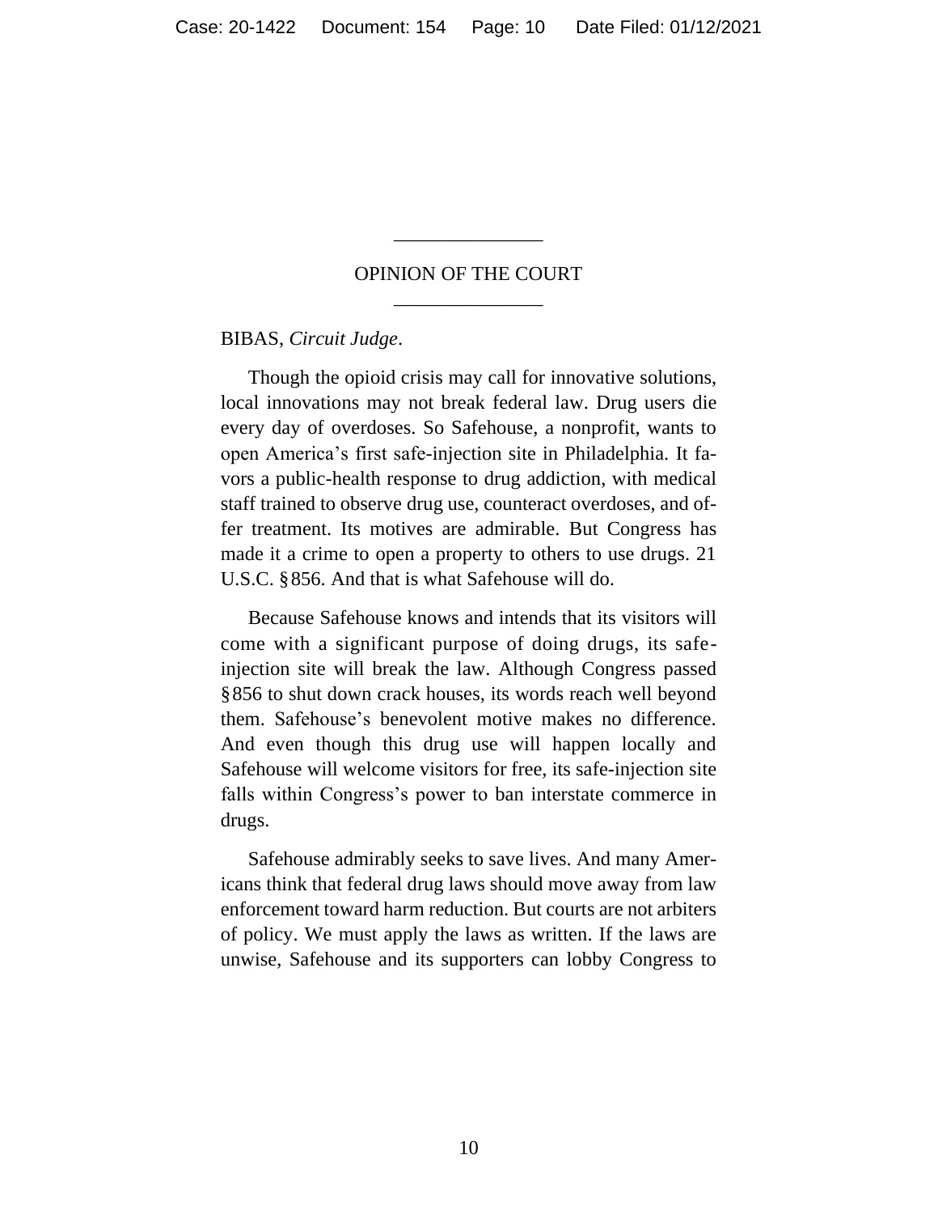## OPINION OF THE COURT

BIBAS, *Circuit Judge*.

Though the opioid crisis may call for innovative solutions, local innovations may not break federal law. Drug users die every day of overdoses. So Safehouse, a nonprofit, wants to open America's first safe-injection site in Philadelphia. It favors a public-health response to drug addiction, with medical staff trained to observe drug use, counteract overdoses, and offer treatment. Its motives are admirable. But Congress has made it a crime to open a property to others to use drugs. 21 U.S.C. § 856. And that is what Safehouse will do.

Because Safehouse knows and intends that its visitors will come with a significant purpose of doing drugs, its safe-injection site will break the law. Although Congress passed § 856 to shut down crack houses, its words reach well beyond them. Safehouse's benevolent motive makes no difference. And even though this drug use will happen locally and Safehouse will welcome visitors for free, its safe-injection site falls within Congress's power to ban interstate commerce in drugs.

Safehouse admirably seeks to save lives. And many Americans think that federal drug laws should move away from law enforcement toward harm reduction. But courts are not arbiters of policy. We must apply the laws as written. If the laws are unwise, Safehouse and its supporters can lobby Congress to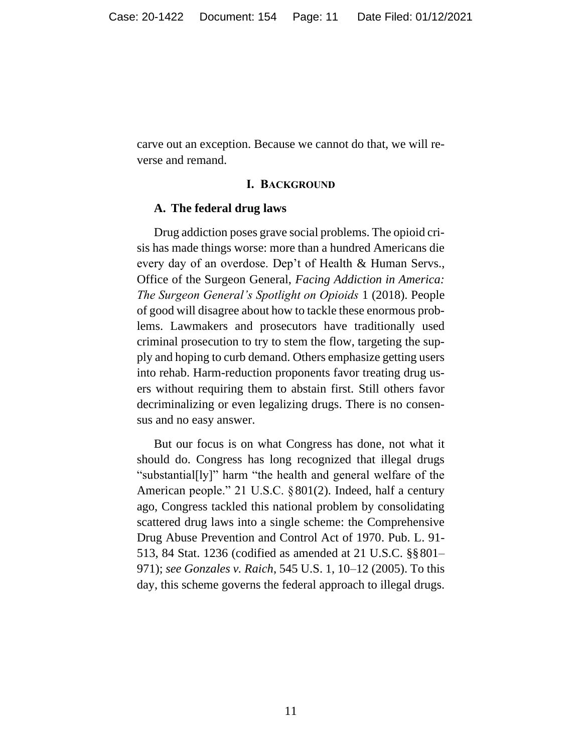carve out an exception. Because we cannot do that, we will reverse and remand.

## I. BACKGROUND

### A. The federal drug laws

Drug addiction poses grave social problems. The opioid crisis has made things worse: more than a hundred Americans die every day of an overdose. Dep't of Health & Human Servs., Office of the Surgeon General, *Facing Addiction in America: The Surgeon General's Spotlight on Opioids* 1 (2018). People of good will disagree about how to tackle these enormous problems. Lawmakers and prosecutors have traditionally used criminal prosecution to try to stem the flow, targeting the supply and hoping to curb demand. Others emphasize getting users into rehab. Harm-reduction proponents favor treating drug users without requiring them to abstain first. Still others favor decriminalizing or even legalizing drugs. There is no consensus and no easy answer.

But our focus is on what Congress has done, not what it should do. Congress has long recognized that illegal drugs "substantial[ly]" harm "the health and general welfare of the American people." 21 U.S.C. § 801(2). Indeed, half a century ago, Congress tackled this national problem by consolidating scattered drug laws into a single scheme: the Comprehensive Drug Abuse Prevention and Control Act of 1970. Pub. L. 91-513, 84 Stat. 1236 (codified as amended at 21 U.S.C. §§ 801–971); *see Gonzales v. Raich*, 545 U.S. 1, 10–12 (2005). To this day, this scheme governs the federal approach to illegal drugs.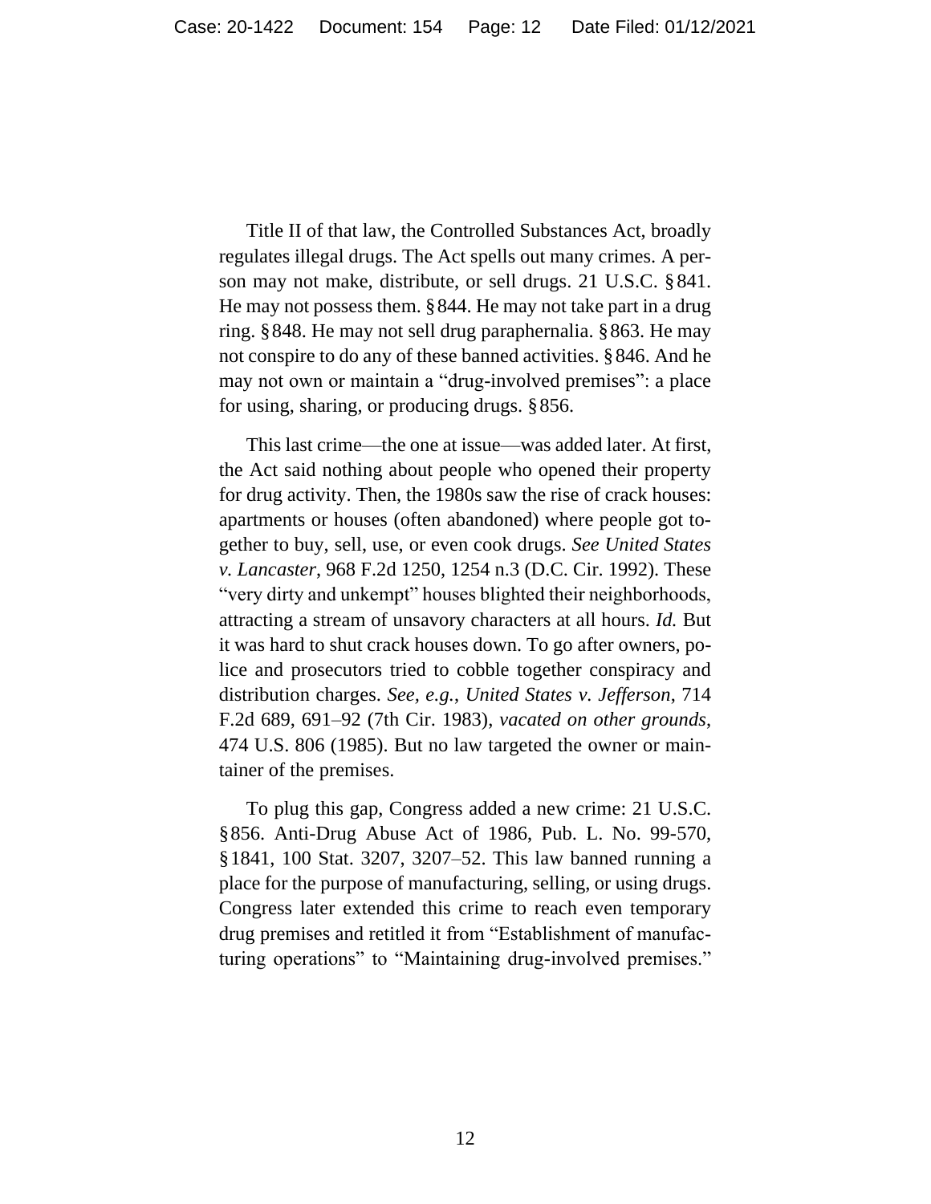Title II of that law, the Controlled Substances Act, broadly regulates illegal drugs. The Act spells out many crimes. A person may not make, distribute, or sell drugs. 21 U.S.C. § 841. He may not possess them. § 844. He may not take part in a drug ring. § 848. He may not sell drug paraphernalia. § 863. He may not conspire to do any of these banned activities. § 846. And he may not own or maintain a "drug-involved premises": a place for using, sharing, or producing drugs. § 856.

This last crime—the one at issue—was added later. At first, the Act said nothing about people who opened their property for drug activity. Then, the 1980s saw the rise of crack houses: apartments or houses (often abandoned) where people got together to buy, sell, use, or even cook drugs. *See United States v. Lancaster*, 968 F.2d 1250, 1254 n.3 (D.C. Cir. 1992). These "very dirty and unkempt" houses blighted their neighborhoods, attracting a stream of unsavory characters at all hours. *Id.* But it was hard to shut crack houses down. To go after owners, police and prosecutors tried to cobble together conspiracy and distribution charges. *See, e.g.*, *United States v. Jefferson*, 714 F.2d 689, 691–92 (7th Cir. 1983), *vacated on other grounds*, 474 U.S. 806 (1985). But no law targeted the owner or maintainer of the premises.

To plug this gap, Congress added a new crime: 21 U.S.C. § 856. Anti-Drug Abuse Act of 1986, Pub. L. No. 99-570, § 1841, 100 Stat. 3207, 3207–52. This law banned running a place for the purpose of manufacturing, selling, or using drugs. Congress later extended this crime to reach even temporary drug premises and retitled it from "Establishment of manufacturing operations" to "Maintaining drug-involved premises."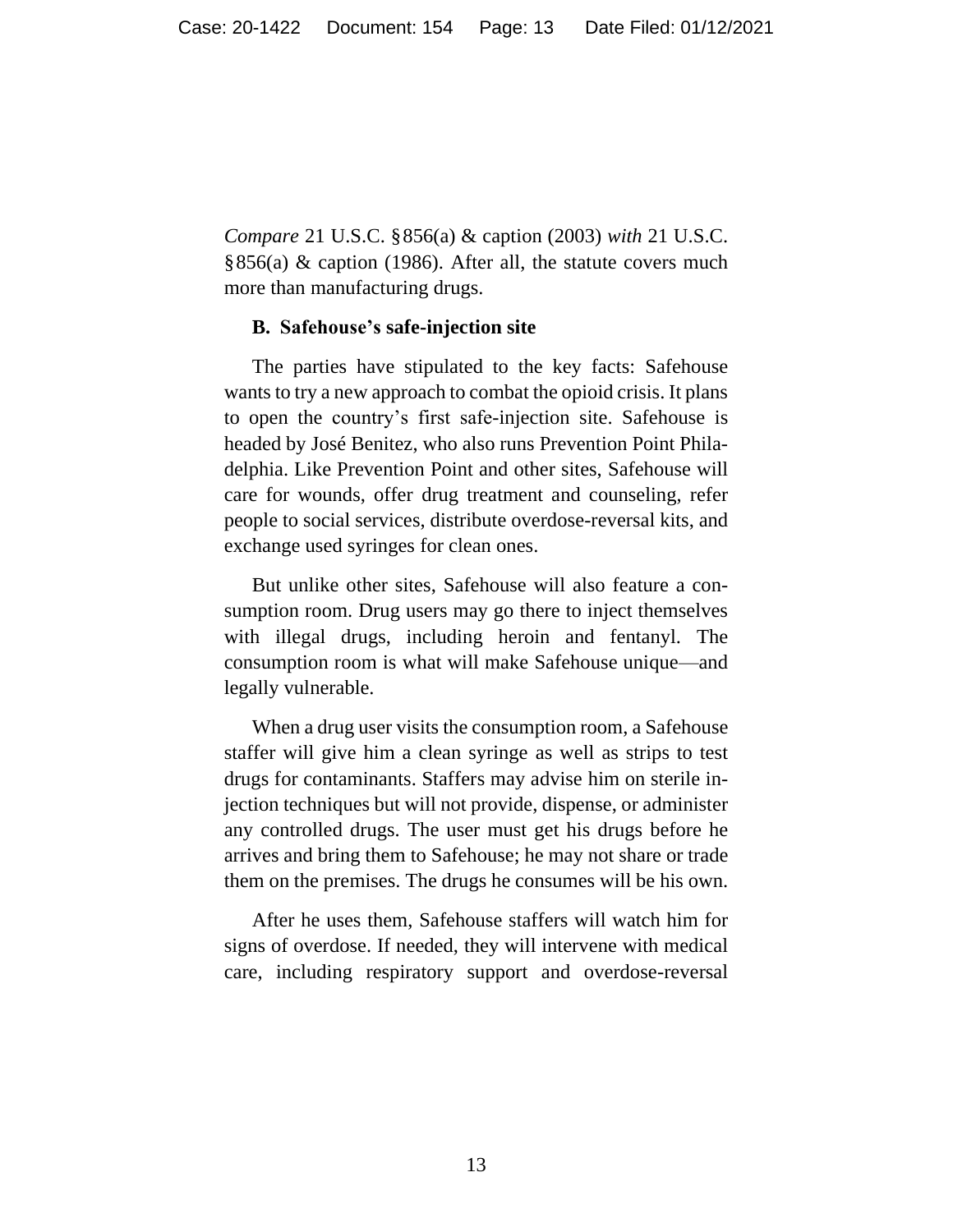*Compare* 21 U.S.C. § 856(a) & caption (2003) *with* 21 U.S.C. § 856(a) & caption (1986). After all, the statute covers much more than manufacturing drugs.

### B. Safehouse's safe-injection site

The parties have stipulated to the key facts: Safehouse wants to try a new approach to combat the opioid crisis. It plans to open the country's first safe-injection site. Safehouse is headed by José Benitez, who also runs Prevention Point Philadelphia. Like Prevention Point and other sites, Safehouse will care for wounds, offer drug treatment and counseling, refer people to social services, distribute overdose-reversal kits, and exchange used syringes for clean ones.

But unlike other sites, Safehouse will also feature a consumption room. Drug users may go there to inject themselves with illegal drugs, including heroin and fentanyl. The consumption room is what will make Safehouse unique—and legally vulnerable.

When a drug user visits the consumption room, a Safehouse staffer will give him a clean syringe as well as strips to test drugs for contaminants. Staffers may advise him on sterile injection techniques but will not provide, dispense, or administer any controlled drugs. The user must get his drugs before he arrives and bring them to Safehouse; he may not share or trade them on the premises. The drugs he consumes will be his own.

After he uses them, Safehouse staffers will watch him for signs of overdose. If needed, they will intervene with medical care, including respiratory support and overdose-reversal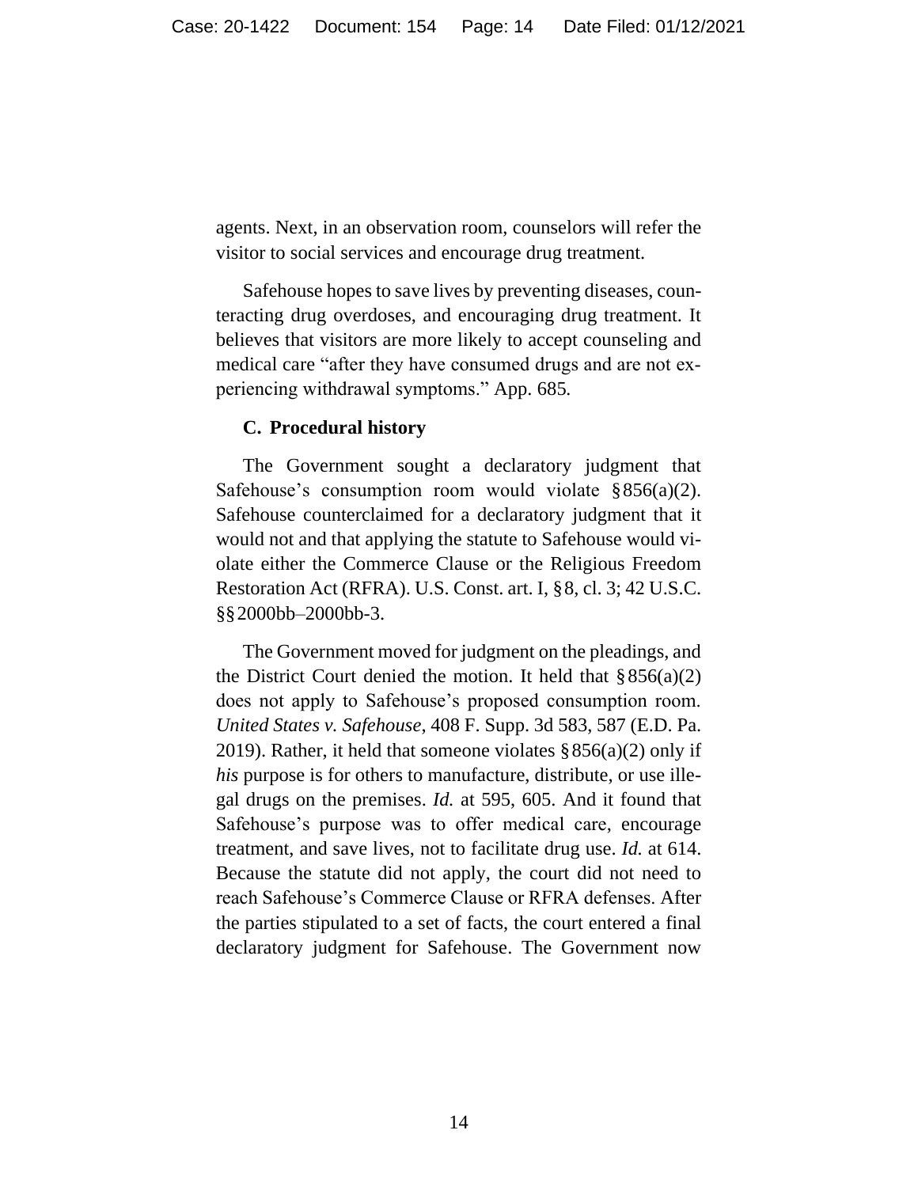agents. Next, in an observation room, counselors will refer the visitor to social services and encourage drug treatment.

Safehouse hopes to save lives by preventing diseases, counteracting drug overdoses, and encouraging drug treatment. It believes that visitors are more likely to accept counseling and medical care "after they have consumed drugs and are not experiencing withdrawal symptoms." App. 685.

### C. Procedural history

The Government sought a declaratory judgment that Safehouse's consumption room would violate § 856(a)(2). Safehouse counterclaimed for a declaratory judgment that it would not and that applying the statute to Safehouse would violate either the Commerce Clause or the Religious Freedom Restoration Act (RFRA). U.S. Const. art. I, § 8, cl. 3; 42 U.S.C. §§ 2000bb–2000bb-3.

The Government moved for judgment on the pleadings, and the District Court denied the motion. It held that § 856(a)(2) does not apply to Safehouse's proposed consumption room. *United States v. Safehouse*, 408 F. Supp. 3d 583, 587 (E.D. Pa. 2019). Rather, it held that someone violates § 856(a)(2) only if *his* purpose is for others to manufacture, distribute, or use illegal drugs on the premises. *Id.* at 595, 605. And it found that Safehouse's purpose was to offer medical care, encourage treatment, and save lives, not to facilitate drug use. *Id.* at 614. Because the statute did not apply, the court did not need to reach Safehouse's Commerce Clause or RFRA defenses. After the parties stipulated to a set of facts, the court entered a final declaratory judgment for Safehouse. The Government now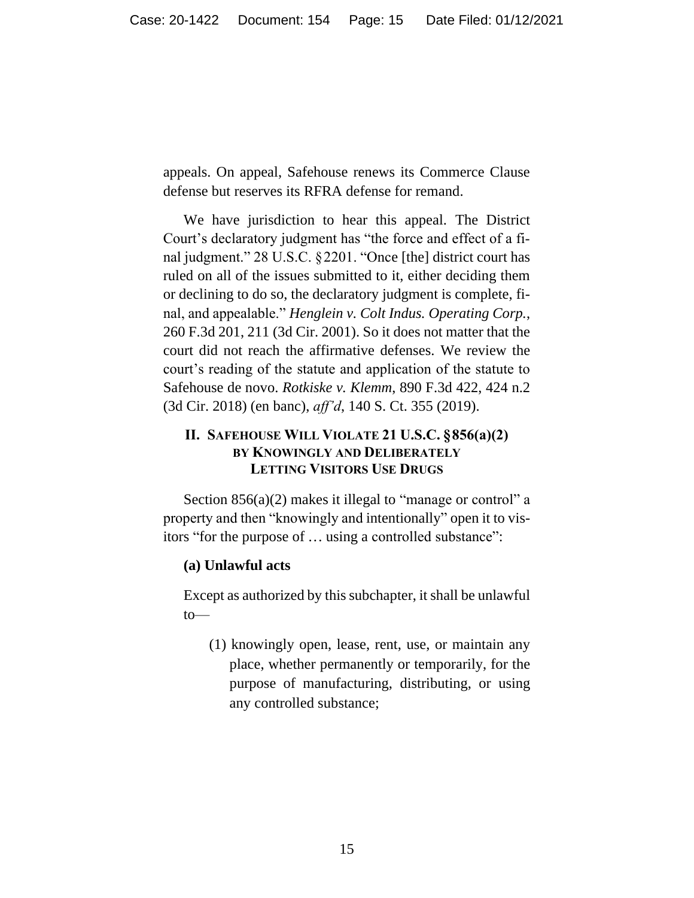appeals. On appeal, Safehouse renews its Commerce Clause defense but reserves its RFRA defense for remand.

We have jurisdiction to hear this appeal. The District Court's declaratory judgment has "the force and effect of a final judgment." 28 U.S.C. § 2201. "Once [the] district court has ruled on all of the issues submitted to it, either deciding them or declining to do so, the declaratory judgment is complete, final, and appealable." *Henglein v. Colt Indus. Operating Corp.*, 260 F.3d 201, 211 (3d Cir. 2001). So it does not matter that the court did not reach the affirmative defenses. We review the court's reading of the statute and application of the statute to Safehouse de novo. *Rotkiske v. Klemm,* 890 F.3d 422, 424 n.2 (3d Cir. 2018) (en banc), *aff'd*, 140 S. Ct. 355 (2019).

## II. SAFEHOUSE WILL VIOLATE 21 U.S.C. § 856(a)(2) BY KNOWINGLY AND DELIBERATELY LETTING VISITORS USE DRUGS

Section 856(a)(2) makes it illegal to "manage or control" a property and then "knowingly and intentionally" open it to visitors "for the purpose of … using a controlled substance":

**(a) Unlawful acts**

Except as authorized by this subchapter, it shall be unlawful to—

(1) knowingly open, lease, rent, use, or maintain any place, whether permanently or temporarily, for the purpose of manufacturing, distributing, or using any controlled substance;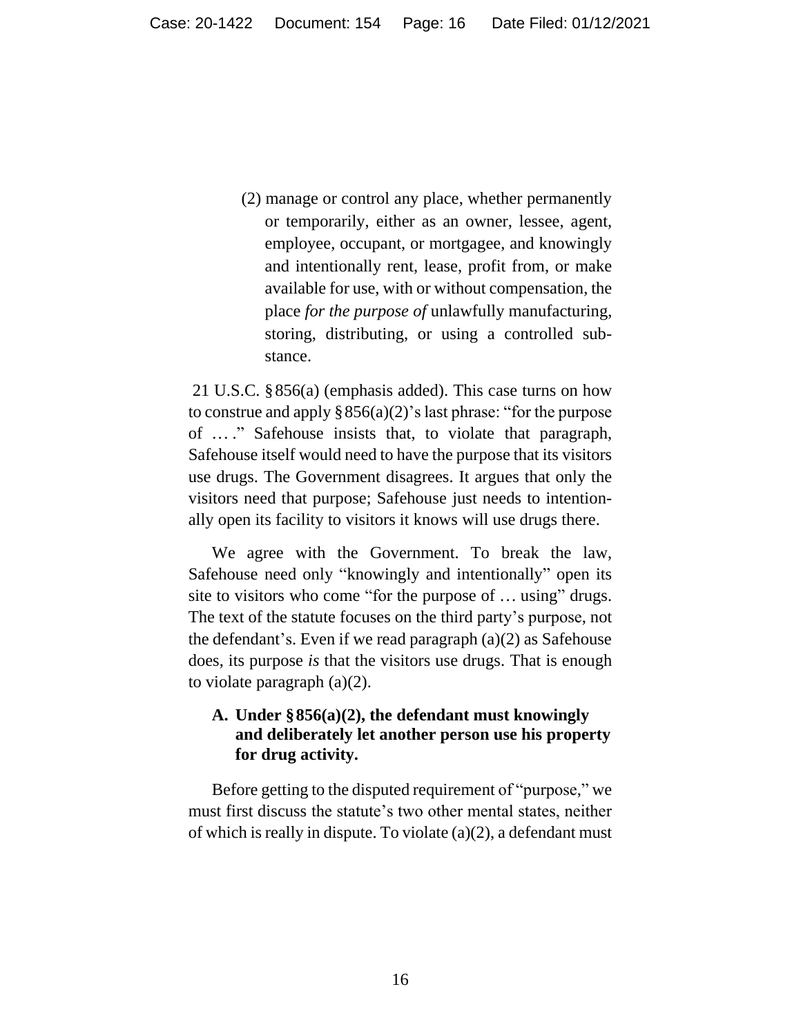> (2) manage or control any place, whether permanently or temporarily, either as an owner, lessee, agent, employee, occupant, or mortgagee, and knowingly and intentionally rent, lease, profit from, or make available for use, with or without compensation, the place *for the purpose of* unlawfully manufacturing, storing, distributing, or using a controlled substance.

21 U.S.C. § 856(a) (emphasis added). This case turns on how to construe and apply § 856(a)(2)'s last phrase: "for the purpose of … ." Safehouse insists that, to violate that paragraph, Safehouse itself would need to have the purpose that its visitors use drugs. The Government disagrees. It argues that only the visitors need that purpose; Safehouse just needs to intentionally open its facility to visitors it knows will use drugs there.

We agree with the Government. To break the law, Safehouse need only "knowingly and intentionally" open its site to visitors who come "for the purpose of … using" drugs. The text of the statute focuses on the third party's purpose, not the defendant's. Even if we read paragraph (a)(2) as Safehouse does, its purpose *is* that the visitors use drugs. That is enough to violate paragraph (a)(2).

### A. Under § 856(a)(2), the defendant must knowingly and deliberately let another person use his property for drug activity.

Before getting to the disputed requirement of "purpose," we must first discuss the statute's two other mental states, neither of which is really in dispute. To violate (a)(2), a defendant must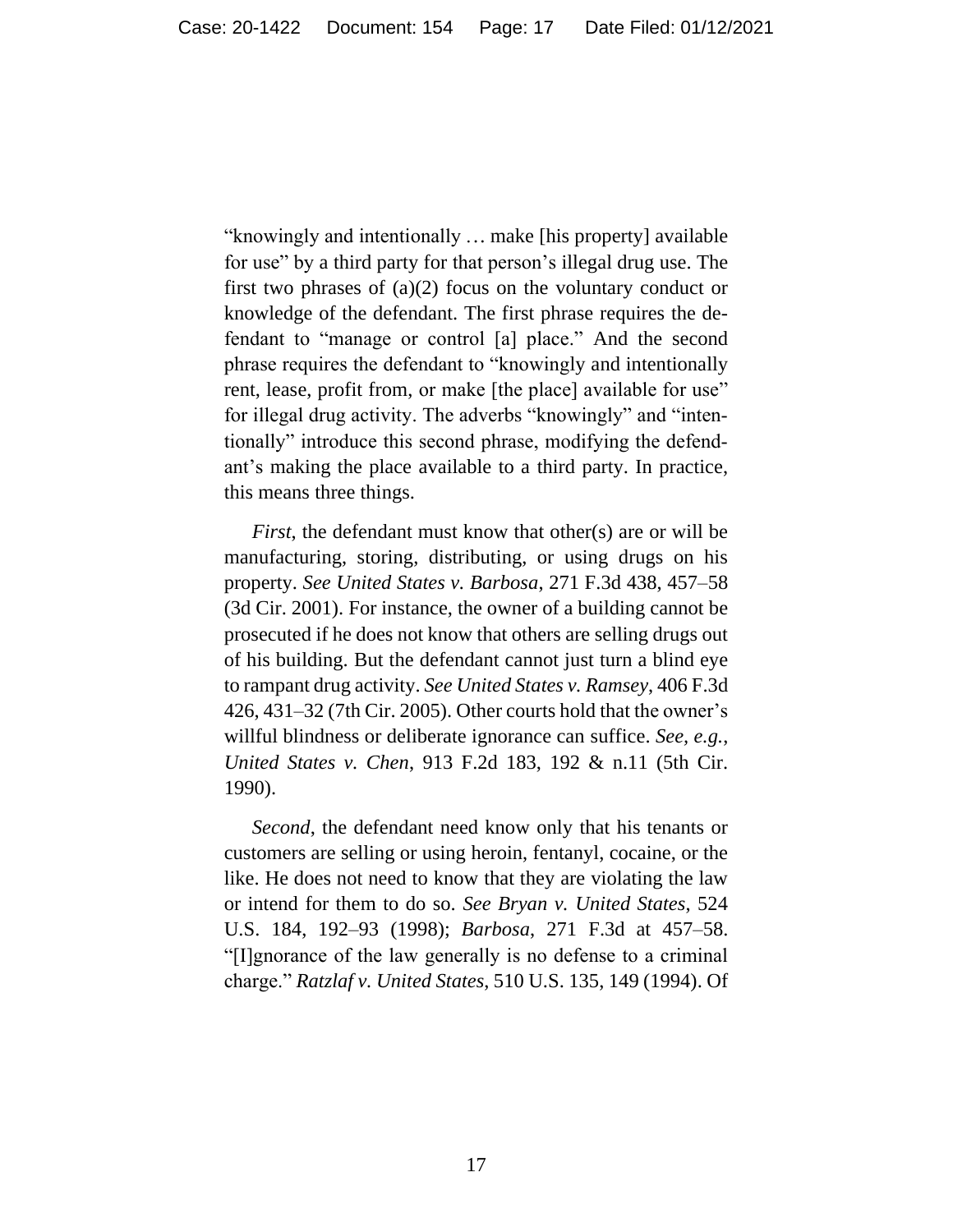"knowingly and intentionally … make [his property] available for use" by a third party for that person's illegal drug use. The first two phrases of (a)(2) focus on the voluntary conduct or knowledge of the defendant. The first phrase requires the defendant to "manage or control [a] place." And the second phrase requires the defendant to "knowingly and intentionally rent, lease, profit from, or make [the place] available for use" for illegal drug activity. The adverbs "knowingly" and "intentionally" introduce this second phrase, modifying the defendant's making the place available to a third party. In practice, this means three things.

*First*, the defendant must know that other(s) are or will be manufacturing, storing, distributing, or using drugs on his property. *See United States v. Barbosa*, 271 F.3d 438, 457–58 (3d Cir. 2001). For instance, the owner of a building cannot be prosecuted if he does not know that others are selling drugs out of his building. But the defendant cannot just turn a blind eye to rampant drug activity. *See United States v. Ramsey*, 406 F.3d 426, 431–32 (7th Cir. 2005). Other courts hold that the owner's willful blindness or deliberate ignorance can suffice. *See, e.g.*, *United States v. Chen*, 913 F.2d 183, 192 & n.11 (5th Cir. 1990).

*Second*, the defendant need know only that his tenants or customers are selling or using heroin, fentanyl, cocaine, or the like. He does not need to know that they are violating the law or intend for them to do so. *See Bryan v. United States*, 524 U.S. 184, 192–93 (1998); *Barbosa*, 271 F.3d at 457–58. "[I]gnorance of the law generally is no defense to a criminal charge." *Ratzlaf v. United States*, 510 U.S. 135, 149 (1994). Of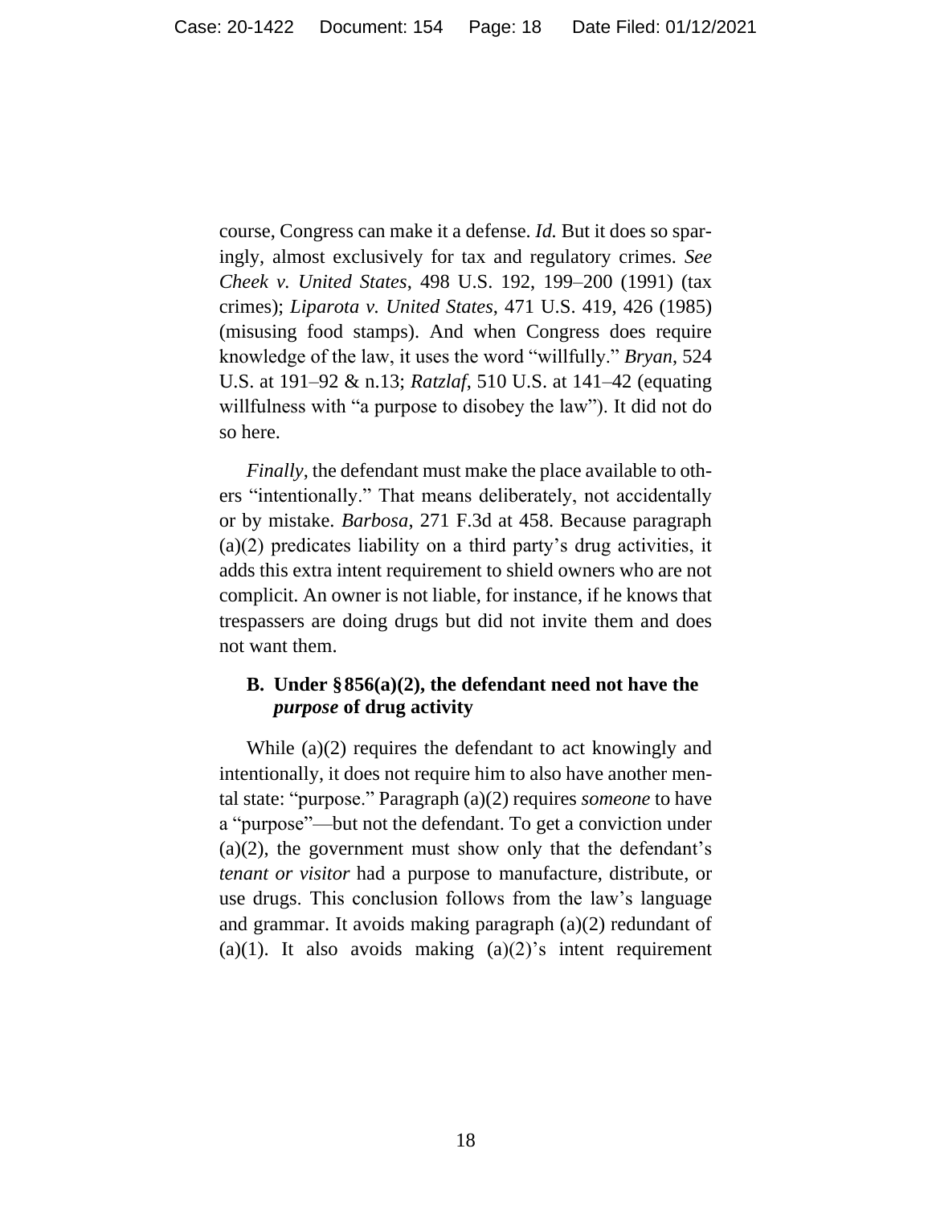course, Congress can make it a defense. *Id.* But it does so sparingly, almost exclusively for tax and regulatory crimes. *See Cheek v. United States*, 498 U.S. 192, 199–200 (1991) (tax crimes); *Liparota v. United States*, 471 U.S. 419, 426 (1985) (misusing food stamps). And when Congress does require knowledge of the law, it uses the word "willfully." *Bryan*, 524 U.S. at 191–92 & n.13; *Ratzlaf*, 510 U.S. at 141–42 (equating willfulness with "a purpose to disobey the law"). It did not do so here.

*Finally*, the defendant must make the place available to others "intentionally." That means deliberately, not accidentally or by mistake. *Barbosa*, 271 F.3d at 458. Because paragraph (a)(2) predicates liability on a third party's drug activities, it adds this extra intent requirement to shield owners who are not complicit. An owner is not liable, for instance, if he knows that trespassers are doing drugs but did not invite them and does not want them.

### B. Under § 856(a)(2), the defendant need not have the *purpose* of drug activity

While (a)(2) requires the defendant to act knowingly and intentionally, it does not require him to also have another mental state: "purpose." Paragraph (a)(2) requires *someone* to have a "purpose"—but not the defendant. To get a conviction under (a)(2), the government must show only that the defendant's *tenant or visitor* had a purpose to manufacture, distribute, or use drugs. This conclusion follows from the law's language and grammar. It avoids making paragraph (a)(2) redundant of (a)(1). It also avoids making (a)(2)'s intent requirement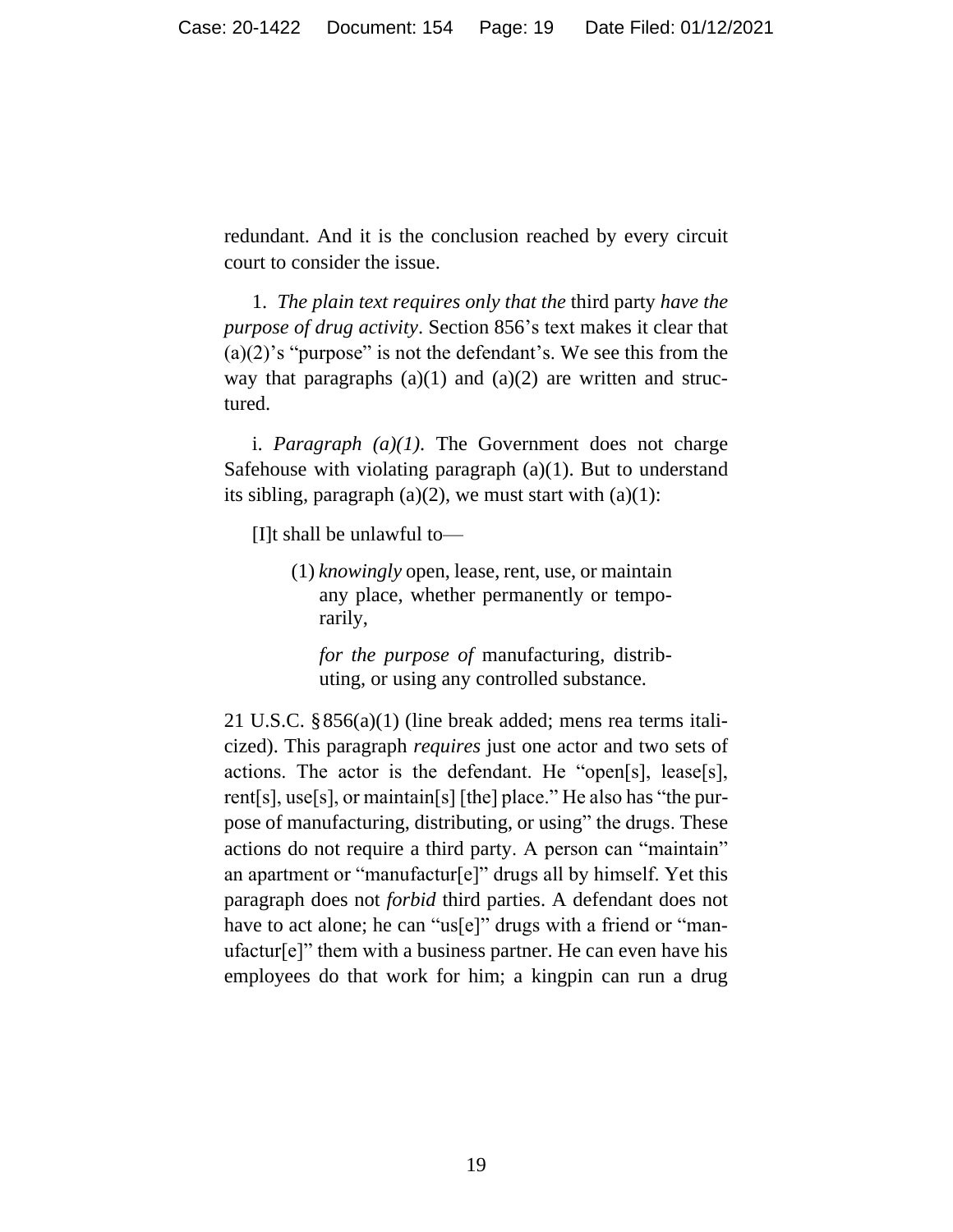redundant. And it is the conclusion reached by every circuit court to consider the issue.

1. *The plain text requires only that the* third party *have the purpose of drug activity*. Section 856's text makes it clear that (a)(2)'s "purpose" is not the defendant's. We see this from the way that paragraphs (a)(1) and (a)(2) are written and structured.

i. *Paragraph (a)(1)*. The Government does not charge Safehouse with violating paragraph (a)(1). But to understand its sibling, paragraph (a)(2), we must start with (a)(1):

> [I]t shall be unlawful to—
>
> > (1) *knowingly* open, lease, rent, use, or maintain any place, whether permanently or temporarily,
> >
> > *for the purpose of* manufacturing, distributing, or using any controlled substance.

21 U.S.C. § 856(a)(1) (line break added; mens rea terms italicized). This paragraph *requires* just one actor and two sets of actions. The actor is the defendant. He "open[s], lease[s], rent[s], use[s], or maintain[s] [the] place." He also has "the purpose of manufacturing, distributing, or using" the drugs. These actions do not require a third party. A person can "maintain" an apartment or "manufactur[e]" drugs all by himself. Yet this paragraph does not *forbid* third parties. A defendant does not have to act alone; he can "us[e]" drugs with a friend or "manufactur[e]" them with a business partner. He can even have his employees do that work for him; a kingpin can run a drug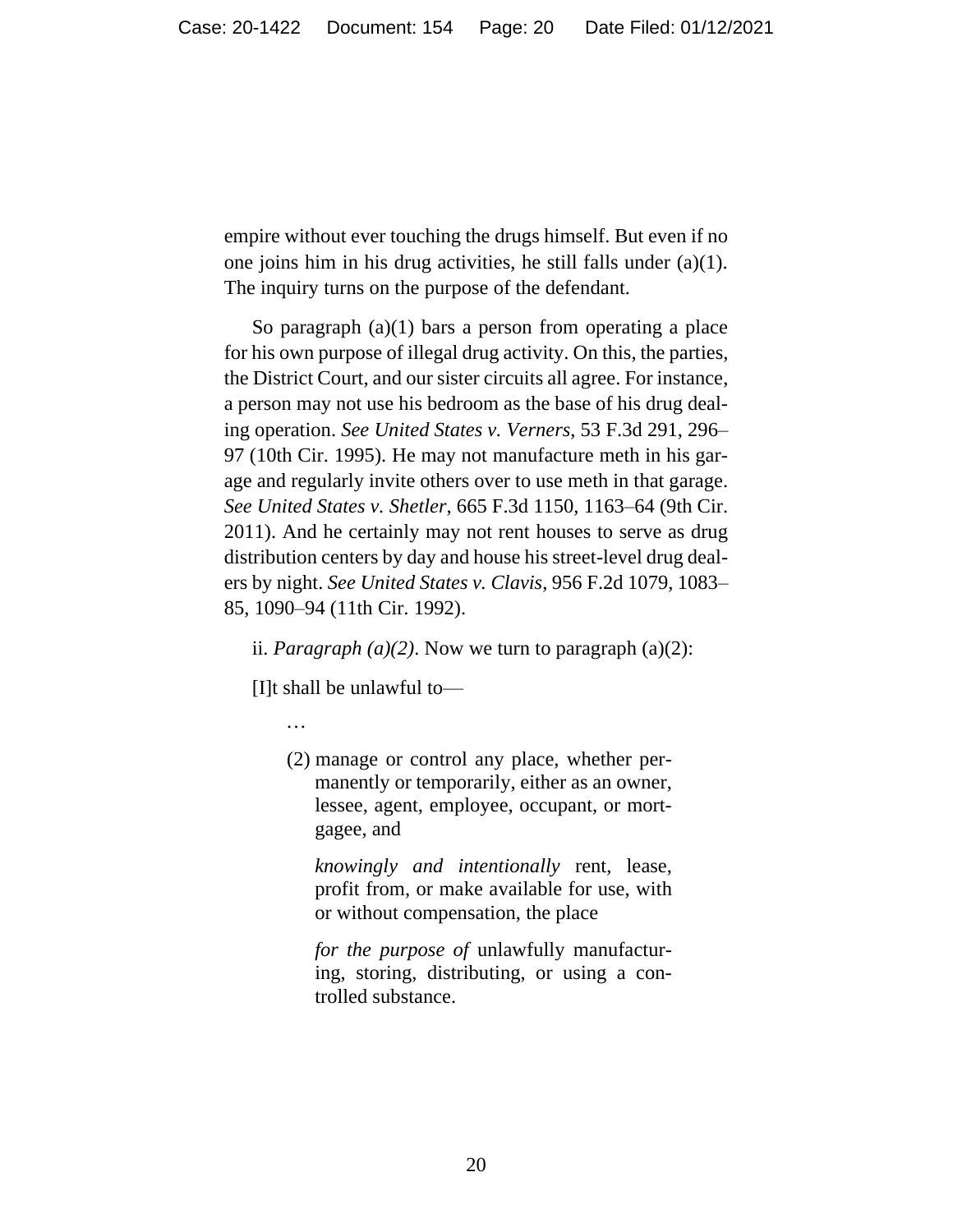empire without ever touching the drugs himself. But even if no one joins him in his drug activities, he still falls under (a)(1). The inquiry turns on the purpose of the defendant.

So paragraph (a)(1) bars a person from operating a place for his own purpose of illegal drug activity. On this, the parties, the District Court, and our sister circuits all agree. For instance, a person may not use his bedroom as the base of his drug dealing operation. *See United States v. Verners*, 53 F.3d 291, 296–97 (10th Cir. 1995). He may not manufacture meth in his garage and regularly invite others over to use meth in that garage. *See United States v. Shetler*, 665 F.3d 1150, 1163–64 (9th Cir. 2011). And he certainly may not rent houses to serve as drug distribution centers by day and house his street-level drug dealers by night. *See United States v. Clavis*, 956 F.2d 1079, 1083–85, 1090–94 (11th Cir. 1992).

ii. *Paragraph (a)(2)*. Now we turn to paragraph (a)(2):

[I]t shall be unlawful to—

> …
>
> (2) manage or control any place, whether permanently or temporarily, either as an owner, lessee, agent, employee, occupant, or mortgagee, and
>
> *knowingly and intentionally* rent, lease, profit from, or make available for use, with or without compensation, the place
>
> *for the purpose of* unlawfully manufacturing, storing, distributing, or using a controlled substance.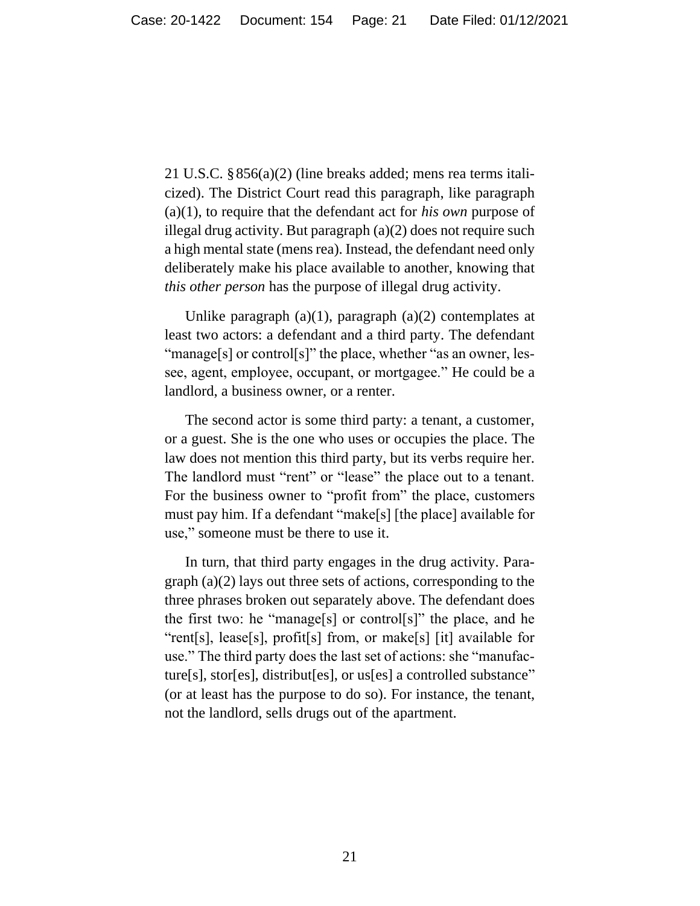21 U.S.C. § 856(a)(2) (line breaks added; mens rea terms italicized). The District Court read this paragraph, like paragraph (a)(1), to require that the defendant act for *his own* purpose of illegal drug activity. But paragraph (a)(2) does not require such a high mental state (mens rea). Instead, the defendant need only deliberately make his place available to another, knowing that *this other person* has the purpose of illegal drug activity.

Unlike paragraph (a)(1), paragraph (a)(2) contemplates at least two actors: a defendant and a third party. The defendant "manage[s] or control[s]" the place, whether "as an owner, lessee, agent, employee, occupant, or mortgagee." He could be a landlord, a business owner, or a renter.

The second actor is some third party: a tenant, a customer, or a guest. She is the one who uses or occupies the place. The law does not mention this third party, but its verbs require her. The landlord must "rent" or "lease" the place out to a tenant. For the business owner to "profit from" the place, customers must pay him. If a defendant "make[s] [the place] available for use," someone must be there to use it.

In turn, that third party engages in the drug activity. Paragraph (a)(2) lays out three sets of actions, corresponding to the three phrases broken out separately above. The defendant does the first two: he "manage[s] or control[s]" the place, and he "rent[s], lease[s], profit[s] from, or make[s] [it] available for use." The third party does the last set of actions: she "manufacture[s], stor[es], distribut[es], or us[es] a controlled substance" (or at least has the purpose to do so). For instance, the tenant, not the landlord, sells drugs out of the apartment.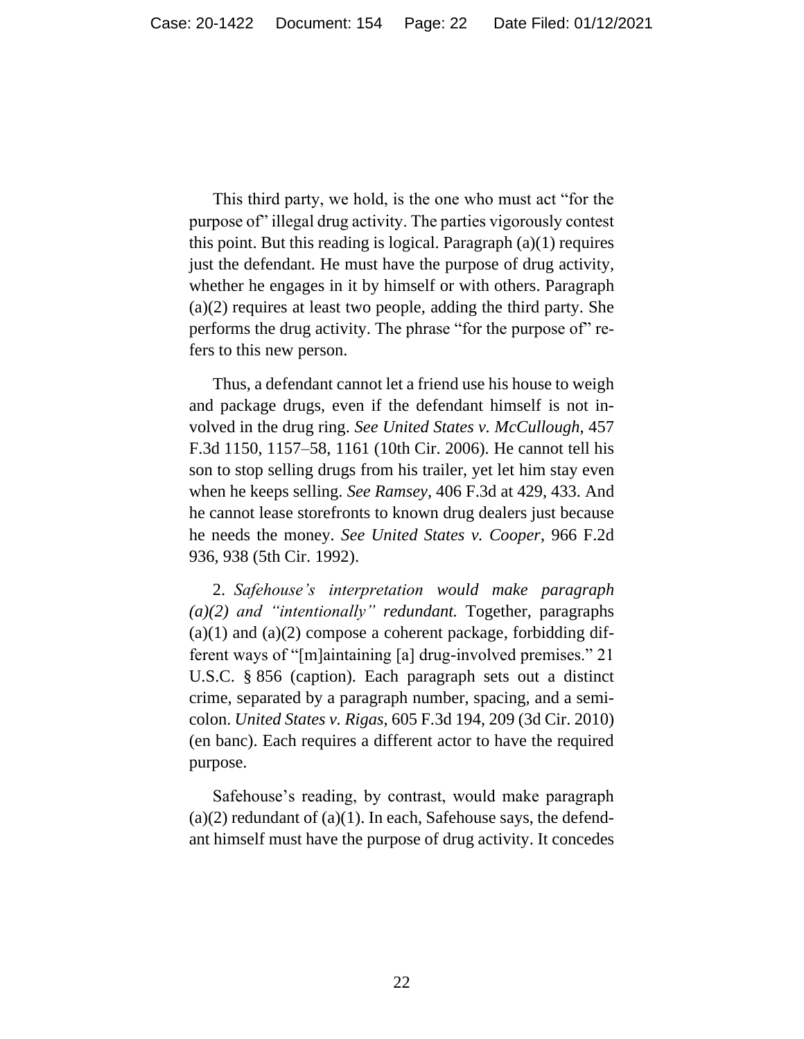This third party, we hold, is the one who must act "for the purpose of" illegal drug activity. The parties vigorously contest this point. But this reading is logical. Paragraph (a)(1) requires just the defendant. He must have the purpose of drug activity, whether he engages in it by himself or with others. Paragraph (a)(2) requires at least two people, adding the third party. She performs the drug activity. The phrase "for the purpose of" refers to this new person.

Thus, a defendant cannot let a friend use his house to weigh and package drugs, even if the defendant himself is not involved in the drug ring. *See United States v. McCullough*, 457 F.3d 1150, 1157–58, 1161 (10th Cir. 2006). He cannot tell his son to stop selling drugs from his trailer, yet let him stay even when he keeps selling. *See Ramsey*, 406 F.3d at 429, 433. And he cannot lease storefronts to known drug dealers just because he needs the money. *See United States v. Cooper*, 966 F.2d 936, 938 (5th Cir. 1992).

2. *Safehouse's interpretation would make paragraph (a)(2) and "intentionally" redundant.* Together, paragraphs (a)(1) and (a)(2) compose a coherent package, forbidding different ways of "[m]aintaining [a] drug-involved premises." 21 U.S.C. § 856 (caption). Each paragraph sets out a distinct crime, separated by a paragraph number, spacing, and a semicolon. *United States v. Rigas*, 605 F.3d 194, 209 (3d Cir. 2010) (en banc). Each requires a different actor to have the required purpose.

Safehouse's reading, by contrast, would make paragraph (a)(2) redundant of (a)(1). In each, Safehouse says, the defendant himself must have the purpose of drug activity. It concedes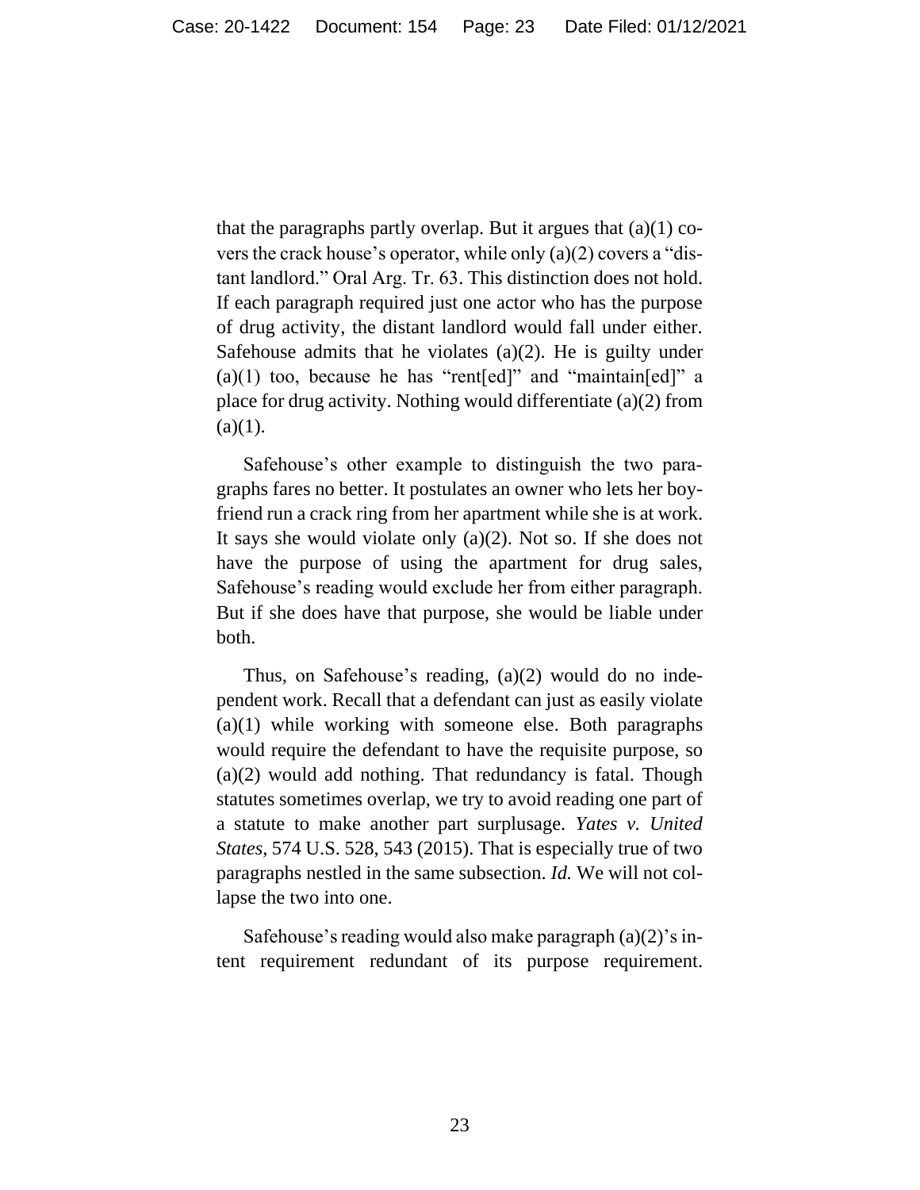that the paragraphs partly overlap. But it argues that (a)(1) covers the crack house's operator, while only (a)(2) covers a "distant landlord." Oral Arg. Tr. 63. This distinction does not hold. If each paragraph required just one actor who has the purpose of drug activity, the distant landlord would fall under either. Safehouse admits that he violates (a)(2). He is guilty under (a)(1) too, because he has "rent[ed]" and "maintain[ed]" a place for drug activity. Nothing would differentiate (a)(2) from (a)(1).

Safehouse's other example to distinguish the two paragraphs fares no better. It postulates an owner who lets her boyfriend run a crack ring from her apartment while she is at work. It says she would violate only (a)(2). Not so. If she does not have the purpose of using the apartment for drug sales, Safehouse's reading would exclude her from either paragraph. But if she does have that purpose, she would be liable under both.

Thus, on Safehouse's reading, (a)(2) would do no independent work. Recall that a defendant can just as easily violate (a)(1) while working with someone else. Both paragraphs would require the defendant to have the requisite purpose, so (a)(2) would add nothing. That redundancy is fatal. Though statutes sometimes overlap, we try to avoid reading one part of a statute to make another part surplusage. *Yates v. United States*, 574 U.S. 528, 543 (2015). That is especially true of two paragraphs nestled in the same subsection. *Id.* We will not collapse the two into one.

Safehouse's reading would also make paragraph (a)(2)'s intent requirement redundant of its purpose requirement.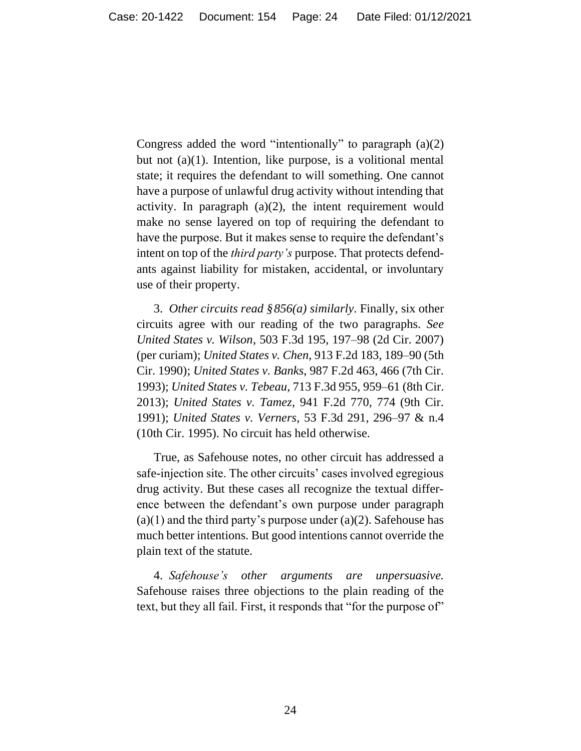Congress added the word "intentionally" to paragraph (a)(2) but not (a)(1). Intention, like purpose, is a volitional mental state; it requires the defendant to will something. One cannot have a purpose of unlawful drug activity without intending that activity. In paragraph (a)(2), the intent requirement would make no sense layered on top of requiring the defendant to have the purpose. But it makes sense to require the defendant's intent on top of the *third party's* purpose. That protects defendants against liability for mistaken, accidental, or involuntary use of their property.

3. *Other circuits read § 856(a) similarly*. Finally, six other circuits agree with our reading of the two paragraphs. *See United States v. Wilson*, 503 F.3d 195, 197–98 (2d Cir. 2007) (per curiam); *United States v. Chen*, 913 F.2d 183, 189–90 (5th Cir. 1990); *United States v. Banks*, 987 F.2d 463, 466 (7th Cir. 1993); *United States v. Tebeau*, 713 F.3d 955, 959–61 (8th Cir. 2013); *United States v. Tamez*, 941 F.2d 770, 774 (9th Cir. 1991); *United States v. Verners*, 53 F.3d 291, 296–97 & n.4 (10th Cir. 1995). No circuit has held otherwise.

True, as Safehouse notes, no other circuit has addressed a safe-injection site. The other circuits' cases involved egregious drug activity. But these cases all recognize the textual difference between the defendant's own purpose under paragraph (a)(1) and the third party's purpose under (a)(2). Safehouse has much better intentions. But good intentions cannot override the plain text of the statute.

4. *Safehouse's other arguments are unpersuasive.* Safehouse raises three objections to the plain reading of the text, but they all fail. First, it responds that "for the purpose of"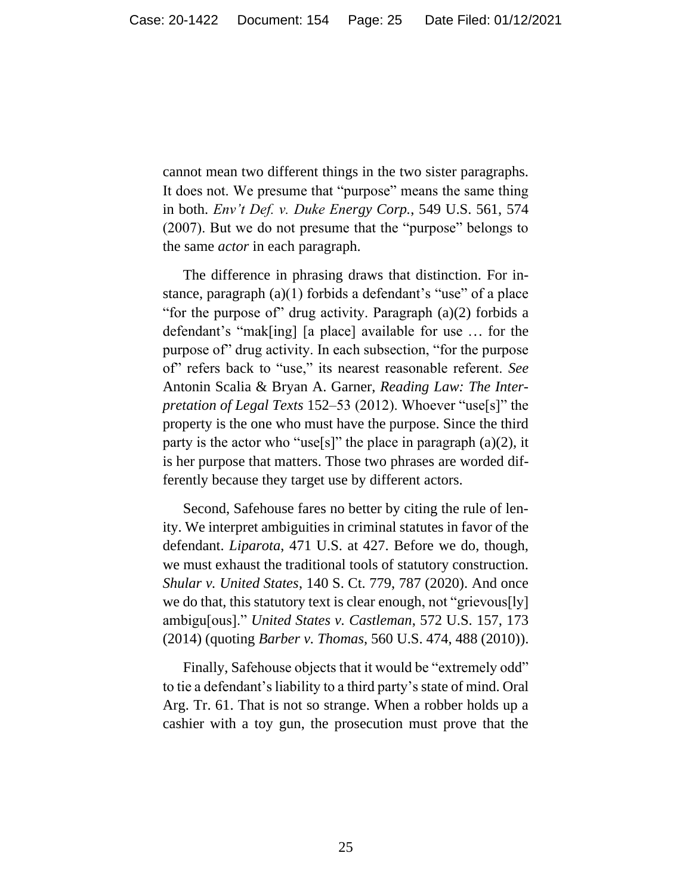cannot mean two different things in the two sister paragraphs. It does not. We presume that "purpose" means the same thing in both. *Env't Def. v. Duke Energy Corp.*, 549 U.S. 561, 574 (2007). But we do not presume that the "purpose" belongs to the same *actor* in each paragraph.

The difference in phrasing draws that distinction. For instance, paragraph (a)(1) forbids a defendant's "use" of a place "for the purpose of" drug activity. Paragraph (a)(2) forbids a defendant's "mak[ing] [a place] available for use … for the purpose of" drug activity. In each subsection, "for the purpose of" refers back to "use," its nearest reasonable referent. *See* Antonin Scalia & Bryan A. Garner, *Reading Law: The Interpretation of Legal Texts* 152–53 (2012). Whoever "use[s]" the property is the one who must have the purpose. Since the third party is the actor who "use[s]" the place in paragraph (a)(2), it is her purpose that matters. Those two phrases are worded differently because they target use by different actors.

Second, Safehouse fares no better by citing the rule of lenity. We interpret ambiguities in criminal statutes in favor of the defendant. *Liparota*, 471 U.S. at 427. Before we do, though, we must exhaust the traditional tools of statutory construction. *Shular v. United States*, 140 S. Ct. 779, 787 (2020). And once we do that, this statutory text is clear enough, not "grievous[ly] ambigu[ous]." *United States v. Castleman*, 572 U.S. 157, 173 (2014) (quoting *Barber v. Thomas*, 560 U.S. 474, 488 (2010)).

Finally, Safehouse objects that it would be "extremely odd" to tie a defendant's liability to a third party's state of mind. Oral Arg. Tr. 61. That is not so strange. When a robber holds up a cashier with a toy gun, the prosecution must prove that the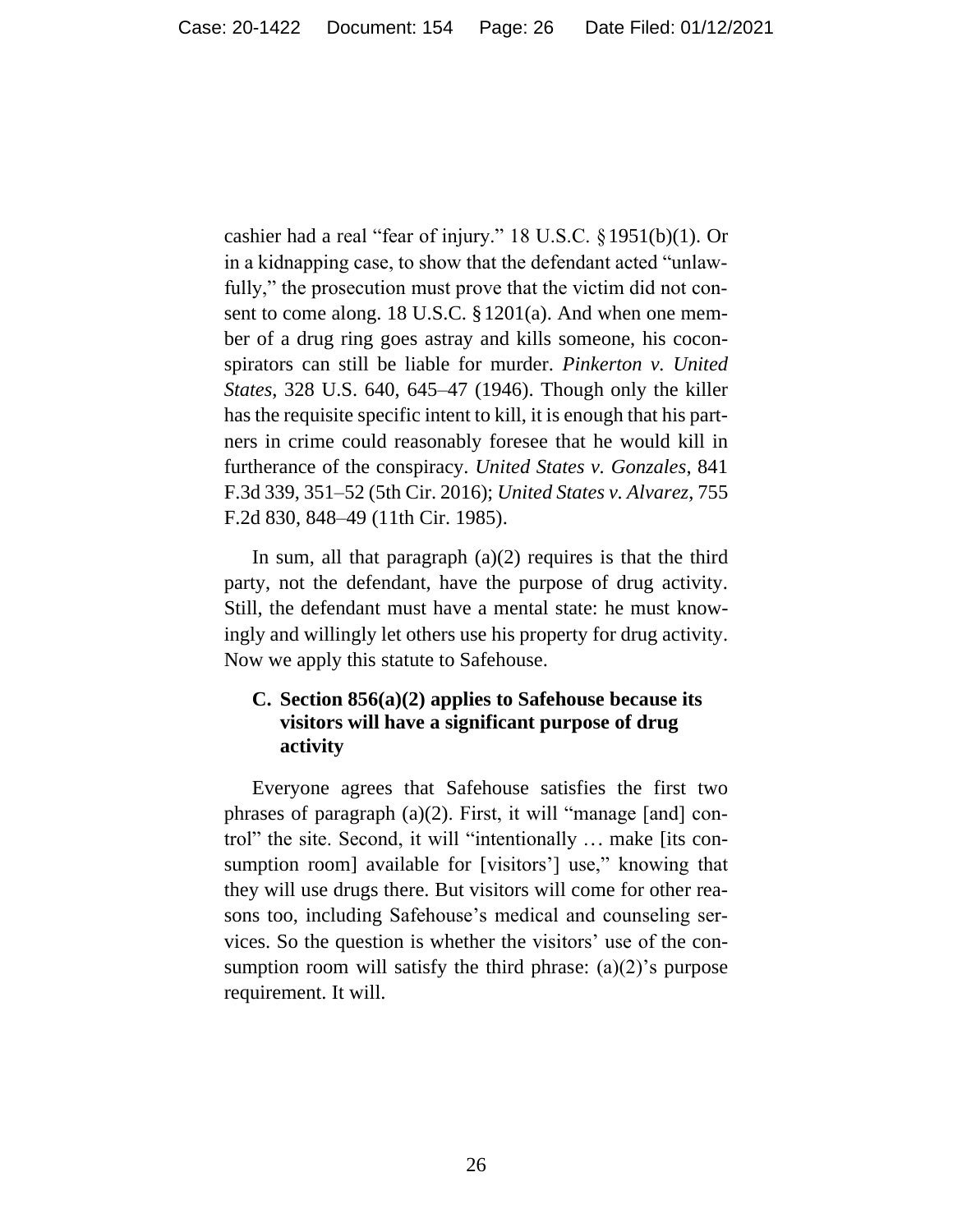cashier had a real "fear of injury." 18 U.S.C. § 1951(b)(1). Or in a kidnapping case, to show that the defendant acted "unlawfully," the prosecution must prove that the victim did not consent to come along. 18 U.S.C. § 1201(a). And when one member of a drug ring goes astray and kills someone, his coconspirators can still be liable for murder. *Pinkerton v. United States*, 328 U.S. 640, 645–47 (1946). Though only the killer has the requisite specific intent to kill, it is enough that his partners in crime could reasonably foresee that he would kill in furtherance of the conspiracy. *United States v. Gonzales*, 841 F.3d 339, 351–52 (5th Cir. 2016); *United States v. Alvarez*, 755 F.2d 830, 848–49 (11th Cir. 1985).

In sum, all that paragraph (a)(2) requires is that the third party, not the defendant, have the purpose of drug activity. Still, the defendant must have a mental state: he must knowingly and willingly let others use his property for drug activity. Now we apply this statute to Safehouse.

### C. Section 856(a)(2) applies to Safehouse because its visitors will have a significant purpose of drug activity

Everyone agrees that Safehouse satisfies the first two phrases of paragraph (a)(2). First, it will "manage [and] control" the site. Second, it will "intentionally … make [its consumption room] available for [visitors'] use," knowing that they will use drugs there. But visitors will come for other reasons too, including Safehouse's medical and counseling services. So the question is whether the visitors' use of the consumption room will satisfy the third phrase: (a)(2)'s purpose requirement. It will.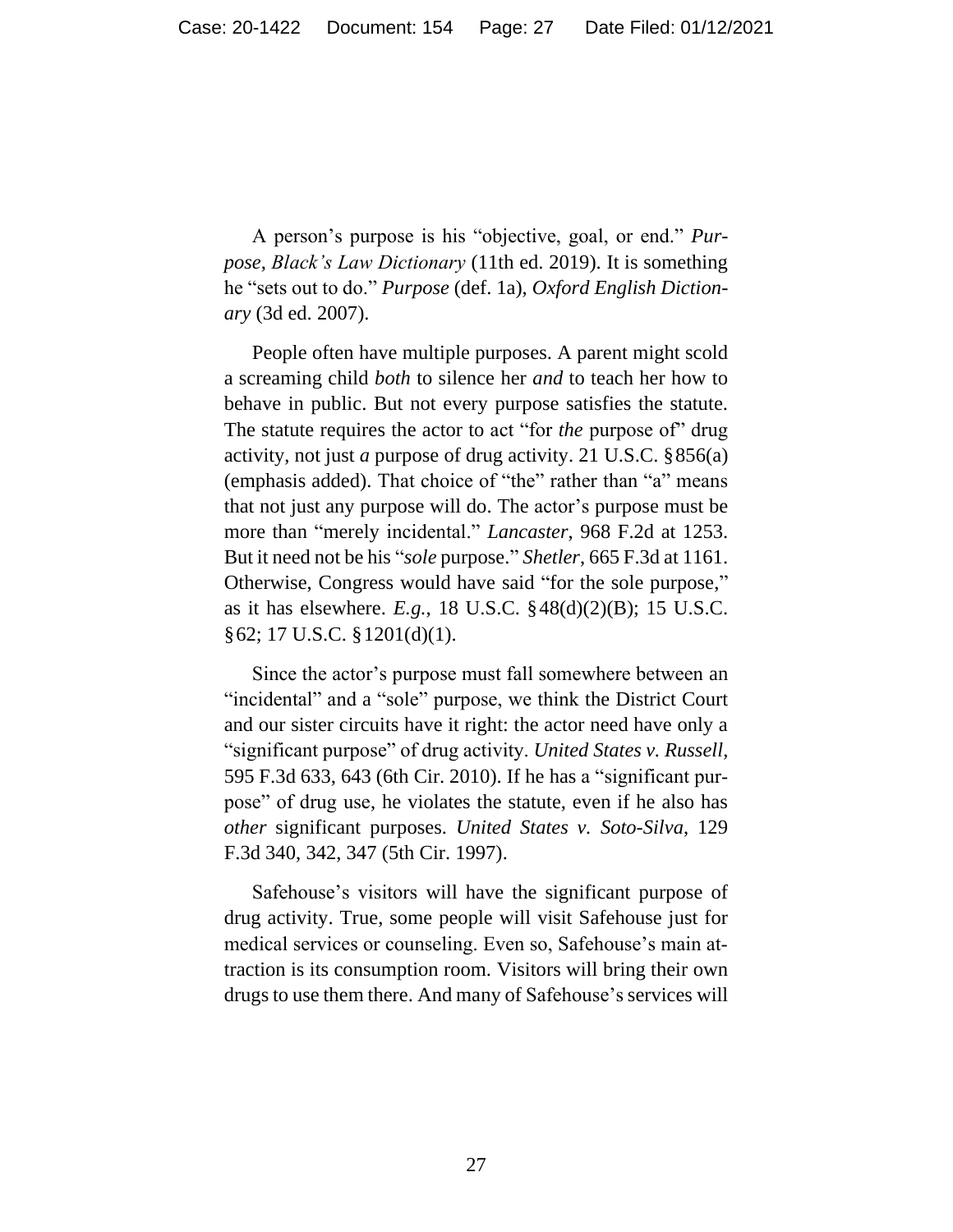A person's purpose is his "objective, goal, or end." *Purpose*, *Black's Law Dictionary* (11th ed. 2019). It is something he "sets out to do." *Purpose* (def. 1a), *Oxford English Dictionary* (3d ed. 2007).

People often have multiple purposes. A parent might scold a screaming child *both* to silence her *and* to teach her how to behave in public. But not every purpose satisfies the statute. The statute requires the actor to act "for *the* purpose of" drug activity, not just *a* purpose of drug activity. 21 U.S.C. § 856(a) (emphasis added). That choice of "the" rather than "a" means that not just any purpose will do. The actor's purpose must be more than "merely incidental." *Lancaster*, 968 F.2d at 1253. But it need not be his "*sole* purpose." *Shetler*, 665 F.3d at 1161. Otherwise, Congress would have said "for the sole purpose," as it has elsewhere. *E.g.*, 18 U.S.C. § 48(d)(2)(B); 15 U.S.C. § 62; 17 U.S.C. § 1201(d)(1).

Since the actor's purpose must fall somewhere between an "incidental" and a "sole" purpose, we think the District Court and our sister circuits have it right: the actor need have only a "significant purpose" of drug activity. *United States v. Russell*, 595 F.3d 633, 643 (6th Cir. 2010). If he has a "significant purpose" of drug use, he violates the statute, even if he also has *other* significant purposes. *United States v. Soto-Silva*, 129 F.3d 340, 342, 347 (5th Cir. 1997).

Safehouse's visitors will have the significant purpose of drug activity. True, some people will visit Safehouse just for medical services or counseling. Even so, Safehouse's main attraction is its consumption room. Visitors will bring their own drugs to use them there. And many of Safehouse's services will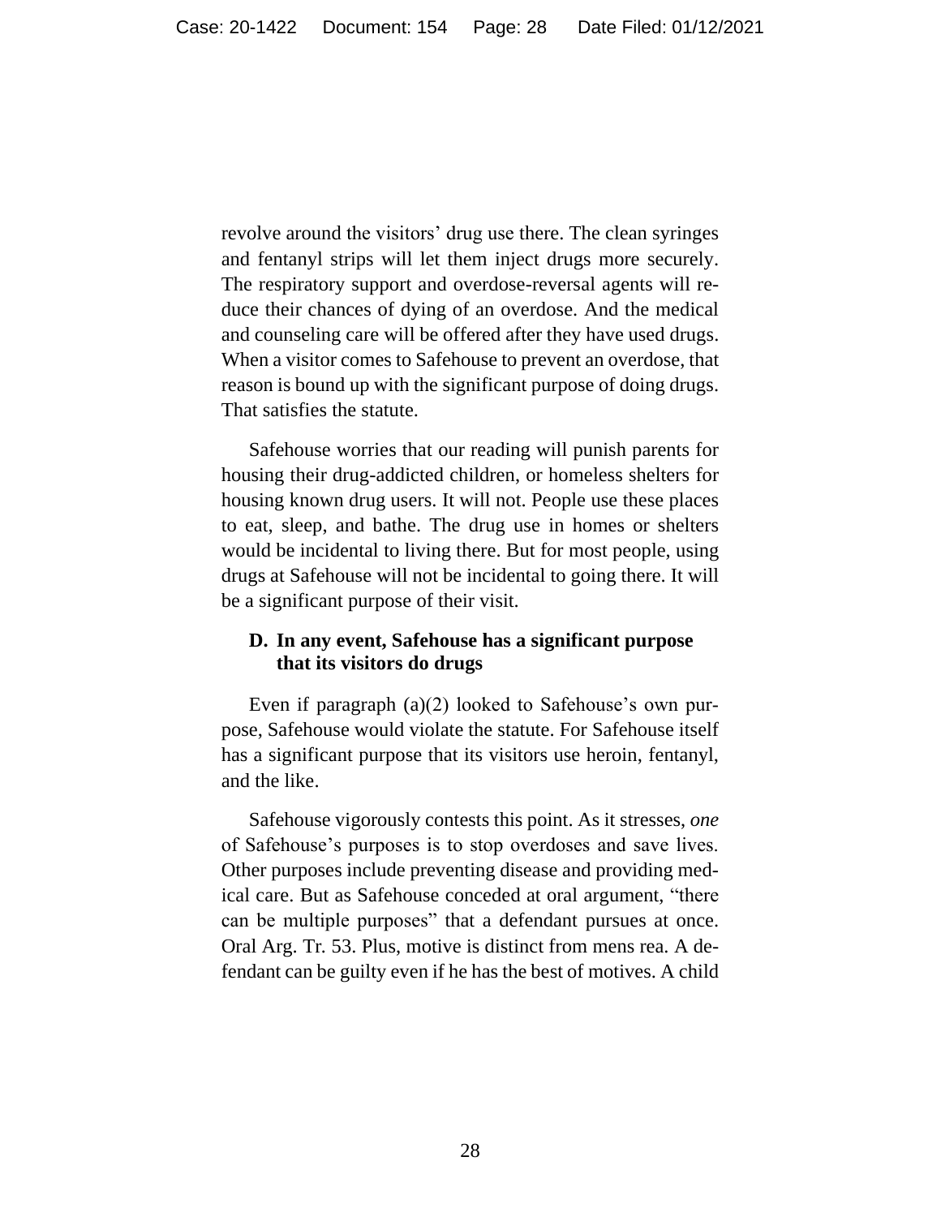revolve around the visitors' drug use there. The clean syringes and fentanyl strips will let them inject drugs more securely. The respiratory support and overdose-reversal agents will reduce their chances of dying of an overdose. And the medical and counseling care will be offered after they have used drugs. When a visitor comes to Safehouse to prevent an overdose, that reason is bound up with the significant purpose of doing drugs. That satisfies the statute.

Safehouse worries that our reading will punish parents for housing their drug-addicted children, or homeless shelters for housing known drug users. It will not. People use these places to eat, sleep, and bathe. The drug use in homes or shelters would be incidental to living there. But for most people, using drugs at Safehouse will not be incidental to going there. It will be a significant purpose of their visit.

### D. In any event, Safehouse has a significant purpose that its visitors do drugs

Even if paragraph (a)(2) looked to Safehouse's own purpose, Safehouse would violate the statute. For Safehouse itself has a significant purpose that its visitors use heroin, fentanyl, and the like.

Safehouse vigorously contests this point. As it stresses, *one* of Safehouse's purposes is to stop overdoses and save lives. Other purposes include preventing disease and providing medical care. But as Safehouse conceded at oral argument, "there can be multiple purposes" that a defendant pursues at once. Oral Arg. Tr. 53. Plus, motive is distinct from mens rea. A defendant can be guilty even if he has the best of motives. A child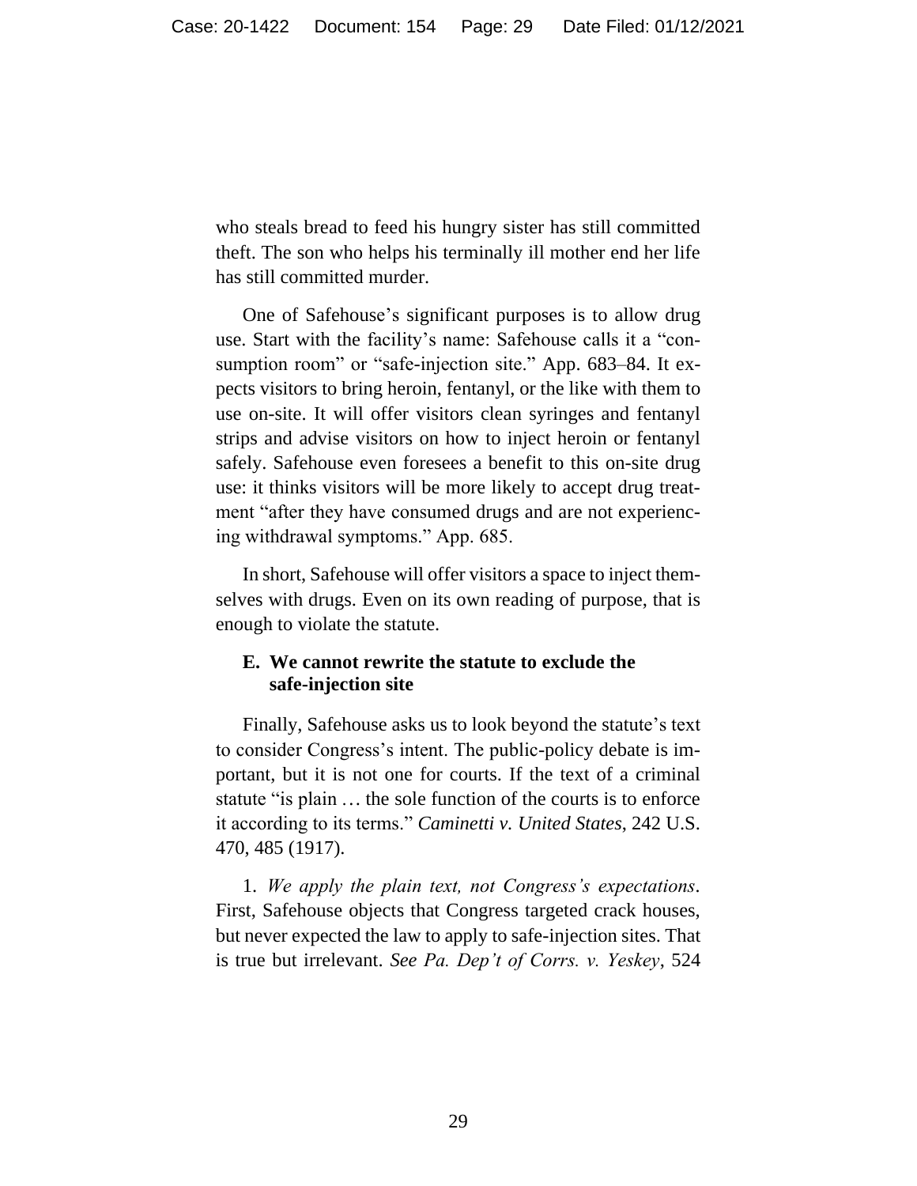who steals bread to feed his hungry sister has still committed theft. The son who helps his terminally ill mother end her life has still committed murder.

One of Safehouse's significant purposes is to allow drug use. Start with the facility's name: Safehouse calls it a "consumption room" or "safe-injection site." App. 683–84. It expects visitors to bring heroin, fentanyl, or the like with them to use on-site. It will offer visitors clean syringes and fentanyl strips and advise visitors on how to inject heroin or fentanyl safely. Safehouse even foresees a benefit to this on-site drug use: it thinks visitors will be more likely to accept drug treatment "after they have consumed drugs and are not experiencing withdrawal symptoms." App. 685.

In short, Safehouse will offer visitors a space to inject themselves with drugs. Even on its own reading of purpose, that is enough to violate the statute.

### E. We cannot rewrite the statute to exclude the safe-injection site

Finally, Safehouse asks us to look beyond the statute's text to consider Congress's intent. The public-policy debate is important, but it is not one for courts. If the text of a criminal statute "is plain … the sole function of the courts is to enforce it according to its terms." *Caminetti v. United States*, 242 U.S. 470, 485 (1917).

1. *We apply the plain text, not Congress's expectations*. First, Safehouse objects that Congress targeted crack houses, but never expected the law to apply to safe-injection sites. That is true but irrelevant. *See Pa. Dep't of Corrs. v. Yeskey*, 524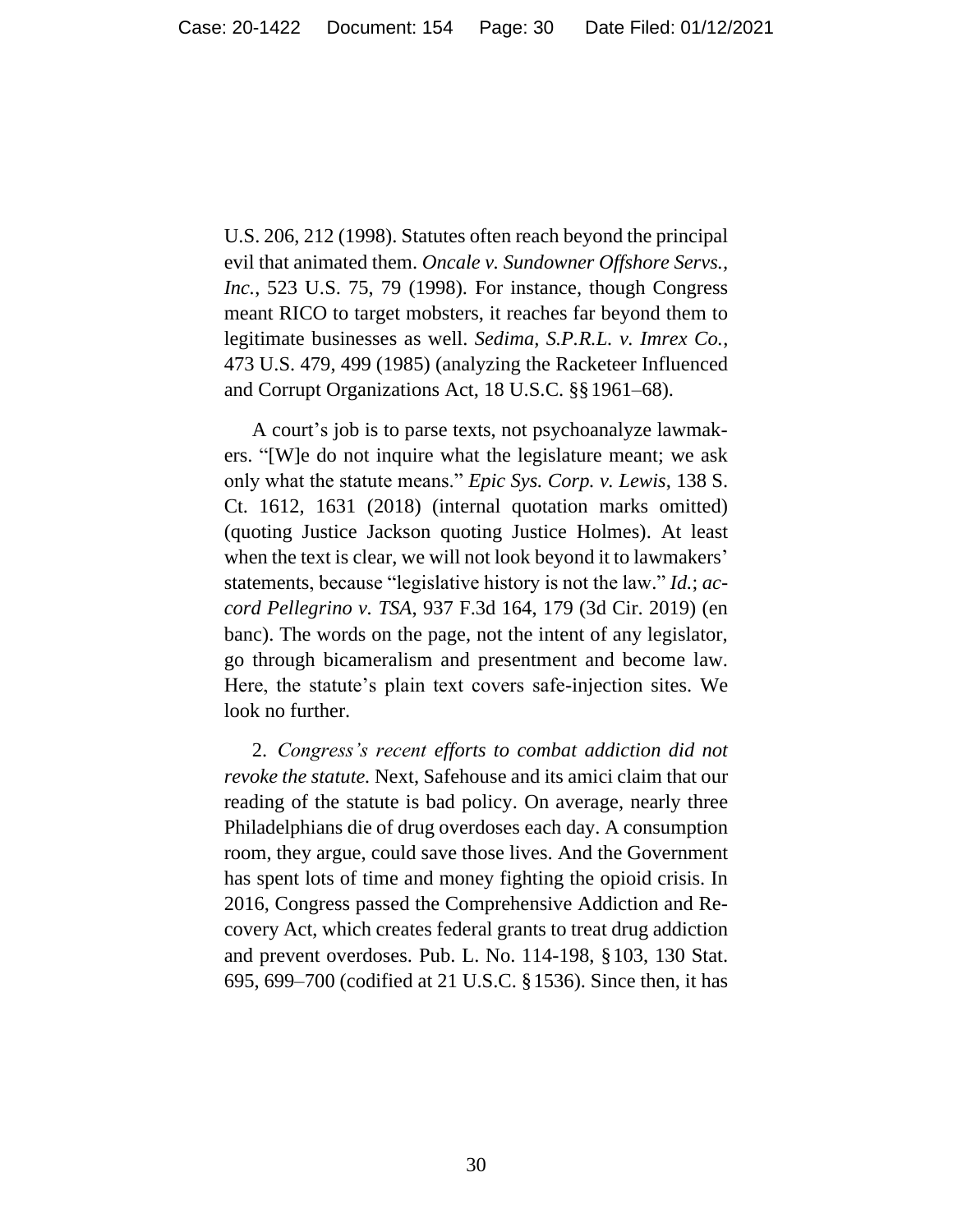U.S. 206, 212 (1998). Statutes often reach beyond the principal evil that animated them. *Oncale v. Sundowner Offshore Servs., Inc.*, 523 U.S. 75, 79 (1998). For instance, though Congress meant RICO to target mobsters, it reaches far beyond them to legitimate businesses as well. *Sedima, S.P.R.L. v. Imrex Co.*, 473 U.S. 479, 499 (1985) (analyzing the Racketeer Influenced and Corrupt Organizations Act, 18 U.S.C. §§ 1961–68).

A court's job is to parse texts, not psychoanalyze lawmakers. "[W]e do not inquire what the legislature meant; we ask only what the statute means." *Epic Sys. Corp. v. Lewis*, 138 S. Ct. 1612, 1631 (2018) (internal quotation marks omitted) (quoting Justice Jackson quoting Justice Holmes). At least when the text is clear, we will not look beyond it to lawmakers' statements, because "legislative history is not the law." *Id.*; *accord Pellegrino v. TSA*, 937 F.3d 164, 179 (3d Cir. 2019) (en banc). The words on the page, not the intent of any legislator, go through bicameralism and presentment and become law. Here, the statute's plain text covers safe-injection sites. We look no further.

2. *Congress's recent efforts to combat addiction did not revoke the statute.* Next, Safehouse and its amici claim that our reading of the statute is bad policy. On average, nearly three Philadelphians die of drug overdoses each day. A consumption room, they argue, could save those lives. And the Government has spent lots of time and money fighting the opioid crisis. In 2016, Congress passed the Comprehensive Addiction and Recovery Act, which creates federal grants to treat drug addiction and prevent overdoses. Pub. L. No. 114-198, § 103, 130 Stat. 695, 699–700 (codified at 21 U.S.C. § 1536). Since then, it has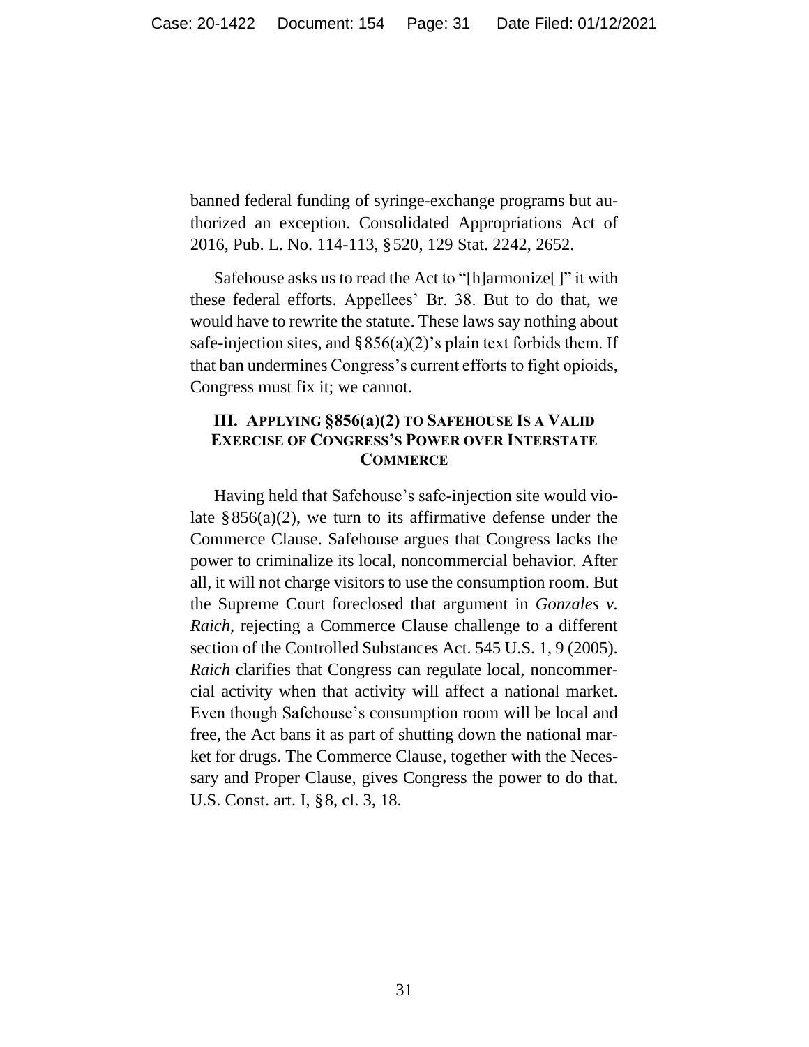banned federal funding of syringe-exchange programs but authorized an exception. Consolidated Appropriations Act of 2016, Pub. L. No. 114-113, § 520, 129 Stat. 2242, 2652.

Safehouse asks us to read the Act to "[h]armonize[ ]" it with these federal efforts. Appellees' Br. 38. But to do that, we would have to rewrite the statute. These laws say nothing about safe-injection sites, and § 856(a)(2)'s plain text forbids them. If that ban undermines Congress's current efforts to fight opioids, Congress must fix it; we cannot.

## III. Applying §856(a)(2) to Safehouse Is a Valid Exercise of Congress's Power over Interstate Commerce

Having held that Safehouse's safe-injection site would violate § 856(a)(2), we turn to its affirmative defense under the Commerce Clause. Safehouse argues that Congress lacks the power to criminalize its local, noncommercial behavior. After all, it will not charge visitors to use the consumption room. But the Supreme Court foreclosed that argument in *Gonzales v. Raich*, rejecting a Commerce Clause challenge to a different section of the Controlled Substances Act. 545 U.S. 1, 9 (2005). *Raich* clarifies that Congress can regulate local, noncommercial activity when that activity will affect a national market. Even though Safehouse's consumption room will be local and free, the Act bans it as part of shutting down the national market for drugs. The Commerce Clause, together with the Necessary and Proper Clause, gives Congress the power to do that. U.S. Const. art. I, § 8, cl. 3, 18.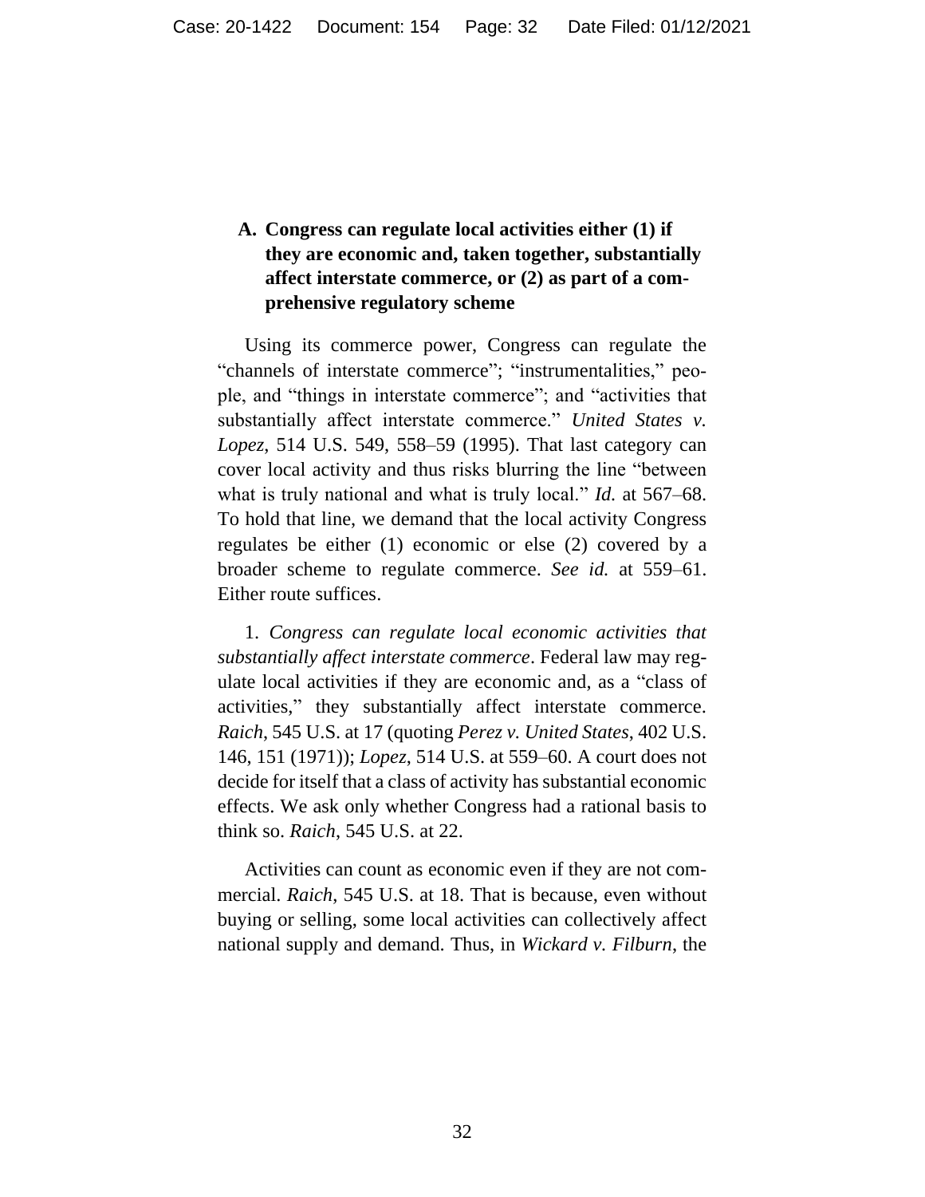### A. Congress can regulate local activities either (1) if they are economic and, taken together, substantially affect interstate commerce, or (2) as part of a comprehensive regulatory scheme

Using its commerce power, Congress can regulate the "channels of interstate commerce"; "instrumentalities," people, and "things in interstate commerce"; and "activities that substantially affect interstate commerce." *United States v. Lopez*, 514 U.S. 549, 558–59 (1995). That last category can cover local activity and thus risks blurring the line "between what is truly national and what is truly local." *Id.* at 567–68. To hold that line, we demand that the local activity Congress regulates be either (1) economic or else (2) covered by a broader scheme to regulate commerce. *See id.* at 559–61. Either route suffices.

1. *Congress can regulate local economic activities that substantially affect interstate commerce*. Federal law may regulate local activities if they are economic and, as a "class of activities," they substantially affect interstate commerce. *Raich*, 545 U.S. at 17 (quoting *Perez v. United States*, 402 U.S. 146, 151 (1971)); *Lopez*, 514 U.S. at 559–60. A court does not decide for itself that a class of activity has substantial economic effects. We ask only whether Congress had a rational basis to think so. *Raich*, 545 U.S. at 22.

Activities can count as economic even if they are not commercial. *Raich*, 545 U.S. at 18. That is because, even without buying or selling, some local activities can collectively affect national supply and demand. Thus, in *Wickard v. Filburn*, the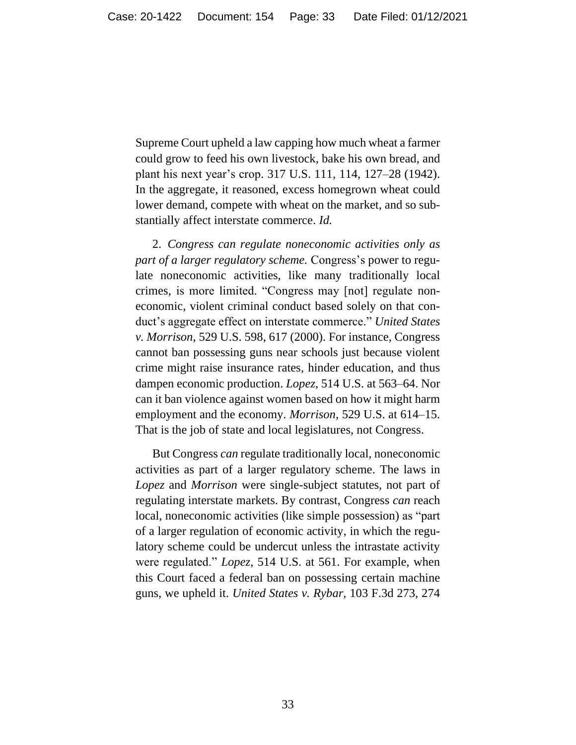Supreme Court upheld a law capping how much wheat a farmer could grow to feed his own livestock, bake his own bread, and plant his next year's crop. 317 U.S. 111, 114, 127–28 (1942). In the aggregate, it reasoned, excess homegrown wheat could lower demand, compete with wheat on the market, and so substantially affect interstate commerce. *Id.*

2. *Congress can regulate noneconomic activities only as part of a larger regulatory scheme.* Congress's power to regulate noneconomic activities, like many traditionally local crimes, is more limited. "Congress may [not] regulate noneconomic, violent criminal conduct based solely on that conduct's aggregate effect on interstate commerce." *United States v. Morrison*, 529 U.S. 598, 617 (2000). For instance, Congress cannot ban possessing guns near schools just because violent crime might raise insurance rates, hinder education, and thus dampen economic production. *Lopez*, 514 U.S. at 563–64. Nor can it ban violence against women based on how it might harm employment and the economy. *Morrison*, 529 U.S. at 614–15. That is the job of state and local legislatures, not Congress.

But Congress *can* regulate traditionally local, noneconomic activities as part of a larger regulatory scheme. The laws in *Lopez* and *Morrison* were single-subject statutes, not part of regulating interstate markets. By contrast, Congress *can* reach local, noneconomic activities (like simple possession) as "part of a larger regulation of economic activity, in which the regulatory scheme could be undercut unless the intrastate activity were regulated." *Lopez*, 514 U.S. at 561. For example, when this Court faced a federal ban on possessing certain machine guns, we upheld it. *United States v. Rybar*, 103 F.3d 273, 274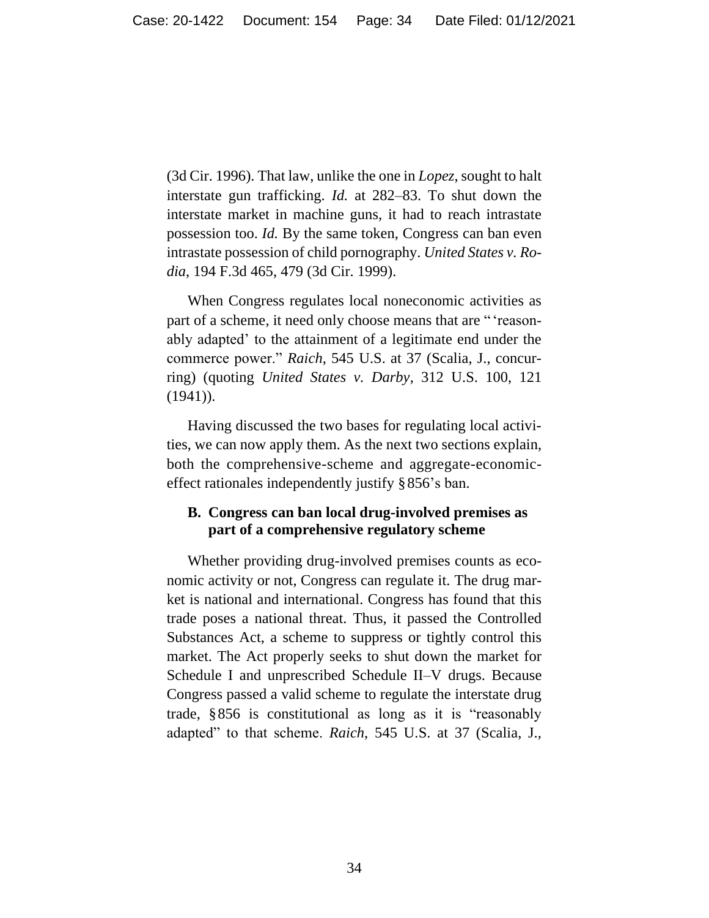(3d Cir. 1996). That law, unlike the one in *Lopez*, sought to halt interstate gun trafficking. *Id.* at 282–83. To shut down the interstate market in machine guns, it had to reach intrastate possession too. *Id.* By the same token, Congress can ban even intrastate possession of child pornography. *United States v. Rodia*, 194 F.3d 465, 479 (3d Cir. 1999).

When Congress regulates local noneconomic activities as part of a scheme, it need only choose means that are "'reasonably adapted' to the attainment of a legitimate end under the commerce power." *Raich*, 545 U.S. at 37 (Scalia, J., concurring) (quoting *United States v. Darby*, 312 U.S. 100, 121 (1941)).

Having discussed the two bases for regulating local activities, we can now apply them. As the next two sections explain, both the comprehensive-scheme and aggregate-economic-effect rationales independently justify § 856's ban.

### B. Congress can ban local drug-involved premises as part of a comprehensive regulatory scheme

Whether providing drug-involved premises counts as economic activity or not, Congress can regulate it. The drug market is national and international. Congress has found that this trade poses a national threat. Thus, it passed the Controlled Substances Act, a scheme to suppress or tightly control this market. The Act properly seeks to shut down the market for Schedule I and unprescribed Schedule II–V drugs. Because Congress passed a valid scheme to regulate the interstate drug trade, § 856 is constitutional as long as it is "reasonably adapted" to that scheme. *Raich*, 545 U.S. at 37 (Scalia, J.,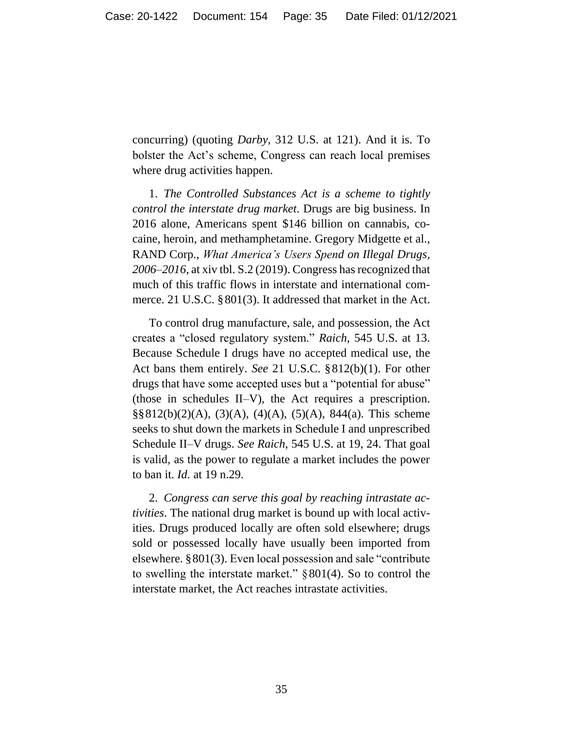concurring) (quoting *Darby*, 312 U.S. at 121). And it is. To bolster the Act's scheme, Congress can reach local premises where drug activities happen.

1. *The Controlled Substances Act is a scheme to tightly control the interstate drug market*. Drugs are big business. In 2016 alone, Americans spent $146 billion on cannabis, cocaine, heroin, and methamphetamine. Gregory Midgette et al., RAND Corp., *What America's Users Spend on Illegal Drugs, 2006–2016*, at xiv tbl. S.2 (2019). Congress has recognized that much of this traffic flows in interstate and international commerce. 21 U.S.C. § 801(3). It addressed that market in the Act.

To control drug manufacture, sale, and possession, the Act creates a "closed regulatory system." *Raich*, 545 U.S. at 13. Because Schedule I drugs have no accepted medical use, the Act bans them entirely. *See* 21 U.S.C. § 812(b)(1). For other drugs that have some accepted uses but a "potential for abuse" (those in schedules II–V), the Act requires a prescription. §§ 812(b)(2)(A), (3)(A), (4)(A), (5)(A), 844(a). This scheme seeks to shut down the markets in Schedule I and unprescribed Schedule II–V drugs. *See Raich*, 545 U.S. at 19, 24. That goal is valid, as the power to regulate a market includes the power to ban it. *Id.* at 19 n.29.

2. *Congress can serve this goal by reaching intrastate activities*. The national drug market is bound up with local activities. Drugs produced locally are often sold elsewhere; drugs sold or possessed locally have usually been imported from elsewhere. § 801(3). Even local possession and sale "contribute to swelling the interstate market." § 801(4). So to control the interstate market, the Act reaches intrastate activities.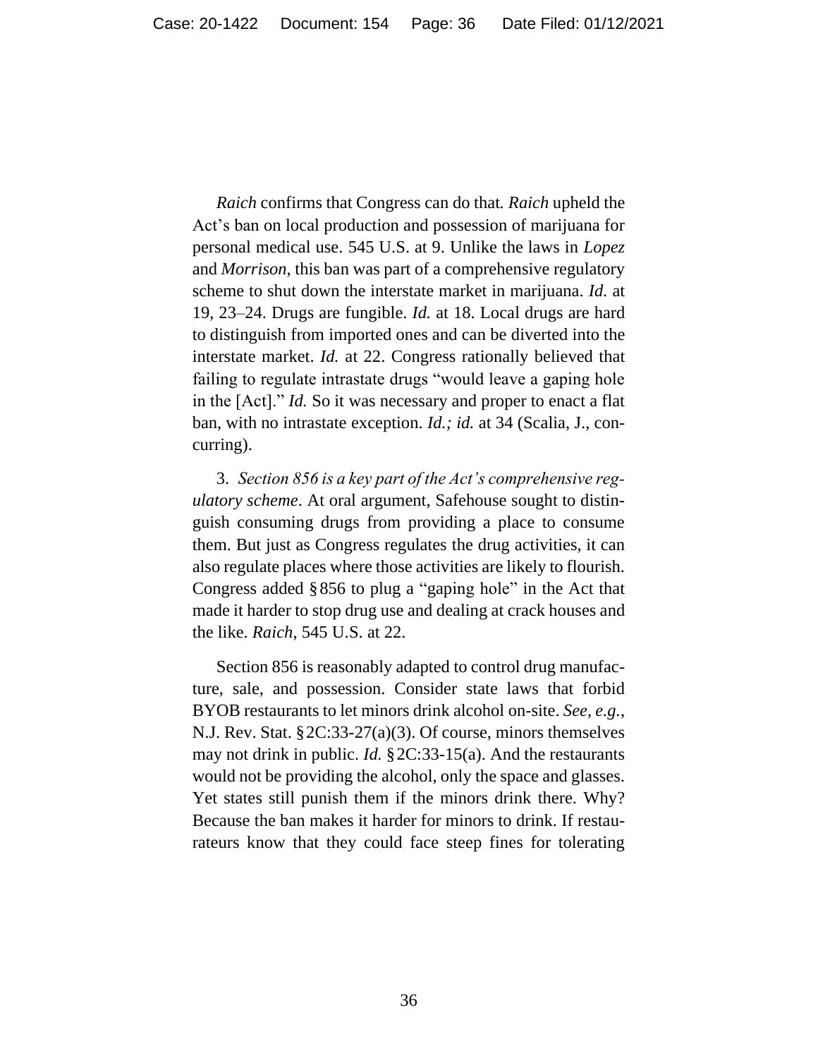*Raich* confirms that Congress can do that. *Raich* upheld the Act's ban on local production and possession of marijuana for personal medical use. 545 U.S. at 9. Unlike the laws in *Lopez* and *Morrison*, this ban was part of a comprehensive regulatory scheme to shut down the interstate market in marijuana. *Id.* at 19, 23–24. Drugs are fungible. *Id.* at 18. Local drugs are hard to distinguish from imported ones and can be diverted into the interstate market. *Id.* at 22. Congress rationally believed that failing to regulate intrastate drugs "would leave a gaping hole in the [Act]." *Id.* So it was necessary and proper to enact a flat ban, with no intrastate exception. *Id.; id.* at 34 (Scalia, J., concurring).

3. *Section 856 is a key part of the Act's comprehensive regulatory scheme*. At oral argument, Safehouse sought to distinguish consuming drugs from providing a place to consume them. But just as Congress regulates the drug activities, it can also regulate places where those activities are likely to flourish. Congress added § 856 to plug a "gaping hole" in the Act that made it harder to stop drug use and dealing at crack houses and the like. *Raich*, 545 U.S. at 22.

Section 856 is reasonably adapted to control drug manufacture, sale, and possession. Consider state laws that forbid BYOB restaurants to let minors drink alcohol on-site. *See, e.g.*, N.J. Rev. Stat. § 2C:33-27(a)(3). Of course, minors themselves may not drink in public. *Id.* § 2C:33-15(a). And the restaurants would not be providing the alcohol, only the space and glasses. Yet states still punish them if the minors drink there. Why? Because the ban makes it harder for minors to drink. If restaurateurs know that they could face steep fines for tolerating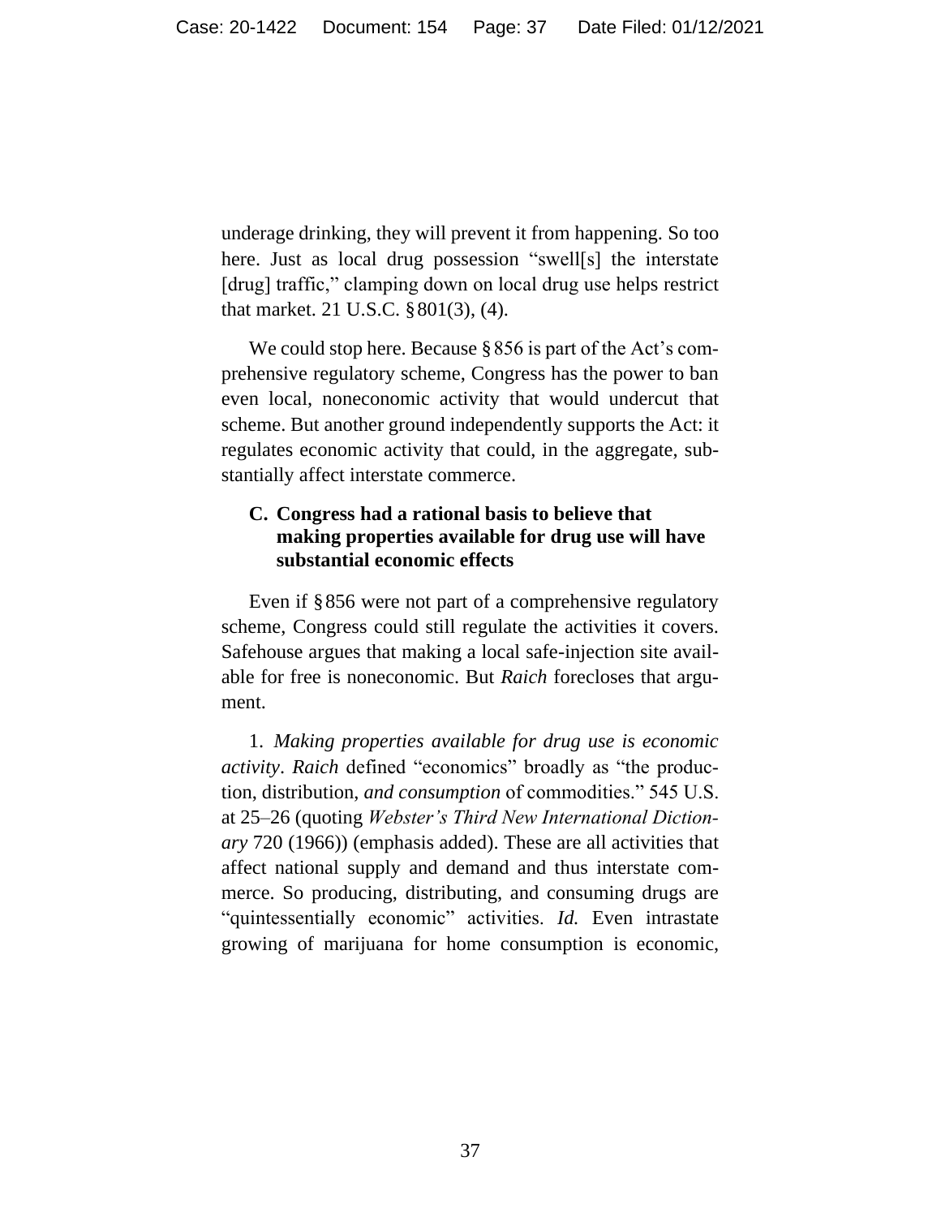underage drinking, they will prevent it from happening. So too here. Just as local drug possession "swell[s] the interstate [drug] traffic," clamping down on local drug use helps restrict that market. 21 U.S.C. §801(3), (4).

We could stop here. Because §856 is part of the Act's comprehensive regulatory scheme, Congress has the power to ban even local, noneconomic activity that would undercut that scheme. But another ground independently supports the Act: it regulates economic activity that could, in the aggregate, substantially affect interstate commerce.

### C. Congress had a rational basis to believe that making properties available for drug use will have substantial economic effects

Even if §856 were not part of a comprehensive regulatory scheme, Congress could still regulate the activities it covers. Safehouse argues that making a local safe-injection site available for free is noneconomic. But *Raich* forecloses that argument.

1. *Making properties available for drug use is economic activity*. *Raich* defined "economics" broadly as "the production, distribution, *and consumption* of commodities." 545 U.S. at 25–26 (quoting *Webster's Third New International Dictionary* 720 (1966)) (emphasis added). These are all activities that affect national supply and demand and thus interstate commerce. So producing, distributing, and consuming drugs are "quintessentially economic" activities. *Id.* Even intrastate growing of marijuana for home consumption is economic,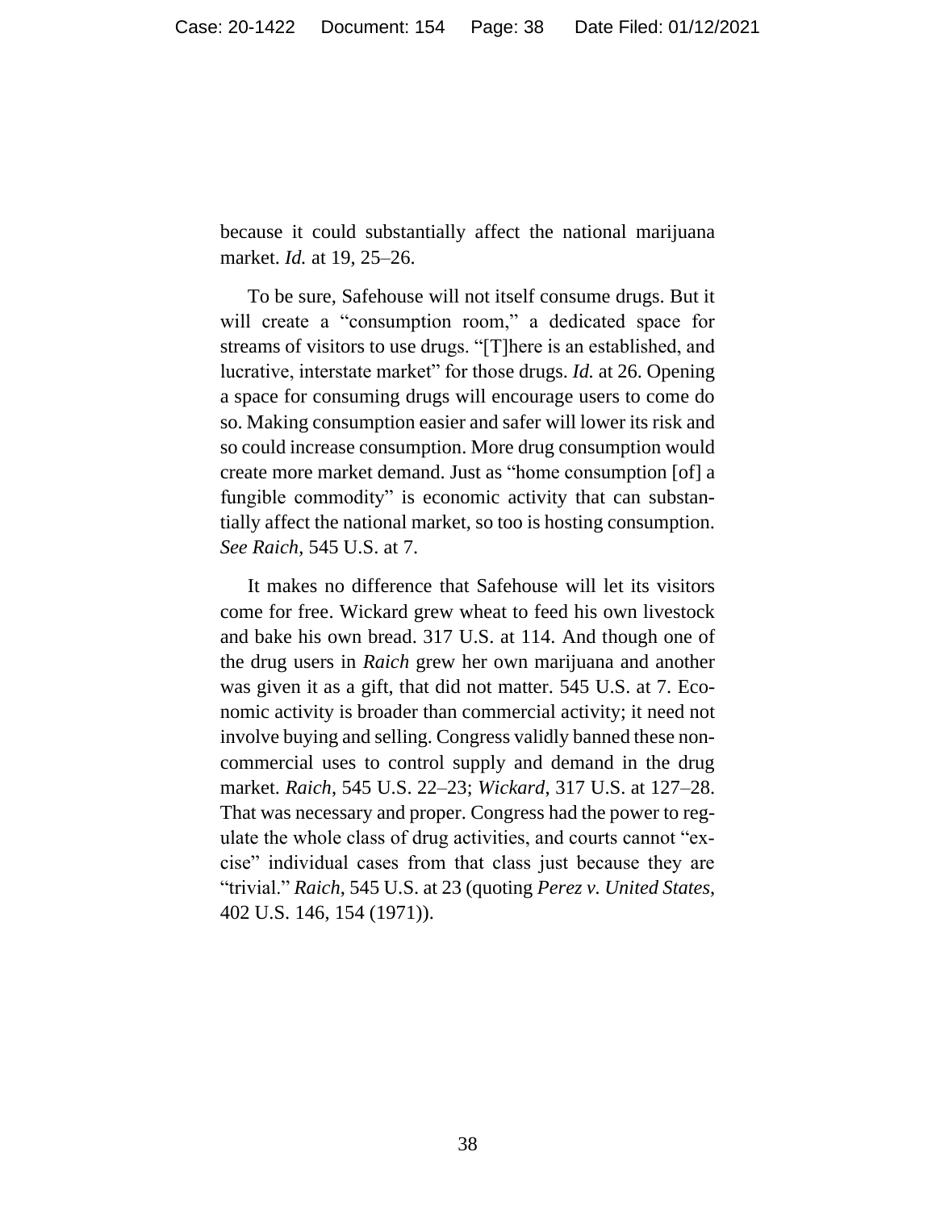because it could substantially affect the national marijuana market. *Id.* at 19, 25–26.

To be sure, Safehouse will not itself consume drugs. But it will create a "consumption room," a dedicated space for streams of visitors to use drugs. "[T]here is an established, and lucrative, interstate market" for those drugs. *Id.* at 26. Opening a space for consuming drugs will encourage users to come do so. Making consumption easier and safer will lower its risk and so could increase consumption. More drug consumption would create more market demand. Just as "home consumption [of] a fungible commodity" is economic activity that can substantially affect the national market, so too is hosting consumption. *See Raich*, 545 U.S. at 7.

It makes no difference that Safehouse will let its visitors come for free. Wickard grew wheat to feed his own livestock and bake his own bread. 317 U.S. at 114. And though one of the drug users in *Raich* grew her own marijuana and another was given it as a gift, that did not matter. 545 U.S. at 7. Economic activity is broader than commercial activity; it need not involve buying and selling. Congress validly banned these non-commercial uses to control supply and demand in the drug market. *Raich*, 545 U.S. 22–23; *Wickard*, 317 U.S. at 127–28. That was necessary and proper. Congress had the power to regulate the whole class of drug activities, and courts cannot "excise" individual cases from that class just because they are "trivial." *Raich*, 545 U.S. at 23 (quoting *Perez v. United States*, 402 U.S. 146, 154 (1971)).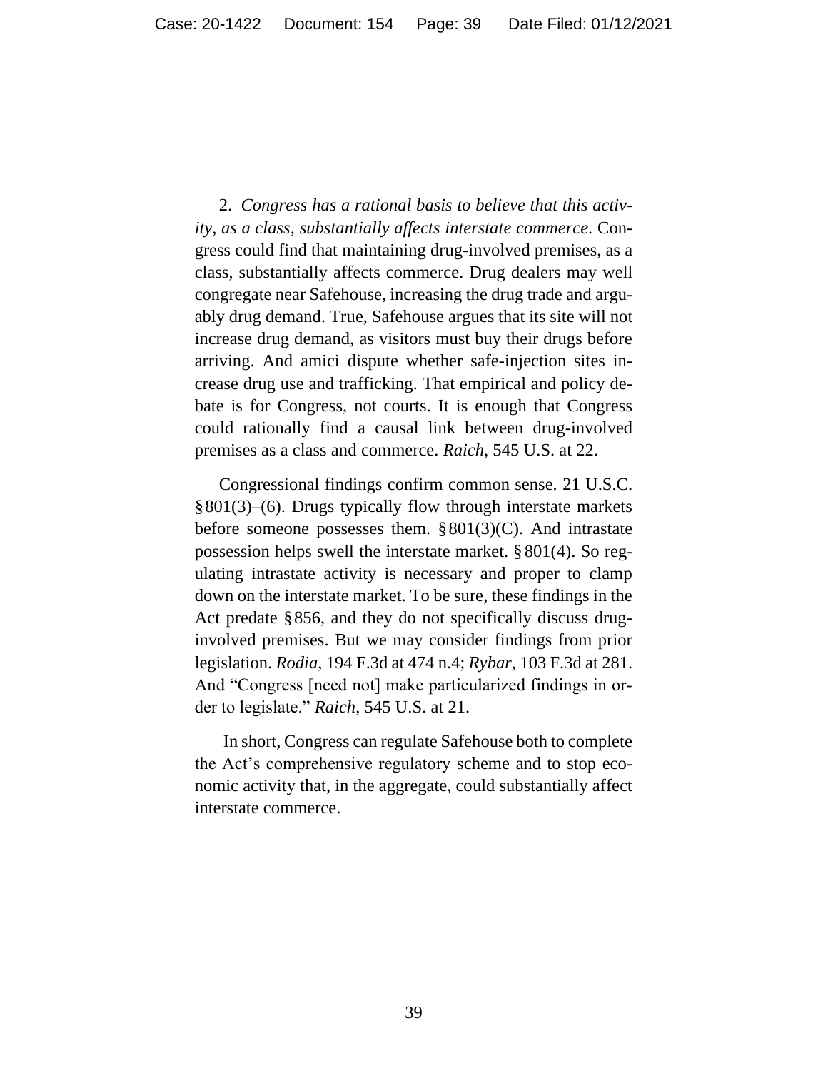2. *Congress has a rational basis to believe that this activity, as a class, substantially affects interstate commerce*. Congress could find that maintaining drug-involved premises, as a class, substantially affects commerce. Drug dealers may well congregate near Safehouse, increasing the drug trade and arguably drug demand. True, Safehouse argues that its site will not increase drug demand, as visitors must buy their drugs before arriving. And amici dispute whether safe-injection sites increase drug use and trafficking. That empirical and policy debate is for Congress, not courts. It is enough that Congress could rationally find a causal link between drug-involved premises as a class and commerce. *Raich*, 545 U.S. at 22.

Congressional findings confirm common sense. 21 U.S.C. § 801(3)–(6). Drugs typically flow through interstate markets before someone possesses them. § 801(3)(C). And intrastate possession helps swell the interstate market. § 801(4). So regulating intrastate activity is necessary and proper to clamp down on the interstate market. To be sure, these findings in the Act predate § 856, and they do not specifically discuss drug-involved premises. But we may consider findings from prior legislation. *Rodia*, 194 F.3d at 474 n.4; *Rybar*, 103 F.3d at 281. And "Congress [need not] make particularized findings in order to legislate." *Raich*, 545 U.S. at 21.

In short, Congress can regulate Safehouse both to complete the Act's comprehensive regulatory scheme and to stop economic activity that, in the aggregate, could substantially affect interstate commerce.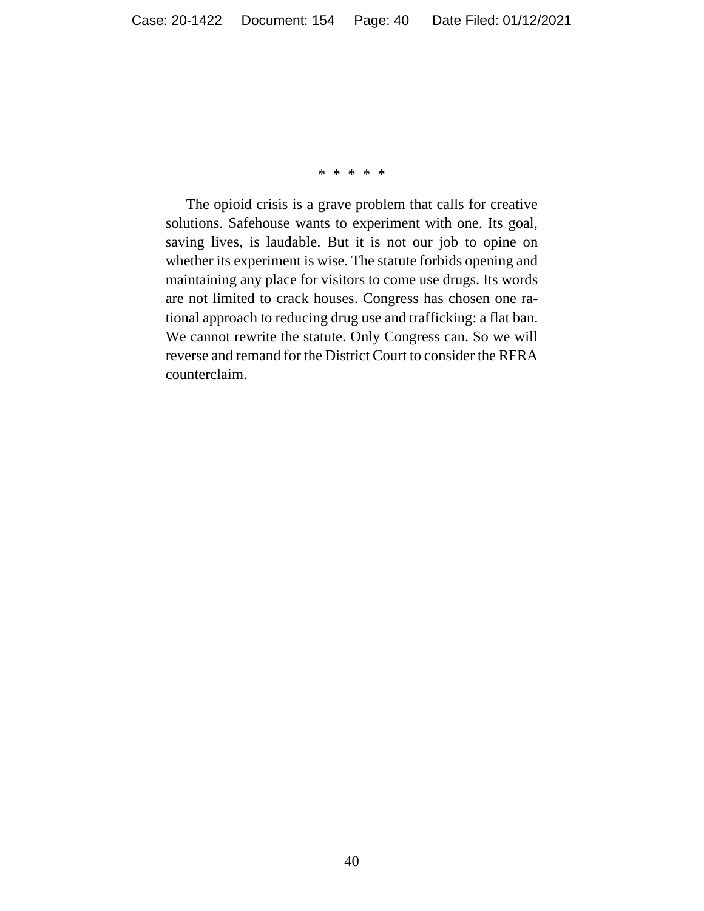\* \* \* \* \*

The opioid crisis is a grave problem that calls for creative solutions. Safehouse wants to experiment with one. Its goal, saving lives, is laudable. But it is not our job to opine on whether its experiment is wise. The statute forbids opening and maintaining any place for visitors to come use drugs. Its words are not limited to crack houses. Congress has chosen one rational approach to reducing drug use and trafficking: a flat ban. We cannot rewrite the statute. Only Congress can. So we will reverse and remand for the District Court to consider the RFRA counterclaim.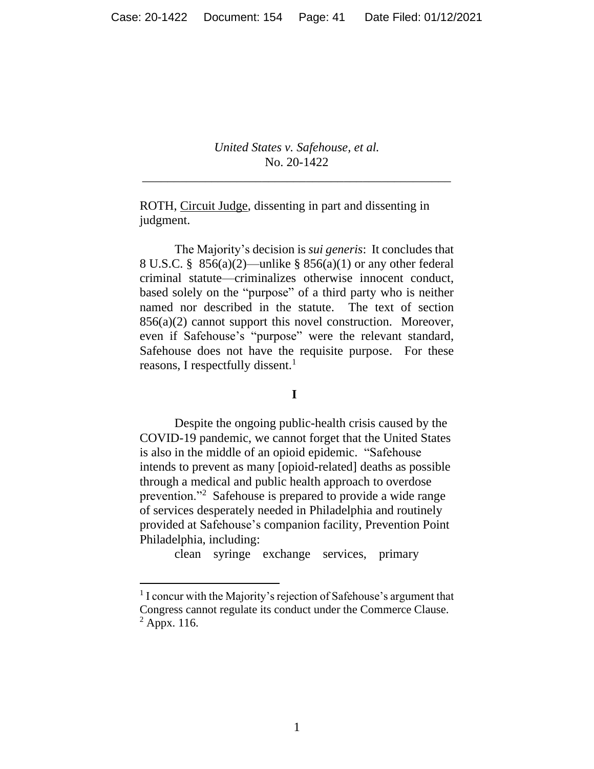*United States v. Safehouse, et al.*
No. 20-1422

---

ROTH, Circuit Judge, dissenting in part and dissenting in judgment.

The Majority's decision is *sui generis*: It concludes that 8 U.S.C. § 856(a)(2)—unlike § 856(a)(1) or any other federal criminal statute—criminalizes otherwise innocent conduct, based solely on the "purpose" of a third party who is neither named nor described in the statute. The text of section 856(a)(2) cannot support this novel construction. Moreover, even if Safehouse's "purpose" were the relevant standard, Safehouse does not have the requisite purpose. For these reasons, I respectfully dissent.[1]

**I**

Despite the ongoing public-health crisis caused by the COVID-19 pandemic, we cannot forget that the United States is also in the middle of an opioid epidemic. "Safehouse intends to prevent as many [opioid-related] deaths as possible through a medical and public health approach to overdose prevention."[2] Safehouse is prepared to provide a wide range of services desperately needed in Philadelphia and routinely provided at Safehouse's companion facility, Prevention Point Philadelphia, including:

clean syringe exchange services, primary

---

[1] I concur with the Majority's rejection of Safehouse's argument that Congress cannot regulate its conduct under the Commerce Clause.

[2] Appx. 116.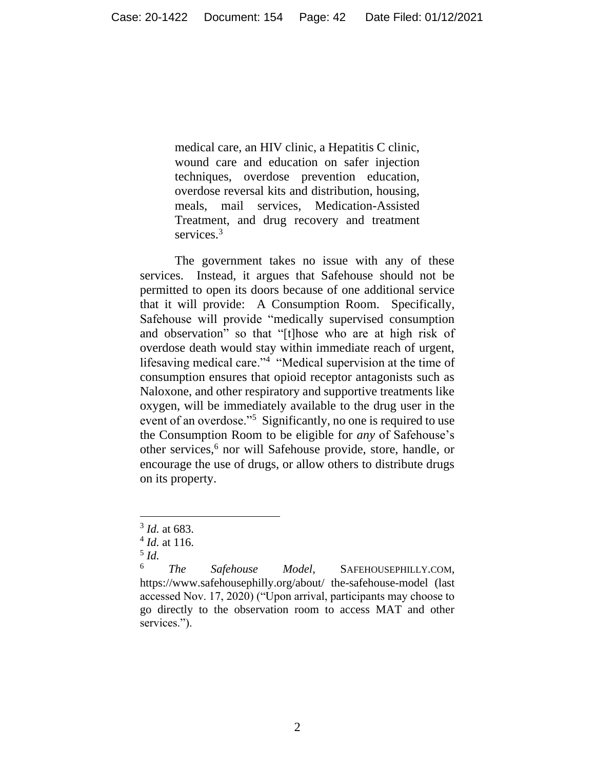> medical care, an HIV clinic, a Hepatitis C clinic, wound care and education on safer injection techniques, overdose prevention education, overdose reversal kits and distribution, housing, meals, mail services, Medication-Assisted Treatment, and drug recovery and treatment services.[3]

The government takes no issue with any of these services. Instead, it argues that Safehouse should not be permitted to open its doors because of one additional service that it will provide: A Consumption Room. Specifically, Safehouse will provide "medically supervised consumption and observation" so that "[t]hose who are at high risk of overdose death would stay within immediate reach of urgent, lifesaving medical care."[4] "Medical supervision at the time of consumption ensures that opioid receptor antagonists such as Naloxone, and other respiratory and supportive treatments like oxygen, will be immediately available to the drug user in the event of an overdose."[5] Significantly, no one is required to use the Consumption Room to be eligible for *any* of Safehouse's other services,[6] nor will Safehouse provide, store, handle, or encourage the use of drugs, or allow others to distribute drugs on its property.

---

[3] *Id.* at 683.

[4] *Id.* at 116.

[5] *Id.*

[6] *The Safehouse Model*, SAFEHOUSEPHILLY.COM, https://www.safehousephilly.org/about/ the-safehouse-model (last accessed Nov. 17, 2020) ("Upon arrival, participants may choose to go directly to the observation room to access MAT and other services.").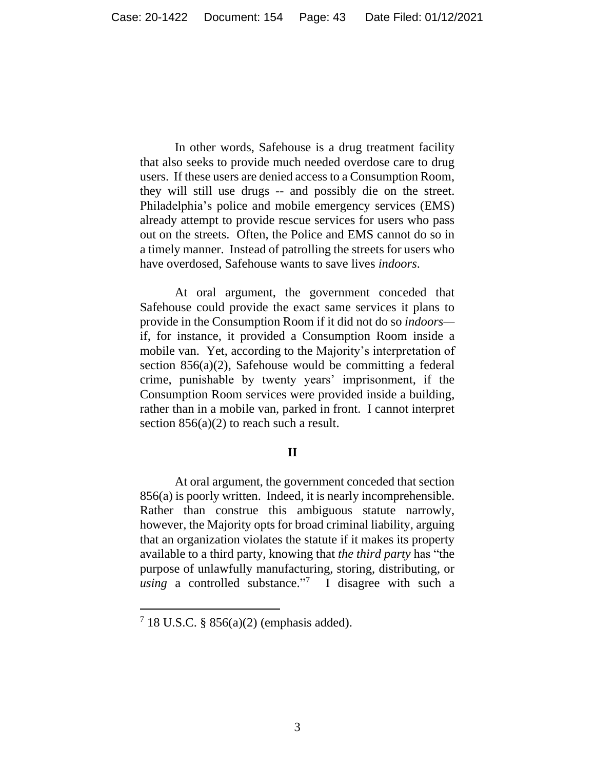In other words, Safehouse is a drug treatment facility that also seeks to provide much needed overdose care to drug users. If these users are denied access to a Consumption Room, they will still use drugs -- and possibly die on the street. Philadelphia's police and mobile emergency services (EMS) already attempt to provide rescue services for users who pass out on the streets. Often, the Police and EMS cannot do so in a timely manner. Instead of patrolling the streets for users who have overdosed, Safehouse wants to save lives *indoors*.

At oral argument, the government conceded that Safehouse could provide the exact same services it plans to provide in the Consumption Room if it did not do so *indoors*—if, for instance, it provided a Consumption Room inside a mobile van. Yet, according to the Majority's interpretation of section 856(a)(2), Safehouse would be committing a federal crime, punishable by twenty years' imprisonment, if the Consumption Room services were provided inside a building, rather than in a mobile van, parked in front. I cannot interpret section 856(a)(2) to reach such a result.

## II

At oral argument, the government conceded that section 856(a) is poorly written. Indeed, it is nearly incomprehensible. Rather than construe this ambiguous statute narrowly, however, the Majority opts for broad criminal liability, arguing that an organization violates the statute if it makes its property available to a third party, knowing that *the third party* has "the purpose of unlawfully manufacturing, storing, distributing, or *using* a controlled substance."[7] I disagree with such a

[7] 18 U.S.C. § 856(a)(2) (emphasis added).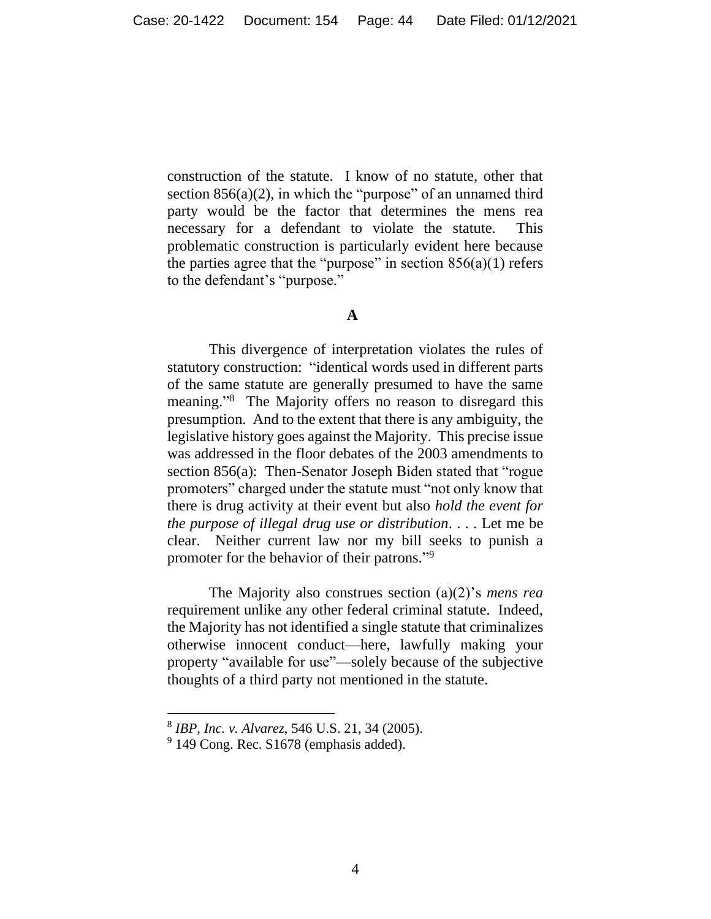construction of the statute. I know of no statute, other that section 856(a)(2), in which the "purpose" of an unnamed third party would be the factor that determines the mens rea necessary for a defendant to violate the statute. This problematic construction is particularly evident here because the parties agree that the "purpose" in section 856(a)(1) refers to the defendant's "purpose."

**A**

This divergence of interpretation violates the rules of statutory construction: "identical words used in different parts of the same statute are generally presumed to have the same meaning."[8] The Majority offers no reason to disregard this presumption. And to the extent that there is any ambiguity, the legislative history goes against the Majority. This precise issue was addressed in the floor debates of the 2003 amendments to section 856(a): Then-Senator Joseph Biden stated that "rogue promoters" charged under the statute must "not only know that there is drug activity at their event but also *hold the event for the purpose of illegal drug use or distribution*. . . . Let me be clear. Neither current law nor my bill seeks to punish a promoter for the behavior of their patrons."[9]

The Majority also construes section (a)(2)'s *mens rea* requirement unlike any other federal criminal statute. Indeed, the Majority has not identified a single statute that criminalizes otherwise innocent conduct—here, lawfully making your property "available for use"—solely because of the subjective thoughts of a third party not mentioned in the statute.

---

[8] *IBP, Inc. v. Alvarez*, 546 U.S. 21, 34 (2005).

[9] 149 Cong. Rec. S1678 (emphasis added).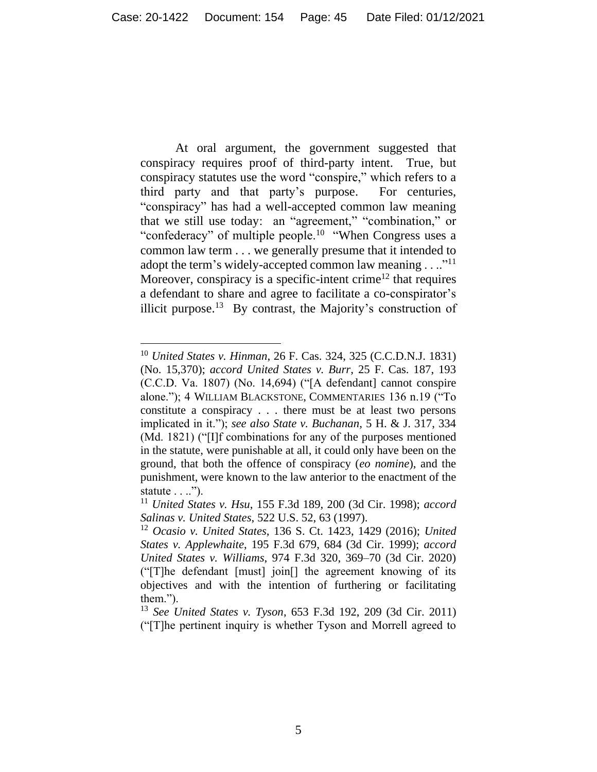At oral argument, the government suggested that conspiracy requires proof of third-party intent. True, but conspiracy statutes use the word "conspire," which refers to a third party and that party's purpose. For centuries, "conspiracy" has had a well-accepted common law meaning that we still use today: an "agreement," "combination," or "confederacy" of multiple people.[10] "When Congress uses a common law term . . . we generally presume that it intended to adopt the term's widely-accepted common law meaning . . . ."[11] Moreover, conspiracy is a specific-intent crime[12] that requires a defendant to share and agree to facilitate a co-conspirator's illicit purpose.[13] By contrast, the Majority's construction of

---

[10] *United States v. Hinman*, 26 F. Cas. 324, 325 (C.C.D.N.J. 1831) (No. 15,370); *accord United States v. Burr*, 25 F. Cas. 187, 193 (C.C.D. Va. 1807) (No. 14,694) ("[A defendant] cannot conspire alone."); 4 WILLIAM BLACKSTONE, COMMENTARIES 136 n.19 ("To constitute a conspiracy . . . there must be at least two persons implicated in it."); *see also State v. Buchanan*, 5 H. & J. 317, 334 (Md. 1821) ("[I]f combinations for any of the purposes mentioned in the statute, were punishable at all, it could only have been on the ground, that both the offence of conspiracy (*eo nomine*), and the punishment, were known to the law anterior to the enactment of the statute . . . .").

[11] *United States v. Hsu*, 155 F.3d 189, 200 (3d Cir. 1998); *accord Salinas v. United States*, 522 U.S. 52, 63 (1997).

[12] *Ocasio v. United States*, 136 S. Ct. 1423, 1429 (2016); *United States v. Applewhaite*, 195 F.3d 679, 684 (3d Cir. 1999); *accord United States v. Williams*, 974 F.3d 320, 369–70 (3d Cir. 2020) ("[T]he defendant [must] join[] the agreement knowing of its objectives and with the intention of furthering or facilitating them.").

[13] *See United States v. Tyson*, 653 F.3d 192, 209 (3d Cir. 2011) ("[T]he pertinent inquiry is whether Tyson and Morrell agreed to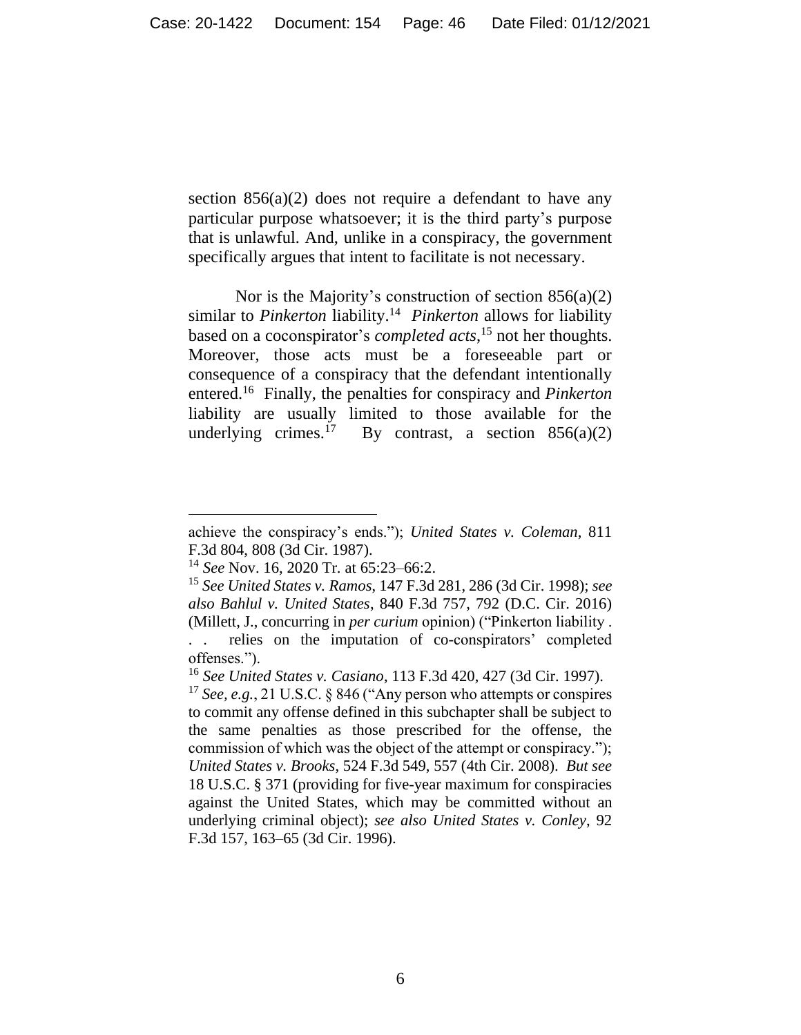section 856(a)(2) does not require a defendant to have any particular purpose whatsoever; it is the third party's purpose that is unlawful. And, unlike in a conspiracy, the government specifically argues that intent to facilitate is not necessary.

Nor is the Majority's construction of section 856(a)(2) similar to *Pinkerton* liability.[14] *Pinkerton* allows for liability based on a coconspirator's *completed acts*,[15] not her thoughts. Moreover, those acts must be a foreseeable part or consequence of a conspiracy that the defendant intentionally entered.[16] Finally, the penalties for conspiracy and *Pinkerton* liability are usually limited to those available for the underlying crimes.[17] By contrast, a section 856(a)(2)

---

achieve the conspiracy's ends."); *United States v. Coleman*, 811 F.3d 804, 808 (3d Cir. 1987).

[14] *See* Nov. 16, 2020 Tr. at 65:23–66:2.

[15] *See United States v. Ramos*, 147 F.3d 281, 286 (3d Cir. 1998); *see also Bahlul v. United States*, 840 F.3d 757, 792 (D.C. Cir. 2016) (Millett, J., concurring in *per curiam* opinion) ("Pinkerton liability . . . relies on the imputation of co-conspirators' completed offenses.").

[16] *See United States v. Casiano*, 113 F.3d 420, 427 (3d Cir. 1997).

[17] *See, e.g.*, 21 U.S.C. § 846 ("Any person who attempts or conspires to commit any offense defined in this subchapter shall be subject to the same penalties as those prescribed for the offense, the commission of which was the object of the attempt or conspiracy."); *United States v. Brooks*, 524 F.3d 549, 557 (4th Cir. 2008). *But see* 18 U.S.C. § 371 (providing for five-year maximum for conspiracies against the United States, which may be committed without an underlying criminal object); *see also United States v. Conley*, 92 F.3d 157, 163–65 (3d Cir. 1996).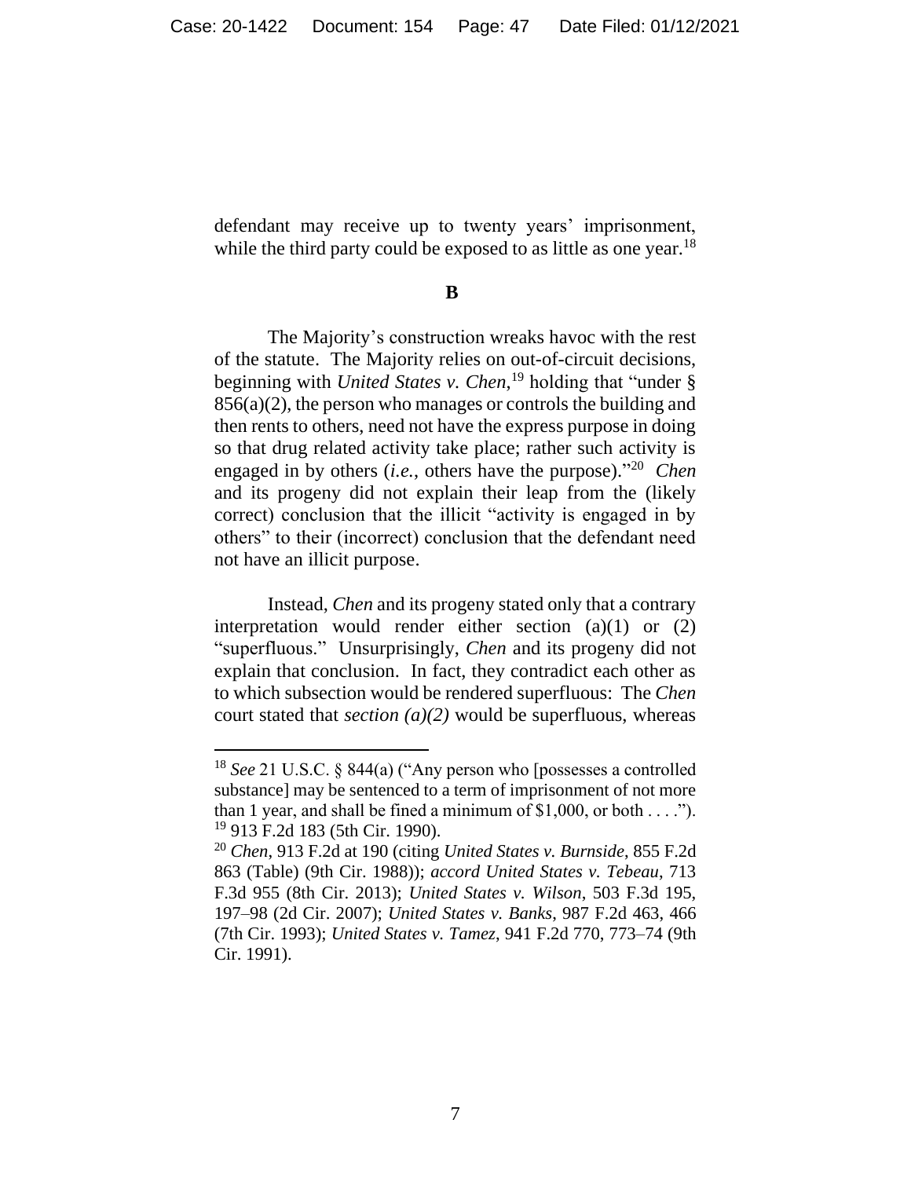defendant may receive up to twenty years' imprisonment, while the third party could be exposed to as little as one year.[18]

**B**

The Majority's construction wreaks havoc with the rest of the statute. The Majority relies on out-of-circuit decisions, beginning with *United States v. Chen*,[19] holding that "under § 856(a)(2), the person who manages or controls the building and then rents to others, need not have the express purpose in doing so that drug related activity take place; rather such activity is engaged in by others (*i.e.*, others have the purpose)."[20] *Chen* and its progeny did not explain their leap from the (likely correct) conclusion that the illicit "activity is engaged in by others" to their (incorrect) conclusion that the defendant need not have an illicit purpose.

Instead, *Chen* and its progeny stated only that a contrary interpretation would render either section (a)(1) or (2) "superfluous." Unsurprisingly, *Chen* and its progeny did not explain that conclusion. In fact, they contradict each other as to which subsection would be rendered superfluous: The *Chen* court stated that *section (a)(2)* would be superfluous, whereas

---

[18] *See* 21 U.S.C. § 844(a) ("Any person who [possesses a controlled substance] may be sentenced to a term of imprisonment of not more than 1 year, and shall be fined a minimum of $1,000, or both . . . .").

[19] 913 F.2d 183 (5th Cir. 1990).

[20] *Chen*, 913 F.2d at 190 (citing *United States v. Burnside*, 855 F.2d 863 (Table) (9th Cir. 1988)); *accord United States v. Tebeau*, 713 F.3d 955 (8th Cir. 2013); *United States v. Wilson*, 503 F.3d 195, 197–98 (2d Cir. 2007); *United States v. Banks*, 987 F.2d 463, 466 (7th Cir. 1993); *United States v. Tamez*, 941 F.2d 770, 773–74 (9th Cir. 1991).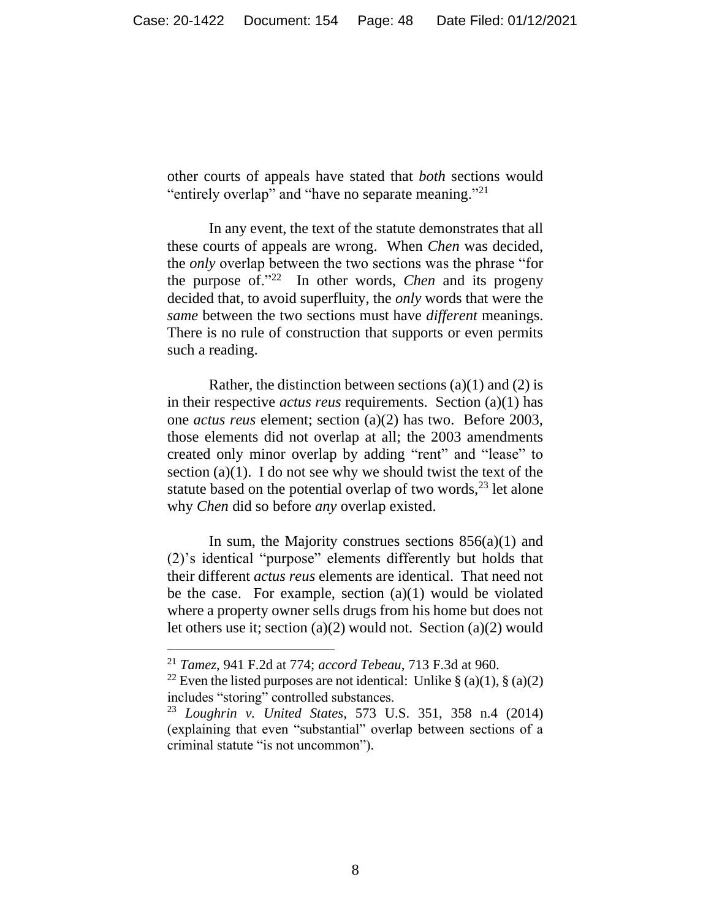other courts of appeals have stated that *both* sections would "entirely overlap" and "have no separate meaning."[21]

In any event, the text of the statute demonstrates that all these courts of appeals are wrong. When *Chen* was decided, the *only* overlap between the two sections was the phrase "for the purpose of."[22] In other words, *Chen* and its progeny decided that, to avoid superfluity, the *only* words that were the *same* between the two sections must have *different* meanings. There is no rule of construction that supports or even permits such a reading.

Rather, the distinction between sections (a)(1) and (2) is in their respective *actus reus* requirements. Section (a)(1) has one *actus reus* element; section (a)(2) has two. Before 2003, those elements did not overlap at all; the 2003 amendments created only minor overlap by adding "rent" and "lease" to section (a)(1). I do not see why we should twist the text of the statute based on the potential overlap of two words,[23] let alone why *Chen* did so before *any* overlap existed.

In sum, the Majority construes sections 856(a)(1) and (2)'s identical "purpose" elements differently but holds that their different *actus reus* elements are identical. That need not be the case. For example, section (a)(1) would be violated where a property owner sells drugs from his home but does not let others use it; section (a)(2) would not. Section (a)(2) would

---

[21] *Tamez*, 941 F.2d at 774; *accord Tebeau*, 713 F.3d at 960.

[22] Even the listed purposes are not identical: Unlike § (a)(1), § (a)(2) includes "storing" controlled substances.

[23] *Loughrin v. United States*, 573 U.S. 351, 358 n.4 (2014) (explaining that even "substantial" overlap between sections of a criminal statute "is not uncommon").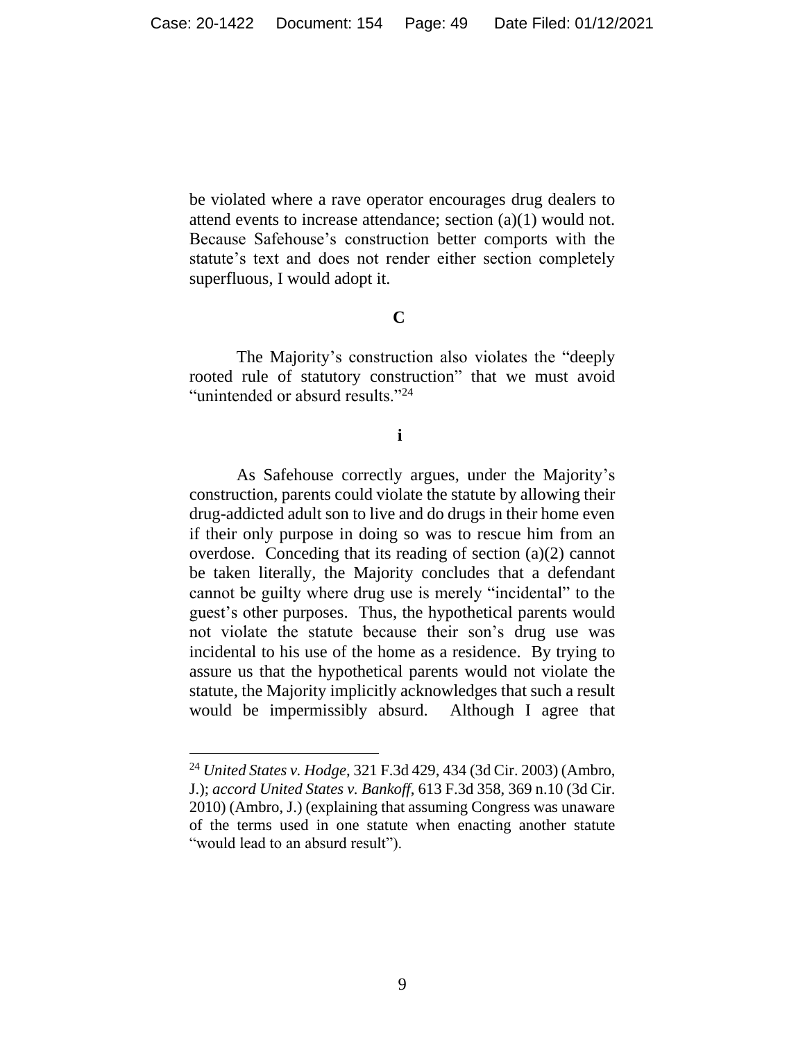be violated where a rave operator encourages drug dealers to attend events to increase attendance; section (a)(1) would not. Because Safehouse's construction better comports with the statute's text and does not render either section completely superfluous, I would adopt it.

**C**

The Majority's construction also violates the "deeply rooted rule of statutory construction" that we must avoid "unintended or absurd results."[24]

**i**

As Safehouse correctly argues, under the Majority's construction, parents could violate the statute by allowing their drug-addicted adult son to live and do drugs in their home even if their only purpose in doing so was to rescue him from an overdose. Conceding that its reading of section (a)(2) cannot be taken literally, the Majority concludes that a defendant cannot be guilty where drug use is merely "incidental" to the guest's other purposes. Thus, the hypothetical parents would not violate the statute because their son's drug use was incidental to his use of the home as a residence. By trying to assure us that the hypothetical parents would not violate the statute, the Majority implicitly acknowledges that such a result would be impermissibly absurd. Although I agree that

---

[24] *United States v. Hodge*, 321 F.3d 429, 434 (3d Cir. 2003) (Ambro, J.); *accord United States v. Bankoff*, 613 F.3d 358, 369 n.10 (3d Cir. 2010) (Ambro, J.) (explaining that assuming Congress was unaware of the terms used in one statute when enacting another statute "would lead to an absurd result").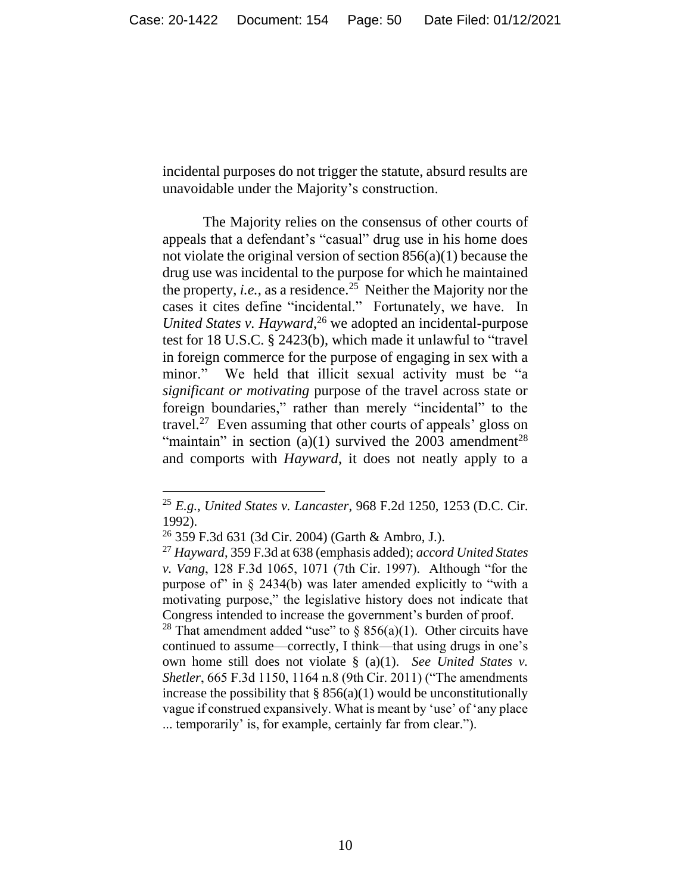incidental purposes do not trigger the statute, absurd results are unavoidable under the Majority's construction.

The Majority relies on the consensus of other courts of appeals that a defendant's "casual" drug use in his home does not violate the original version of section 856(a)(1) because the drug use was incidental to the purpose for which he maintained the property, *i.e.*, as a residence.[25] Neither the Majority nor the cases it cites define "incidental." Fortunately, we have. In *United States v. Hayward*,[26] we adopted an incidental-purpose test for 18 U.S.C. § 2423(b), which made it unlawful to "travel in foreign commerce for the purpose of engaging in sex with a minor." We held that illicit sexual activity must be "a *significant or motivating* purpose of the travel across state or foreign boundaries," rather than merely "incidental" to the travel.[27] Even assuming that other courts of appeals' gloss on "maintain" in section (a)(1) survived the 2003 amendment[28] and comports with *Hayward*, it does not neatly apply to a

---

[25] *E.g.*, *United States v. Lancaster*, 968 F.2d 1250, 1253 (D.C. Cir. 1992).

[26] 359 F.3d 631 (3d Cir. 2004) (Garth & Ambro, J.).

[27] *Hayward*, 359 F.3d at 638 (emphasis added); *accord United States v. Vang*, 128 F.3d 1065, 1071 (7th Cir. 1997). Although "for the purpose of" in § 2434(b) was later amended explicitly to "with a motivating purpose," the legislative history does not indicate that Congress intended to increase the government's burden of proof.

[28] That amendment added "use" to § 856(a)(1). Other circuits have continued to assume—correctly, I think—that using drugs in one's own home still does not violate § (a)(1). *See United States v. Shetler*, 665 F.3d 1150, 1164 n.8 (9th Cir. 2011) ("The amendments increase the possibility that § 856(a)(1) would be unconstitutionally vague if construed expansively. What is meant by 'use' of 'any place ... temporarily' is, for example, certainly far from clear.").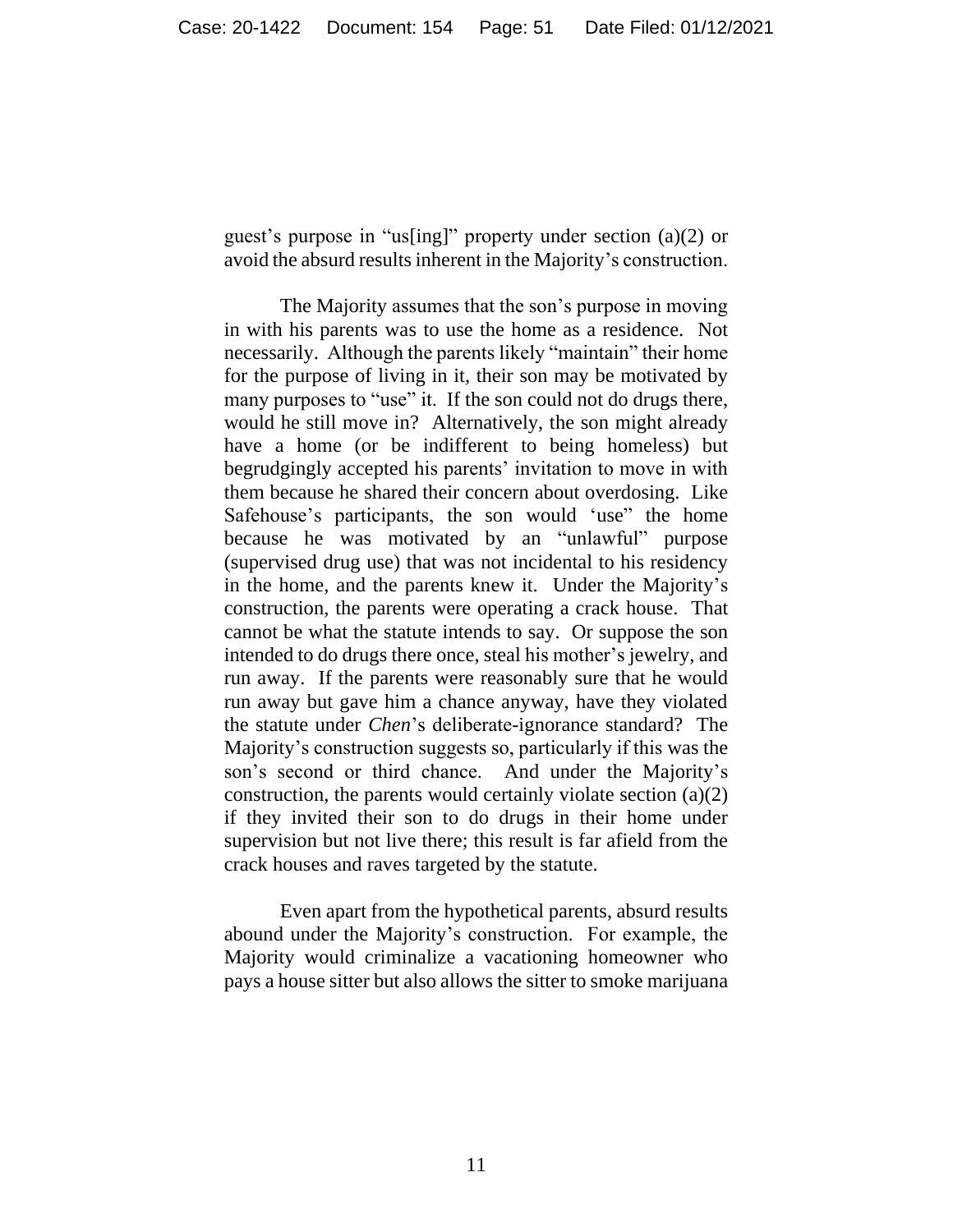guest's purpose in "us[ing]" property under section (a)(2) or avoid the absurd results inherent in the Majority's construction.

The Majority assumes that the son's purpose in moving in with his parents was to use the home as a residence. Not necessarily. Although the parents likely "maintain" their home for the purpose of living in it, their son may be motivated by many purposes to "use" it. If the son could not do drugs there, would he still move in? Alternatively, the son might already have a home (or be indifferent to being homeless) but begrudgingly accepted his parents' invitation to move in with them because he shared their concern about overdosing. Like Safehouse's participants, the son would 'use" the home because he was motivated by an "unlawful" purpose (supervised drug use) that was not incidental to his residency in the home, and the parents knew it. Under the Majority's construction, the parents were operating a crack house. That cannot be what the statute intends to say. Or suppose the son intended to do drugs there once, steal his mother's jewelry, and run away. If the parents were reasonably sure that he would run away but gave him a chance anyway, have they violated the statute under *Chen*'s deliberate-ignorance standard? The Majority's construction suggests so, particularly if this was the son's second or third chance. And under the Majority's construction, the parents would certainly violate section (a)(2) if they invited their son to do drugs in their home under supervision but not live there; this result is far afield from the crack houses and raves targeted by the statute.

Even apart from the hypothetical parents, absurd results abound under the Majority's construction. For example, the Majority would criminalize a vacationing homeowner who pays a house sitter but also allows the sitter to smoke marijuana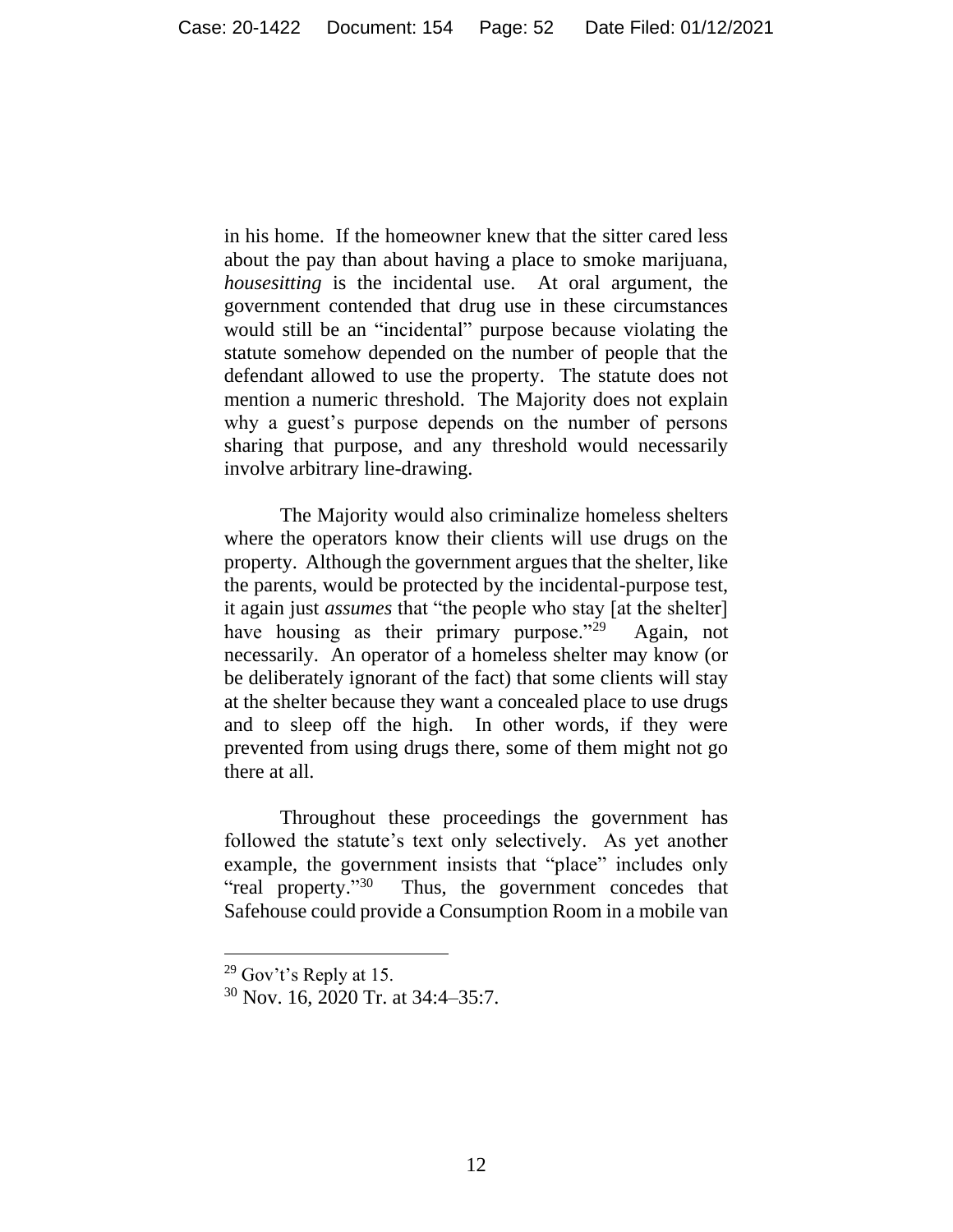in his home. If the homeowner knew that the sitter cared less about the pay than about having a place to smoke marijuana, *housesitting* is the incidental use. At oral argument, the government contended that drug use in these circumstances would still be an "incidental" purpose because violating the statute somehow depended on the number of people that the defendant allowed to use the property. The statute does not mention a numeric threshold. The Majority does not explain why a guest's purpose depends on the number of persons sharing that purpose, and any threshold would necessarily involve arbitrary line-drawing.

The Majority would also criminalize homeless shelters where the operators know their clients will use drugs on the property. Although the government argues that the shelter, like the parents, would be protected by the incidental-purpose test, it again just *assumes* that "the people who stay [at the shelter] have housing as their primary purpose."[29] Again, not necessarily. An operator of a homeless shelter may know (or be deliberately ignorant of the fact) that some clients will stay at the shelter because they want a concealed place to use drugs and to sleep off the high. In other words, if they were prevented from using drugs there, some of them might not go there at all.

Throughout these proceedings the government has followed the statute's text only selectively. As yet another example, the government insists that "place" includes only "real property."[30] Thus, the government concedes that Safehouse could provide a Consumption Room in a mobile van

---

[29] Gov't's Reply at 15.

[30] Nov. 16, 2020 Tr. at 34:4–35:7.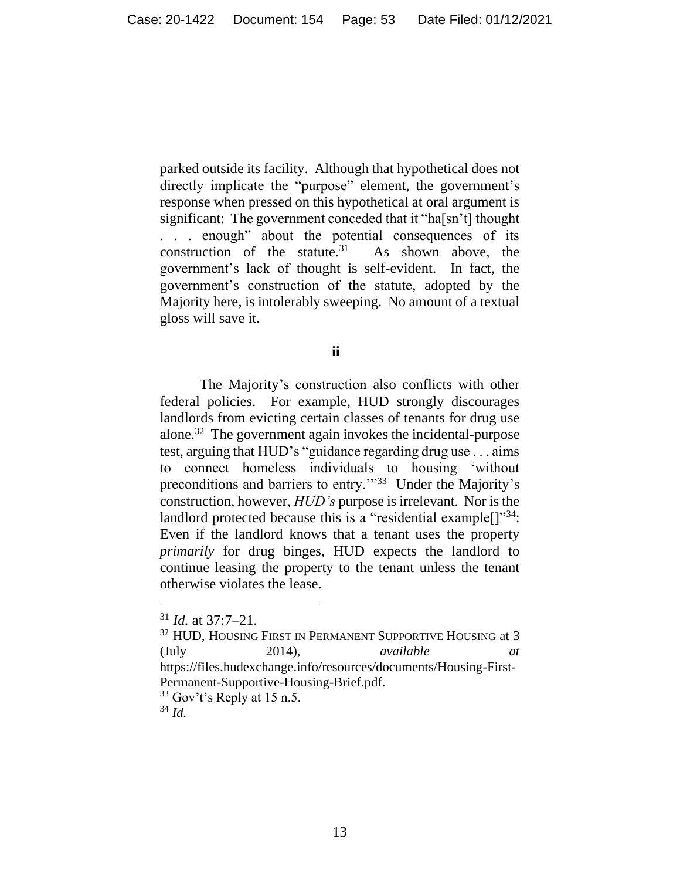parked outside its facility. Although that hypothetical does not directly implicate the "purpose" element, the government's response when pressed on this hypothetical at oral argument is significant: The government conceded that it "ha[sn't] thought . . . enough" about the potential consequences of its construction of the statute.[31] As shown above, the government's lack of thought is self-evident. In fact, the government's construction of the statute, adopted by the Majority here, is intolerably sweeping. No amount of a textual gloss will save it.

**ii**

The Majority's construction also conflicts with other federal policies. For example, HUD strongly discourages landlords from evicting certain classes of tenants for drug use alone.[32] The government again invokes the incidental-purpose test, arguing that HUD's "guidance regarding drug use . . . aims to connect homeless individuals to housing 'without preconditions and barriers to entry.'"[33] Under the Majority's construction, however, *HUD's* purpose is irrelevant. Nor is the landlord protected because this is a "residential example[]"[34]: Even if the landlord knows that a tenant uses the property *primarily* for drug binges, HUD expects the landlord to continue leasing the property to the tenant unless the tenant otherwise violates the lease.

---

[31] *Id.* at 37:7–21.

[32] HUD, HOUSING FIRST IN PERMANENT SUPPORTIVE HOUSING at 3 (July 2014), *available at* https://files.hudexchange.info/resources/documents/Housing-First-Permanent-Supportive-Housing-Brief.pdf.

[33] Gov't's Reply at 15 n.5.

[34] *Id.*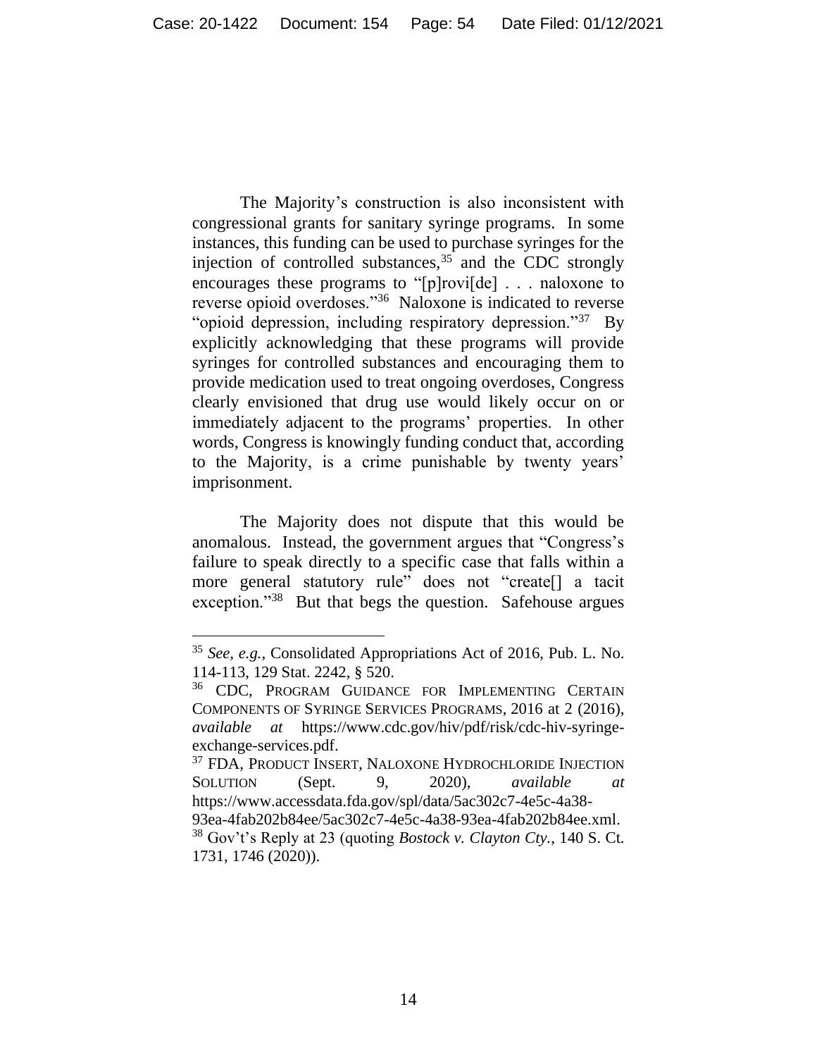The Majority's construction is also inconsistent with congressional grants for sanitary syringe programs. In some instances, this funding can be used to purchase syringes for the injection of controlled substances,[35] and the CDC strongly encourages these programs to "[p]rovi[de] . . . naloxone to reverse opioid overdoses."[36] Naloxone is indicated to reverse "opioid depression, including respiratory depression."[37] By explicitly acknowledging that these programs will provide syringes for controlled substances and encouraging them to provide medication used to treat ongoing overdoses, Congress clearly envisioned that drug use would likely occur on or immediately adjacent to the programs' properties. In other words, Congress is knowingly funding conduct that, according to the Majority, is a crime punishable by twenty years' imprisonment.

The Majority does not dispute that this would be anomalous. Instead, the government argues that "Congress's failure to speak directly to a specific case that falls within a more general statutory rule" does not "create[] a tacit exception."[38] But that begs the question. Safehouse argues

---

[35] *See, e.g.*, Consolidated Appropriations Act of 2016, Pub. L. No. 114-113, 129 Stat. 2242, § 520.

[36] CDC, PROGRAM GUIDANCE FOR IMPLEMENTING CERTAIN COMPONENTS OF SYRINGE SERVICES PROGRAMS, 2016 at 2 (2016), *available at* https://www.cdc.gov/hiv/pdf/risk/cdc-hiv-syringe-exchange-services.pdf.

[37] FDA, PRODUCT INSERT, NALOXONE HYDROCHLORIDE INJECTION SOLUTION (Sept. 9, 2020), *available at* https://www.accessdata.fda.gov/spl/data/5ac302c7-4e5c-4a38-93ea-4fab202b84ee/5ac302c7-4e5c-4a38-93ea-4fab202b84ee.xml.

[38] Gov't's Reply at 23 (quoting *Bostock v. Clayton Cty.*, 140 S. Ct. 1731, 1746 (2020)).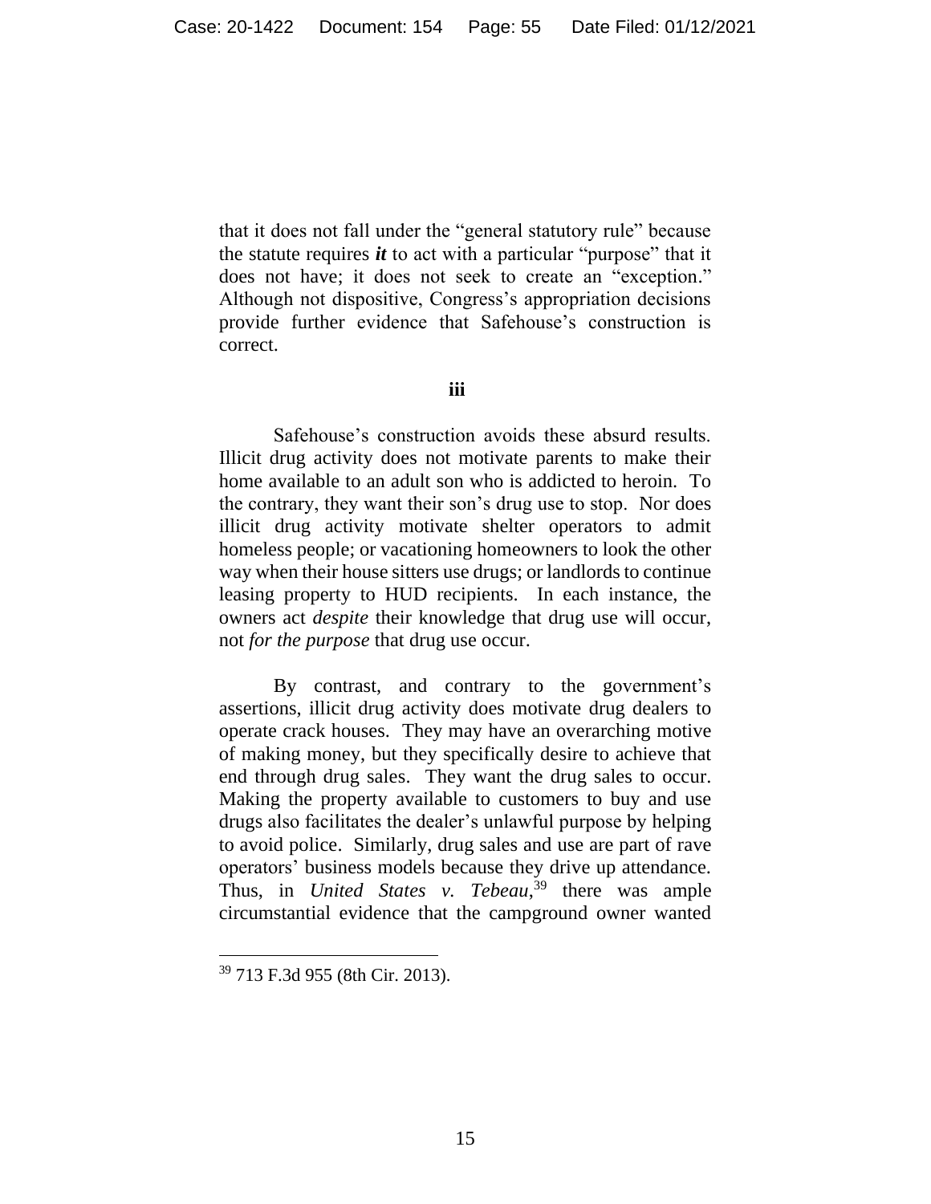that it does not fall under the "general statutory rule" because the statute requires ***it*** to act with a particular "purpose" that it does not have; it does not seek to create an "exception." Although not dispositive, Congress's appropriation decisions provide further evidence that Safehouse's construction is correct.

**iii**

Safehouse's construction avoids these absurd results. Illicit drug activity does not motivate parents to make their home available to an adult son who is addicted to heroin. To the contrary, they want their son's drug use to stop. Nor does illicit drug activity motivate shelter operators to admit homeless people; or vacationing homeowners to look the other way when their house sitters use drugs; or landlords to continue leasing property to HUD recipients. In each instance, the owners act *despite* their knowledge that drug use will occur, not *for the purpose* that drug use occur.

By contrast, and contrary to the government's assertions, illicit drug activity does motivate drug dealers to operate crack houses. They may have an overarching motive of making money, but they specifically desire to achieve that end through drug sales. They want the drug sales to occur. Making the property available to customers to buy and use drugs also facilitates the dealer's unlawful purpose by helping to avoid police. Similarly, drug sales and use are part of rave operators' business models because they drive up attendance. Thus, in *United States v. Tebeau*,[39] there was ample circumstantial evidence that the campground owner wanted

[39] 713 F.3d 955 (8th Cir. 2013).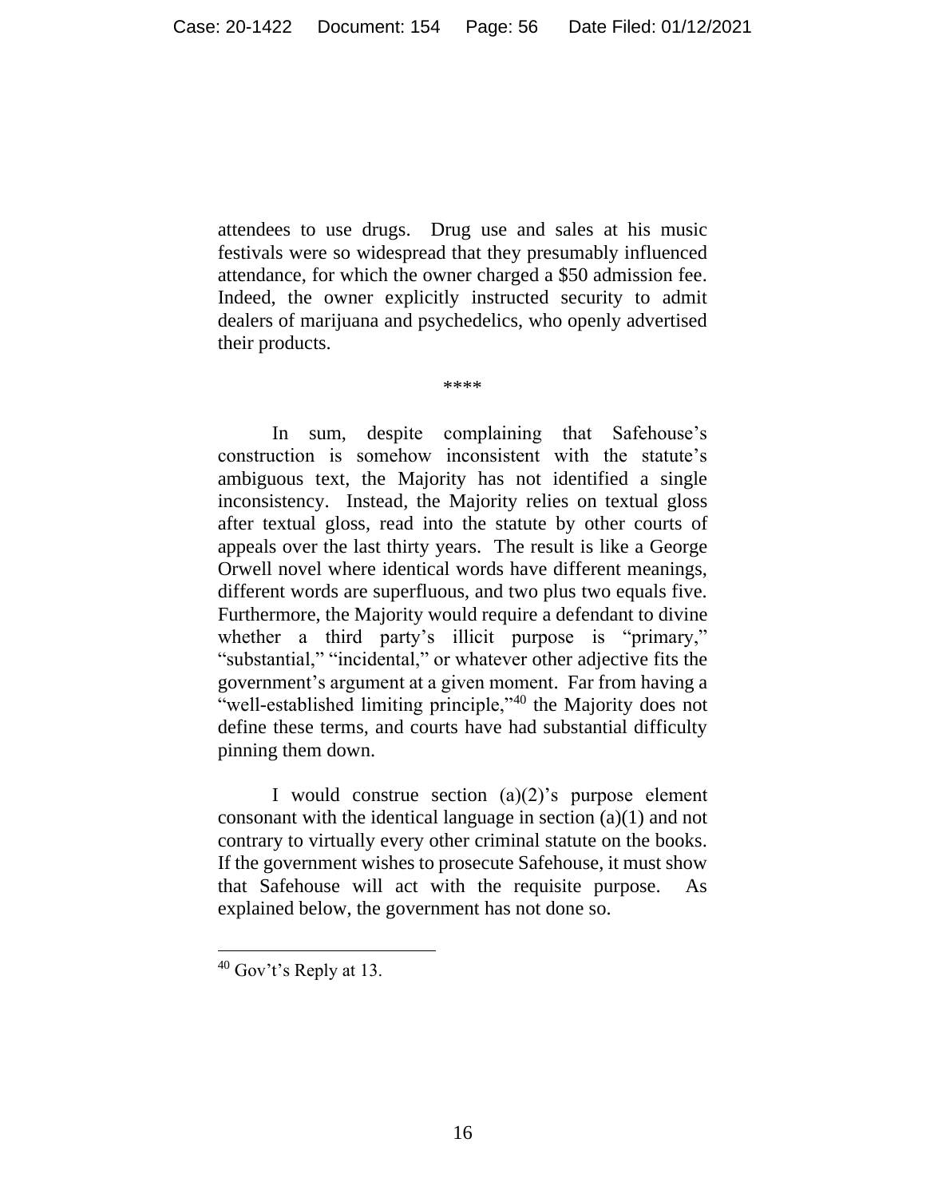attendees to use drugs. Drug use and sales at his music festivals were so widespread that they presumably influenced attendance, for which the owner charged a $50 admission fee. Indeed, the owner explicitly instructed security to admit dealers of marijuana and psychedelics, who openly advertised their products.

****

In sum, despite complaining that Safehouse's construction is somehow inconsistent with the statute's ambiguous text, the Majority has not identified a single inconsistency. Instead, the Majority relies on textual gloss after textual gloss, read into the statute by other courts of appeals over the last thirty years. The result is like a George Orwell novel where identical words have different meanings, different words are superfluous, and two plus two equals five. Furthermore, the Majority would require a defendant to divine whether a third party's illicit purpose is "primary," "substantial," "incidental," or whatever other adjective fits the government's argument at a given moment. Far from having a "well-established limiting principle,"[40] the Majority does not define these terms, and courts have had substantial difficulty pinning them down.

I would construe section (a)(2)'s purpose element consonant with the identical language in section (a)(1) and not contrary to virtually every other criminal statute on the books. If the government wishes to prosecute Safehouse, it must show that Safehouse will act with the requisite purpose. As explained below, the government has not done so.

[40] Gov't's Reply at 13.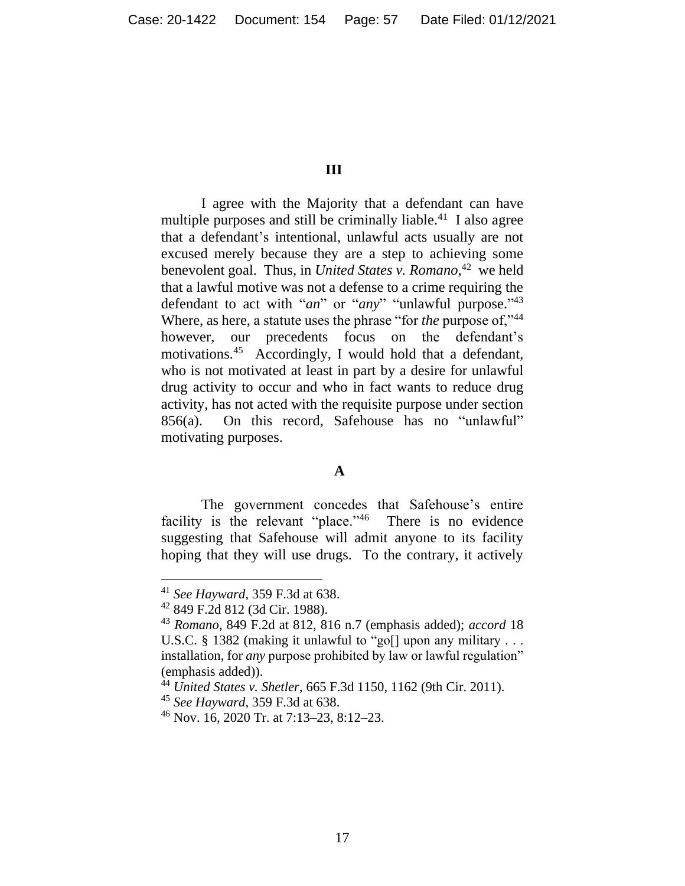**III**

I agree with the Majority that a defendant can have multiple purposes and still be criminally liable.[41] I also agree that a defendant's intentional, unlawful acts usually are not excused merely because they are a step to achieving some benevolent goal. Thus, in *United States v. Romano*,[42] we held that a lawful motive was not a defense to a crime requiring the defendant to act with "*an*" or "*any*" "unlawful purpose."[43] Where, as here, a statute uses the phrase "for *the* purpose of,"[44] however, our precedents focus on the defendant's motivations.[45] Accordingly, I would hold that a defendant, who is not motivated at least in part by a desire for unlawful drug activity to occur and who in fact wants to reduce drug activity, has not acted with the requisite purpose under section 856(a). On this record, Safehouse has no "unlawful" motivating purposes.

**A**

The government concedes that Safehouse's entire facility is the relevant "place."[46] There is no evidence suggesting that Safehouse will admit anyone to its facility hoping that they will use drugs. To the contrary, it actively

---

[41] *See Hayward*, 359 F.3d at 638.

[42] 849 F.2d 812 (3d Cir. 1988).

[43] *Romano*, 849 F.2d at 812, 816 n.7 (emphasis added); *accord* 18 U.S.C. § 1382 (making it unlawful to "go[] upon any military . . . installation, for *any* purpose prohibited by law or lawful regulation" (emphasis added)).

[44] *United States v. Shetler*, 665 F.3d 1150, 1162 (9th Cir. 2011).

[45] *See Hayward*, 359 F.3d at 638.

[46] Nov. 16, 2020 Tr. at 7:13–23, 8:12–23.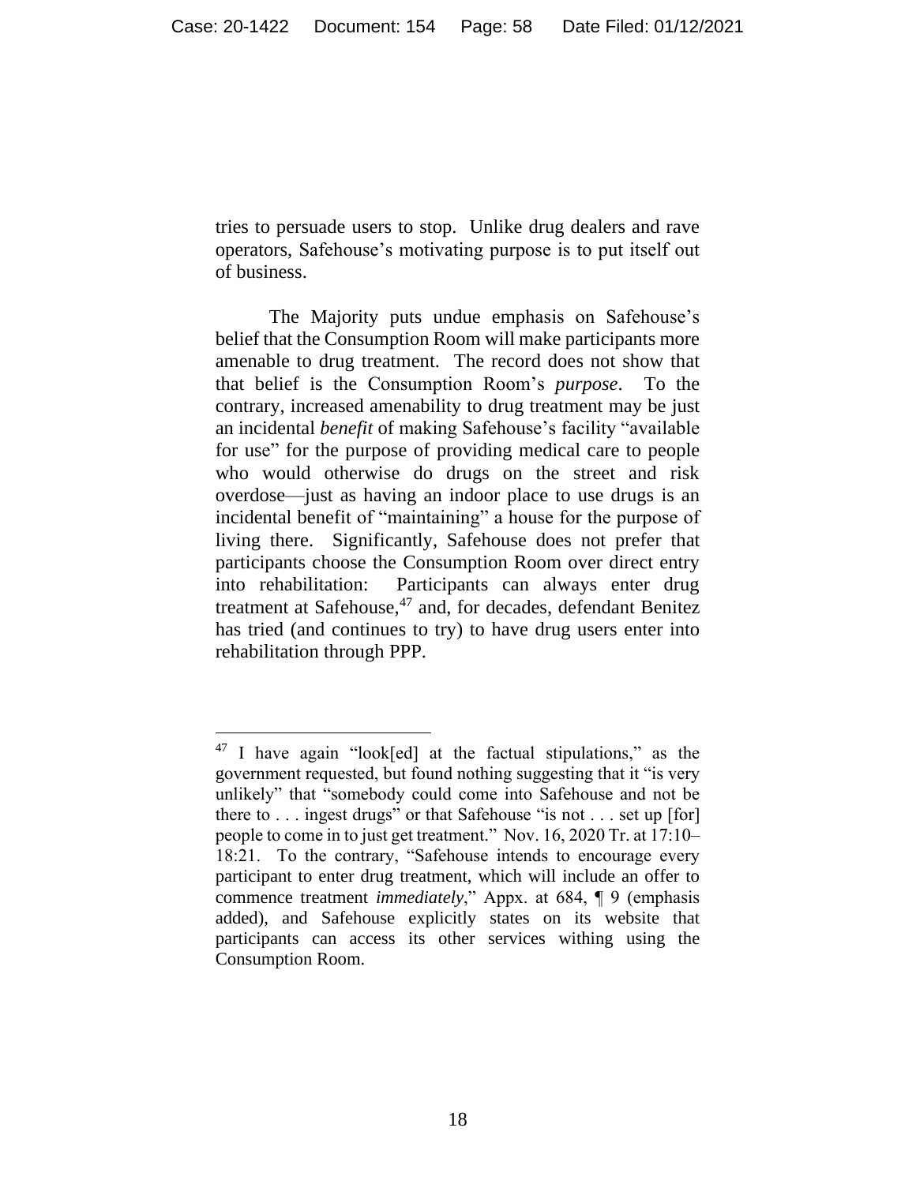tries to persuade users to stop. Unlike drug dealers and rave operators, Safehouse's motivating purpose is to put itself out of business.

The Majority puts undue emphasis on Safehouse's belief that the Consumption Room will make participants more amenable to drug treatment. The record does not show that that belief is the Consumption Room's *purpose*. To the contrary, increased amenability to drug treatment may be just an incidental *benefit* of making Safehouse's facility "available for use" for the purpose of providing medical care to people who would otherwise do drugs on the street and risk overdose—just as having an indoor place to use drugs is an incidental benefit of "maintaining" a house for the purpose of living there. Significantly, Safehouse does not prefer that participants choose the Consumption Room over direct entry into rehabilitation: Participants can always enter drug treatment at Safehouse,[47] and, for decades, defendant Benitez has tried (and continues to try) to have drug users enter into rehabilitation through PPP.

---

[47] I have again "look[ed] at the factual stipulations," as the government requested, but found nothing suggesting that it "is very unlikely" that "somebody could come into Safehouse and not be there to . . . ingest drugs" or that Safehouse "is not . . . set up [for] people to come in to just get treatment." Nov. 16, 2020 Tr. at 17:10–18:21. To the contrary, "Safehouse intends to encourage every participant to enter drug treatment, which will include an offer to commence treatment *immediately*," Appx. at 684, ¶ 9 (emphasis added), and Safehouse explicitly states on its website that participants can access its other services withing using the Consumption Room.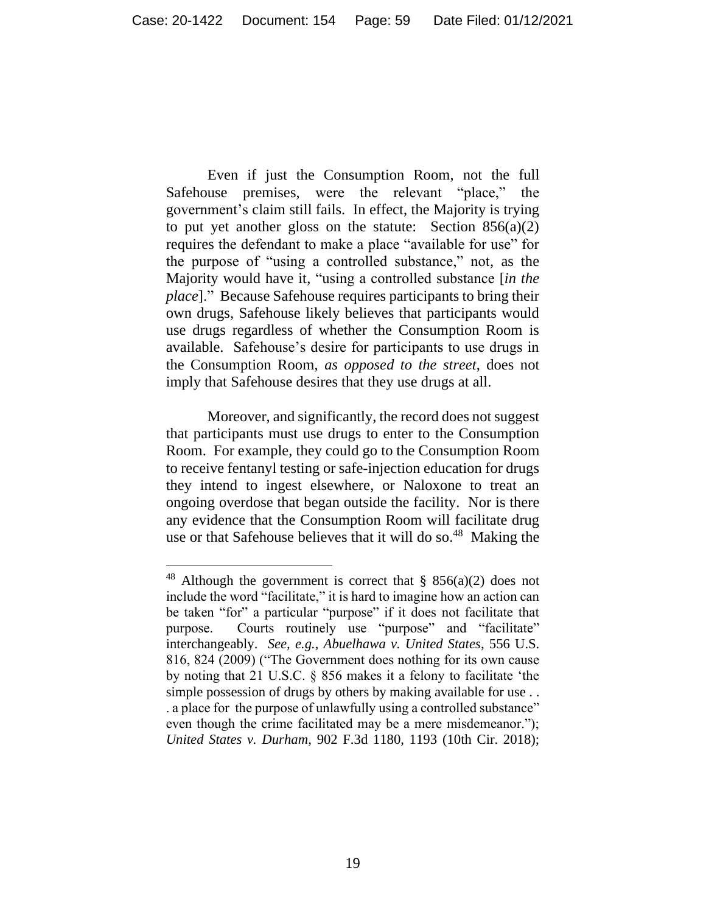Even if just the Consumption Room, not the full Safehouse premises, were the relevant "place," the government's claim still fails. In effect, the Majority is trying to put yet another gloss on the statute: Section 856(a)(2) requires the defendant to make a place "available for use" for the purpose of "using a controlled substance," not, as the Majority would have it, "using a controlled substance [*in the place*]." Because Safehouse requires participants to bring their own drugs, Safehouse likely believes that participants would use drugs regardless of whether the Consumption Room is available. Safehouse's desire for participants to use drugs in the Consumption Room, *as opposed to the street*, does not imply that Safehouse desires that they use drugs at all.

Moreover, and significantly, the record does not suggest that participants must use drugs to enter to the Consumption Room. For example, they could go to the Consumption Room to receive fentanyl testing or safe-injection education for drugs they intend to ingest elsewhere, or Naloxone to treat an ongoing overdose that began outside the facility. Nor is there any evidence that the Consumption Room will facilitate drug use or that Safehouse believes that it will do so.[48] Making the

---

[48] Although the government is correct that § 856(a)(2) does not include the word "facilitate," it is hard to imagine how an action can be taken "for" a particular "purpose" if it does not facilitate that purpose. Courts routinely use "purpose" and "facilitate" interchangeably. *See, e.g.*, *Abuelhawa v. United States*, 556 U.S. 816, 824 (2009) ("The Government does nothing for its own cause by noting that 21 U.S.C. § 856 makes it a felony to facilitate 'the simple possession of drugs by others by making available for use . . . a place for the purpose of unlawfully using a controlled substance" even though the crime facilitated may be a mere misdemeanor."); *United States v. Durham*, 902 F.3d 1180, 1193 (10th Cir. 2018);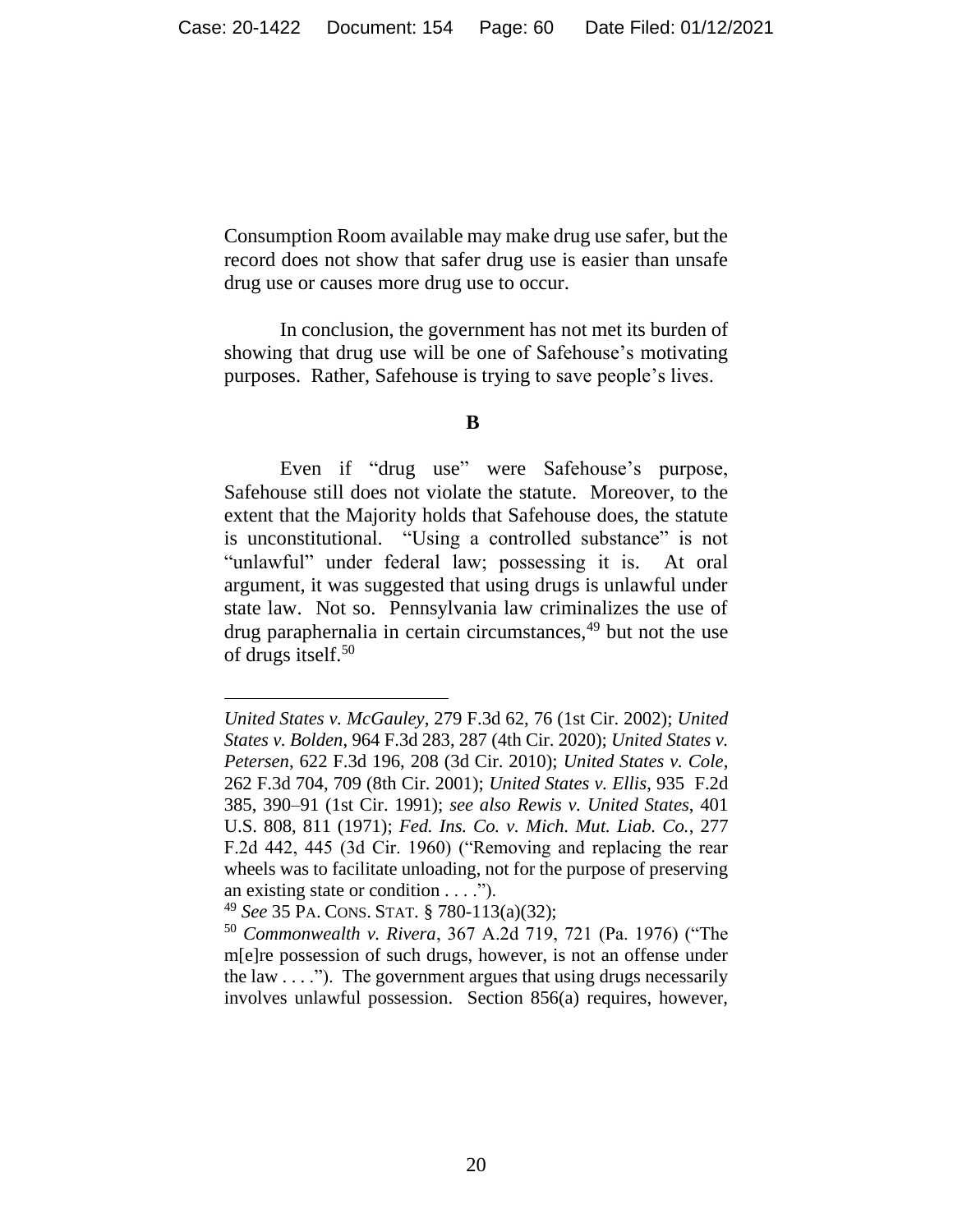Consumption Room available may make drug use safer, but the record does not show that safer drug use is easier than unsafe drug use or causes more drug use to occur.

In conclusion, the government has not met its burden of showing that drug use will be one of Safehouse's motivating purposes. Rather, Safehouse is trying to save people's lives.

**B**

Even if "drug use" were Safehouse's purpose, Safehouse still does not violate the statute. Moreover, to the extent that the Majority holds that Safehouse does, the statute is unconstitutional. "Using a controlled substance" is not "unlawful" under federal law; possessing it is. At oral argument, it was suggested that using drugs is unlawful under state law. Not so. Pennsylvania law criminalizes the use of drug paraphernalia in certain circumstances,[49] but not the use of drugs itself.[50]

---

*United States v. McGauley*, 279 F.3d 62, 76 (1st Cir. 2002); *United States v. Bolden*, 964 F.3d 283, 287 (4th Cir. 2020); *United States v. Petersen*, 622 F.3d 196, 208 (3d Cir. 2010); *United States v. Cole*, 262 F.3d 704, 709 (8th Cir. 2001); *United States v. Ellis*, 935 F.2d 385, 390–91 (1st Cir. 1991); *see also Rewis v. United States*, 401 U.S. 808, 811 (1971); *Fed. Ins. Co. v. Mich. Mut. Liab. Co.*, 277 F.2d 442, 445 (3d Cir. 1960) ("Removing and replacing the rear wheels was to facilitate unloading, not for the purpose of preserving an existing state or condition . . . .").

[49] *See* 35 PA. CONS. STAT. § 780-113(a)(32);

[50] *Commonwealth v. Rivera*, 367 A.2d 719, 721 (Pa. 1976) ("The m[e]re possession of such drugs, however, is not an offense under the law . . . ."). The government argues that using drugs necessarily involves unlawful possession. Section 856(a) requires, however,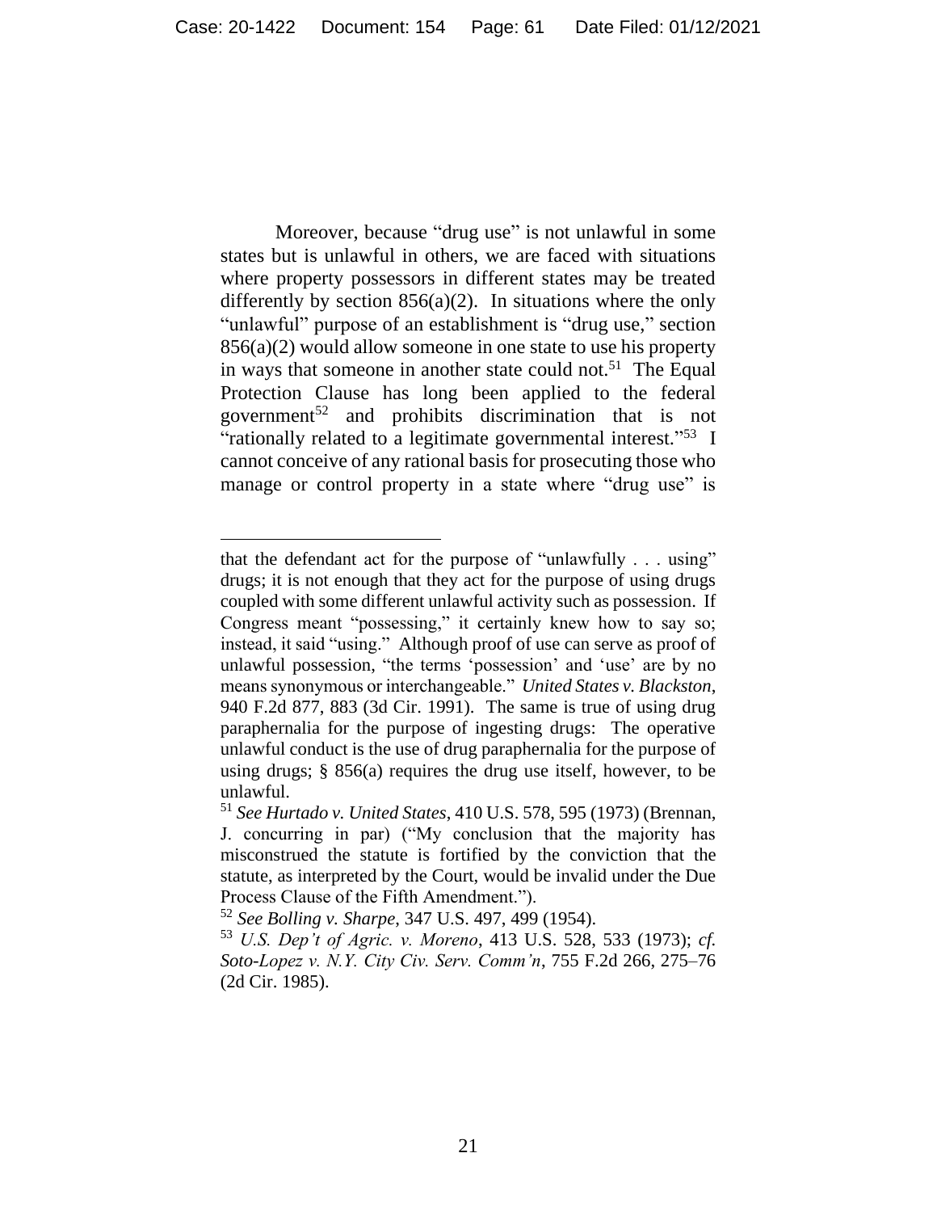Moreover, because "drug use" is not unlawful in some states but is unlawful in others, we are faced with situations where property possessors in different states may be treated differently by section 856(a)(2). In situations where the only "unlawful" purpose of an establishment is "drug use," section 856(a)(2) would allow someone in one state to use his property in ways that someone in another state could not.[51] The Equal Protection Clause has long been applied to the federal government[52] and prohibits discrimination that is not "rationally related to a legitimate governmental interest."[53] I cannot conceive of any rational basis for prosecuting those who manage or control property in a state where "drug use" is

---

that the defendant act for the purpose of "unlawfully . . . using" drugs; it is not enough that they act for the purpose of using drugs coupled with some different unlawful activity such as possession. If Congress meant "possessing," it certainly knew how to say so; instead, it said "using." Although proof of use can serve as proof of unlawful possession, "the terms 'possession' and 'use' are by no means synonymous or interchangeable." *United States v. Blackston*, 940 F.2d 877, 883 (3d Cir. 1991). The same is true of using drug paraphernalia for the purpose of ingesting drugs: The operative unlawful conduct is the use of drug paraphernalia for the purpose of using drugs; § 856(a) requires the drug use itself, however, to be unlawful.

[51] *See Hurtado v. United States*, 410 U.S. 578, 595 (1973) (Brennan, J. concurring in par) ("My conclusion that the majority has misconstrued the statute is fortified by the conviction that the statute, as interpreted by the Court, would be invalid under the Due Process Clause of the Fifth Amendment.").

[52] *See Bolling v. Sharpe*, 347 U.S. 497, 499 (1954).

[53] *U.S. Dep't of Agric. v. Moreno*, 413 U.S. 528, 533 (1973); *cf. Soto-Lopez v. N.Y. City Civ. Serv. Comm'n*, 755 F.2d 266, 275–76 (2d Cir. 1985).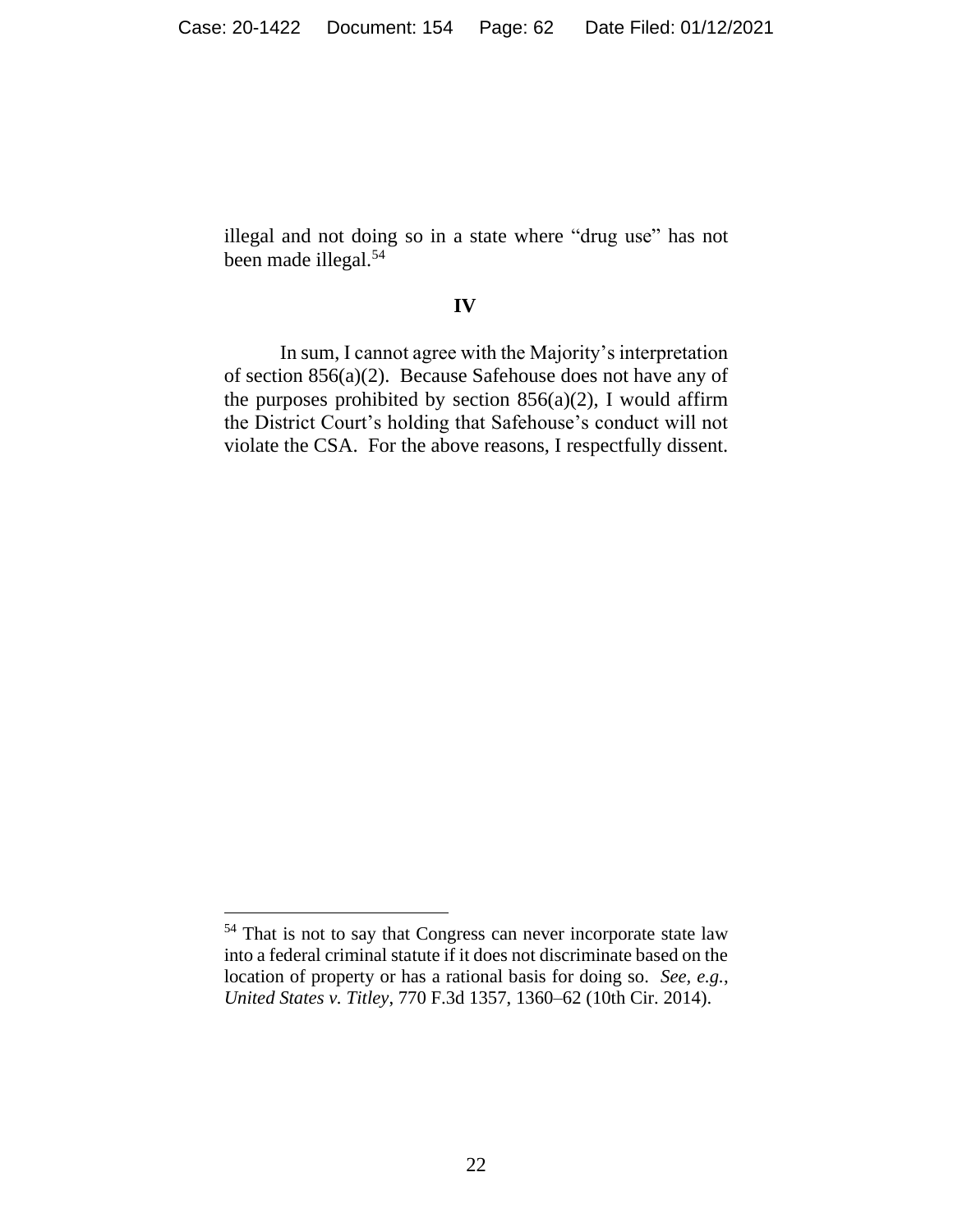illegal and not doing so in a state where "drug use" has not been made illegal.[54]

## IV

In sum, I cannot agree with the Majority's interpretation of section 856(a)(2). Because Safehouse does not have any of the purposes prohibited by section 856(a)(2), I would affirm the District Court's holding that Safehouse's conduct will not violate the CSA. For the above reasons, I respectfully dissent.

---

[54] That is not to say that Congress can never incorporate state law into a federal criminal statute if it does not discriminate based on the location of property or has a rational basis for doing so. *See, e.g.*, *United States v. Titley*, 770 F.3d 1357, 1360–62 (10th Cir. 2014).